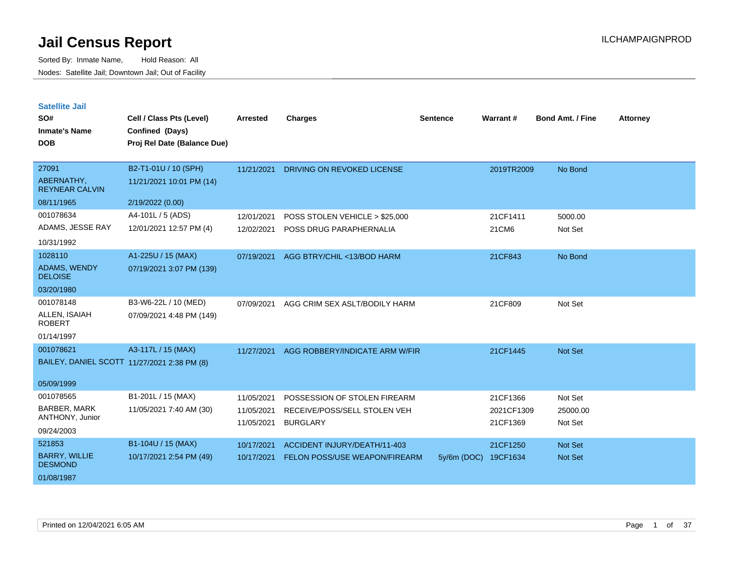# Jail Census Report

Sorted By: Inmate Name, Hold Reason: All

Nodes: Satellite Jail; Downtown Jail; Out of Facility

ILCHAMPAIGNPROD

## Satellite Jail

| SO# / Inmate's Name / DOB | Cell / Class Pts (Level) / Confined (Days) / Proj Rel Date (Balance Due) | Arrested | Charges | Sentence | Warrant # | Bond Amt. / Fine | Attorney |
|---|---|---|---|---|---|---|---|
| 27091<br>ABERNATHY, REYNEAR CALVIN<br>08/11/1965 | B2-T1-01U / 10 (SPH)<br>11/21/2021 10:01 PM (14)<br>2/19/2022 (0.00) | 11/21/2021 | DRIVING ON REVOKED LICENSE | | 2019TR2009 | No Bond | |
| 001078634<br>ADAMS, JESSE RAY<br>10/31/1992 | A4-101L / 5 (ADS)<br>12/01/2021 12:57 PM (4) | 12/01/2021 | POSS STOLEN VEHICLE > $25,000 | | 21CF1411 | 5000.00 | |
| | | 12/02/2021 | POSS DRUG PARAPHERNALIA | | 21CM6 | Not Set | |
| 1028110<br>ADAMS, WENDY DELOISE<br>03/20/1980 | A1-225U / 15 (MAX)<br>07/19/2021 3:07 PM (139) | 07/19/2021 | AGG BTRY/CHIL <13/BOD HARM | | 21CF843 | No Bond | |
| 001078148<br>ALLEN, ISAIAH ROBERT<br>01/14/1997 | B3-W6-22L / 10 (MED)<br>07/09/2021 4:48 PM (149) | 07/09/2021 | AGG CRIM SEX ASLT/BODILY HARM | | 21CF809 | Not Set | |
| 001078621<br>BAILEY, DANIEL SCOTT<br>05/09/1999 | A3-117L / 15 (MAX)<br>11/27/2021 2:38 PM (8) | 11/27/2021 | AGG ROBBERY/INDICATE ARM W/FIR | | 21CF1445 | Not Set | |
| 001078565<br>BARBER, MARK ANTHONY, Junior<br>09/24/2003 | B1-201L / 15 (MAX)<br>11/05/2021 7:40 AM (30) | 11/05/2021 | POSSESSION OF STOLEN FIREARM | | 21CF1366 | Not Set | |
| | | 11/05/2021 | RECEIVE/POSS/SELL STOLEN VEH | | 2021CF1309 | 25000.00 | |
| | | 11/05/2021 | BURGLARY | | 21CF1369 | Not Set | |
| 521853<br>BARRY, WILLIE DESMOND<br>01/08/1987 | B1-104U / 15 (MAX)<br>10/17/2021 2:54 PM (49) | 10/17/2021 | ACCIDENT INJURY/DEATH/11-403 | | 21CF1250 | Not Set | |
| | | 10/17/2021 | FELON POSS/USE WEAPON/FIREARM | 5y/6m (DOC) | 19CF1634 | Not Set | |

Printed on 12/04/2021 6:05 AM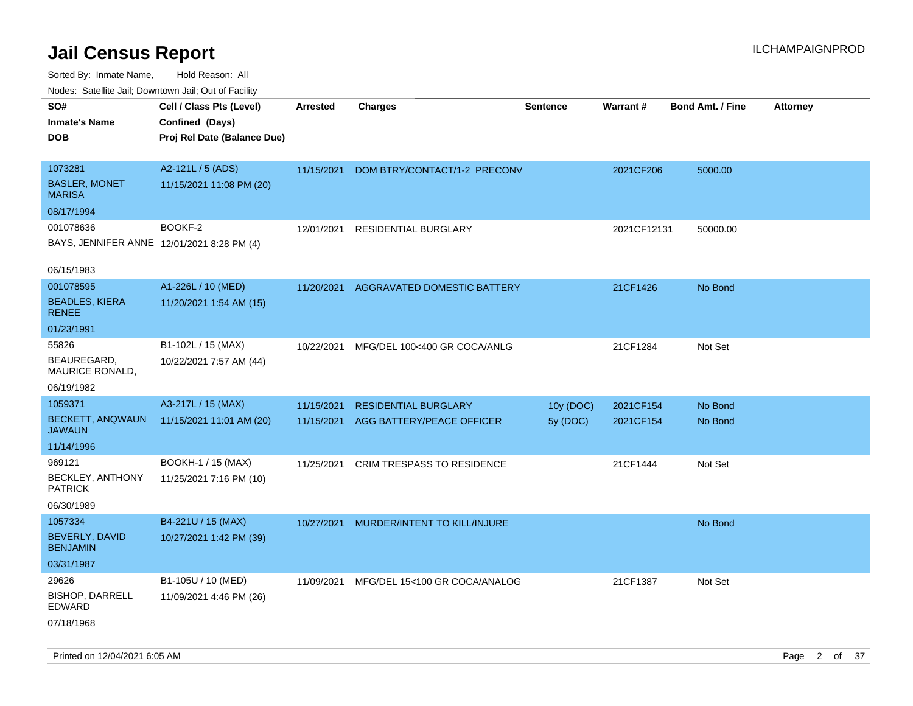# Jail Census Report

ILCHAMPAIGNPROD

Sorted By: Inmate Name, Hold Reason: All

Nodes: Satellite Jail; Downtown Jail; Out of Facility

| SO# / Inmate's Name / DOB | Cell / Class Pts (Level) / Confined (Days) / Proj Rel Date (Balance Due) | Arrested | Charges | Sentence | Warrant # | Bond Amt. / Fine | Attorney |
|---|---|---|---|---|---|---|---|
| 1073281<br>BASLER, MONET MARISA<br>08/17/1994 | A2-121L / 5 (ADS)<br>11/15/2021 11:08 PM (20) | 11/15/2021 | DOM BTRY/CONTACT/1-2 PRECONV | | 2021CF206 | 5000.00 | |
| 001078636<br>BAYS, JENNIFER ANNE<br>06/15/1983 | BOOKF-2<br>12/01/2021 8:28 PM (4) | 12/01/2021 | RESIDENTIAL BURGLARY | | 2021CF12131 | 50000.00 | |
| 001078595<br>BEADLES, KIERA RENEE<br>01/23/1991 | A1-226L / 10 (MED)<br>11/20/2021 1:54 AM (15) | 11/20/2021 | AGGRAVATED DOMESTIC BATTERY | | 21CF1426 | No Bond | |
| 55826<br>BEAUREGARD, MAURICE RONALD,<br>06/19/1982 | B1-102L / 15 (MAX)<br>10/22/2021 7:57 AM (44) | 10/22/2021 | MFG/DEL 100<400 GR COCA/ANLG | | 21CF1284 | Not Set | |
| 1059371<br>BECKETT, ANQWAUN JAWAUN<br>11/14/1996 | A3-217L / 15 (MAX)<br>11/15/2021 11:01 AM (20) | 11/15/2021 | RESIDENTIAL BURGLARY | 10y (DOC) | 2021CF154 | No Bond | |
| | | 11/15/2021 | AGG BATTERY/PEACE OFFICER | 5y (DOC) | 2021CF154 | No Bond | |
| 969121<br>BECKLEY, ANTHONY PATRICK<br>06/30/1989 | BOOKH-1 / 15 (MAX)<br>11/25/2021 7:16 PM (10) | 11/25/2021 | CRIM TRESPASS TO RESIDENCE | | 21CF1444 | Not Set | |
| 1057334<br>BEVERLY, DAVID BENJAMIN<br>03/31/1987 | B4-221U / 15 (MAX)<br>10/27/2021 1:42 PM (39) | 10/27/2021 | MURDER/INTENT TO KILL/INJURE | | | No Bond | |
| 29626<br>BISHOP, DARRELL EDWARD<br>07/18/1968 | B1-105U / 10 (MED)<br>11/09/2021 4:46 PM (26) | 11/09/2021 | MFG/DEL 15<100 GR COCA/ANALOG | | 21CF1387 | Not Set | |

Printed on 12/04/2021 6:05 AM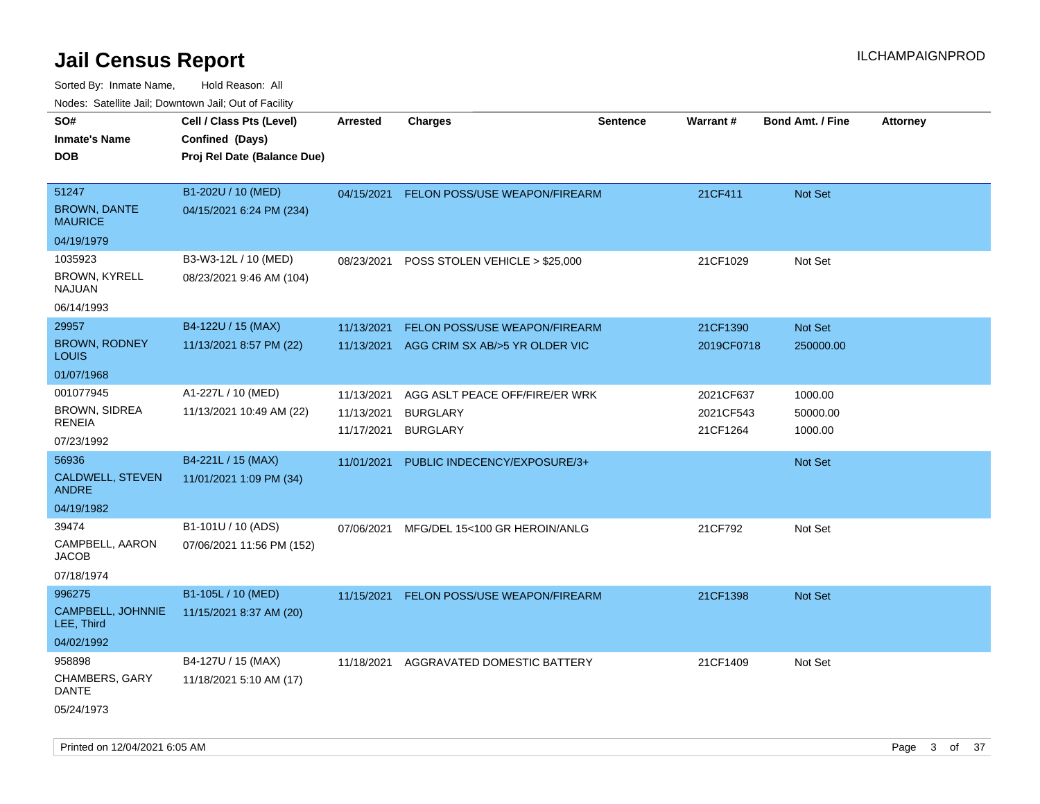# Jail Census Report

ILCHAMPAIGNPROD

Sorted By: Inmate Name, Hold Reason: All

Nodes: Satellite Jail; Downtown Jail; Out of Facility

| SO#<br>Inmate's Name<br>DOB | Cell / Class Pts (Level)<br>Confined (Days)<br>Proj Rel Date (Balance Due) | Arrested | Charges | Sentence | Warrant # | Bond Amt. / Fine | Attorney |
|---|---|---|---|---|---|---|---|
| 51247<br>BROWN, DANTE MAURICE<br>04/19/1979 | B1-202U / 10 (MED)<br>04/15/2021 6:24 PM (234) | 04/15/2021 | FELON POSS/USE WEAPON/FIREARM | | 21CF411 | Not Set | |
| 1035923<br>BROWN, KYRELL NAJUAN<br>06/14/1993 | B3-W3-12L / 10 (MED)<br>08/23/2021 9:46 AM (104) | 08/23/2021 | POSS STOLEN VEHICLE > $25,000 | | 21CF1029 | Not Set | |
| 29957<br>BROWN, RODNEY LOUIS<br>01/07/1968 | B4-122U / 15 (MAX)<br>11/13/2021 8:57 PM (22) | 11/13/2021<br>11/13/2021 | FELON POSS/USE WEAPON/FIREARM<br>AGG CRIM SX AB/>5 YR OLDER VIC | | 21CF1390<br>2019CF0718 | Not Set<br>250000.00 | |
| 001077945<br>BROWN, SIDREA RENEIA<br>07/23/1992 | A1-227L / 10 (MED)<br>11/13/2021 10:49 AM (22) | 11/13/2021<br>11/13/2021<br>11/17/2021 | AGG ASLT PEACE OFF/FIRE/ER WRK<br>BURGLARY<br>BURGLARY | | 2021CF637<br>2021CF543<br>21CF1264 | 1000.00<br>50000.00<br>1000.00 | |
| 56936<br>CALDWELL, STEVEN ANDRE<br>04/19/1982 | B4-221L / 15 (MAX)<br>11/01/2021 1:09 PM (34) | 11/01/2021 | PUBLIC INDECENCY/EXPOSURE/3+ | | | Not Set | |
| 39474<br>CAMPBELL, AARON JACOB<br>07/18/1974 | B1-101U / 10 (ADS)<br>07/06/2021 11:56 PM (152) | 07/06/2021 | MFG/DEL 15<100 GR HEROIN/ANLG | | 21CF792 | Not Set | |
| 996275<br>CAMPBELL, JOHNNIE LEE, Third<br>04/02/1992 | B1-105L / 10 (MED)<br>11/15/2021 8:37 AM (20) | 11/15/2021 | FELON POSS/USE WEAPON/FIREARM | | 21CF1398 | Not Set | |
| 958898<br>CHAMBERS, GARY DANTE<br>05/24/1973 | B4-127U / 15 (MAX)<br>11/18/2021 5:10 AM (17) | 11/18/2021 | AGGRAVATED DOMESTIC BATTERY | | 21CF1409 | Not Set | |

Printed on 12/04/2021 6:05 AM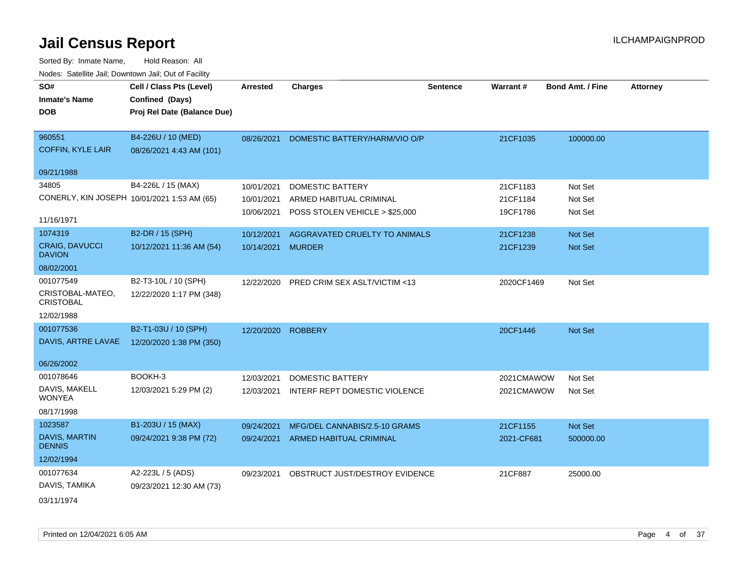# Jail Census Report

ILCHAMPAIGNPROD

Sorted By: Inmate Name, Hold Reason: All

Nodes: Satellite Jail; Downtown Jail; Out of Facility

| SO# / Inmate's Name / DOB | Cell / Class Pts (Level) / Confined (Days) / Proj Rel Date (Balance Due) | Arrested | Charges | Sentence | Warrant # | Bond Amt. / Fine | Attorney |
|---|---|---|---|---|---|---|---|
| 960551<br>COFFIN, KYLE LAIR<br>09/21/1988 | B4-226U / 10 (MED)<br>08/26/2021 4:43 AM (101) | 08/26/2021 | DOMESTIC BATTERY/HARM/VIO O/P | | 21CF1035 | 100000.00 | |
| 34805<br>CONERLY, KIN JOSEPH<br>11/16/1971 | B4-226L / 15 (MAX)<br>10/01/2021 1:53 AM (65) | 10/01/2021 | DOMESTIC BATTERY | | 21CF1183 | Not Set | |
| | | 10/01/2021 | ARMED HABITUAL CRIMINAL | | 21CF1184 | Not Set | |
| | | 10/06/2021 | POSS STOLEN VEHICLE > $25,000 | | 19CF1786 | Not Set | |
| 1074319<br>CRAIG, DAVUCCI DAVION<br>08/02/2001 | B2-DR / 15 (SPH)<br>10/12/2021 11:36 AM (54) | 10/12/2021 | AGGRAVATED CRUELTY TO ANIMALS | | 21CF1238 | Not Set | |
| | | 10/14/2021 | MURDER | | 21CF1239 | Not Set | |
| 001077549<br>CRISTOBAL-MATEO, CRISTOBAL<br>12/02/1988 | B2-T3-10L / 10 (SPH)<br>12/22/2020 1:17 PM (348) | 12/22/2020 | PRED CRIM SEX ASLT/VICTIM <13 | | 2020CF1469 | Not Set | |
| 001077536<br>DAVIS, ARTRE LAVAE<br>06/26/2002 | B2-T1-03U / 10 (SPH)<br>12/20/2020 1:38 PM (350) | 12/20/2020 | ROBBERY | | 20CF1446 | Not Set | |
| 001078646<br>DAVIS, MAKELL WONYEA<br>08/17/1998 | BOOKH-3<br>12/03/2021 5:29 PM (2) | 12/03/2021 | DOMESTIC BATTERY | | 2021CMAWOW | Not Set | |
| | | 12/03/2021 | INTERF REPT DOMESTIC VIOLENCE | | 2021CMAWOW | Not Set | |
| 1023587<br>DAVIS, MARTIN DENNIS<br>12/02/1994 | B1-203U / 15 (MAX)<br>09/24/2021 9:38 PM (72) | 09/24/2021 | MFG/DEL CANNABIS/2.5-10 GRAMS | | 21CF1155 | Not Set | |
| | | 09/24/2021 | ARMED HABITUAL CRIMINAL | | 2021-CF681 | 500000.00 | |
| 001077634<br>DAVIS, TAMIKA<br>03/11/1974 | A2-223L / 5 (ADS)<br>09/23/2021 12:30 AM (73) | 09/23/2021 | OBSTRUCT JUST/DESTROY EVIDENCE | | 21CF887 | 25000.00 | |

Printed on 12/04/2021 6:05 AM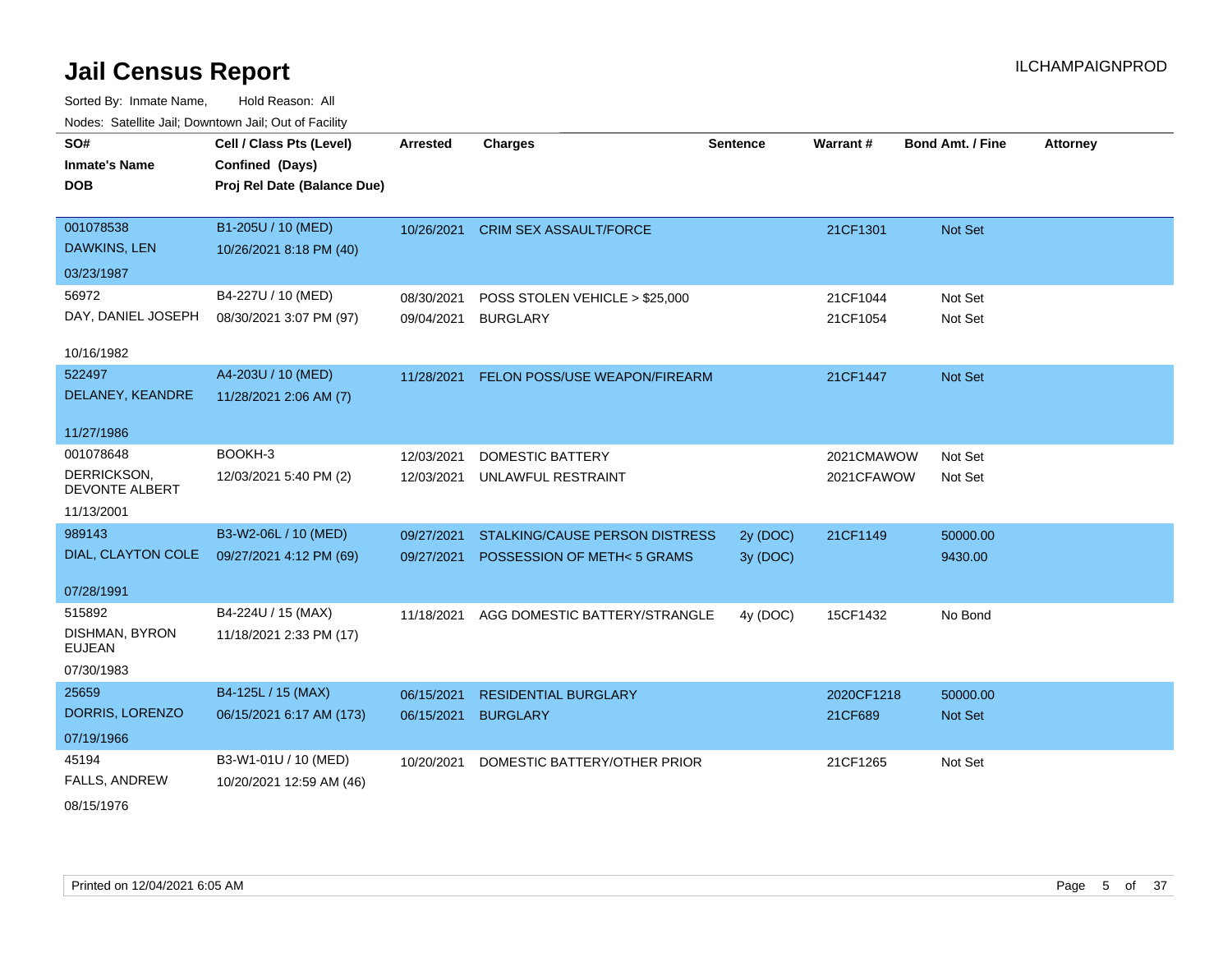# Jail Census Report

ILCHAMPAIGNPROD

Sorted By: Inmate Name, Hold Reason: All

Nodes: Satellite Jail; Downtown Jail; Out of Facility

| SO# / Inmate's Name / DOB | Cell / Class Pts (Level) / Confined (Days) / Proj Rel Date (Balance Due) | Arrested | Charges | Sentence | Warrant # | Bond Amt. / Fine | Attorney |
|---|---|---|---|---|---|---|---|
| 001078538<br>DAWKINS, LEN<br>03/23/1987 | B1-205U / 10 (MED)<br>10/26/2021 8:18 PM (40) | 10/26/2021 | CRIM SEX ASSAULT/FORCE | | 21CF1301 | Not Set | |
| 56972<br>DAY, DANIEL JOSEPH<br>10/16/1982 | B4-227U / 10 (MED)<br>08/30/2021 3:07 PM (97) | 08/30/2021<br>09/04/2021 | POSS STOLEN VEHICLE > $25,000<br>BURGLARY | | 21CF1044<br>21CF1054 | Not Set<br>Not Set | |
| 522497<br>DELANEY, KEANDRE<br>11/27/1986 | A4-203U / 10 (MED)<br>11/28/2021 2:06 AM (7) | 11/28/2021 | FELON POSS/USE WEAPON/FIREARM | | 21CF1447 | Not Set | |
| 001078648<br>DERRICKSON, DEVONTE ALBERT<br>11/13/2001 | BOOKH-3<br>12/03/2021 5:40 PM (2) | 12/03/2021<br>12/03/2021 | DOMESTIC BATTERY<br>UNLAWFUL RESTRAINT | | 2021CMAWOW<br>2021CFAWOW | Not Set<br>Not Set | |
| 989143<br>DIAL, CLAYTON COLE<br>07/28/1991 | B3-W2-06L / 10 (MED)<br>09/27/2021 4:12 PM (69) | 09/27/2021<br>09/27/2021 | STALKING/CAUSE PERSON DISTRESS<br>POSSESSION OF METH< 5 GRAMS | 2y (DOC)<br>3y (DOC) | 21CF1149 | 50000.00<br>9430.00 | |
| 515892<br>DISHMAN, BYRON EUJEAN<br>07/30/1983 | B4-224U / 15 (MAX)<br>11/18/2021 2:33 PM (17) | 11/18/2021 | AGG DOMESTIC BATTERY/STRANGLE | 4y (DOC) | 15CF1432 | No Bond | |
| 25659<br>DORRIS, LORENZO<br>07/19/1966 | B4-125L / 15 (MAX)<br>06/15/2021 6:17 AM (173) | 06/15/2021<br>06/15/2021 | RESIDENTIAL BURGLARY<br>BURGLARY | | 2020CF1218<br>21CF689 | 50000.00<br>Not Set | |
| 45194<br>FALLS, ANDREW<br>08/15/1976 | B3-W1-01U / 10 (MED)<br>10/20/2021 12:59 AM (46) | 10/20/2021 | DOMESTIC BATTERY/OTHER PRIOR | | 21CF1265 | Not Set | |

Printed on 12/04/2021 6:05 AM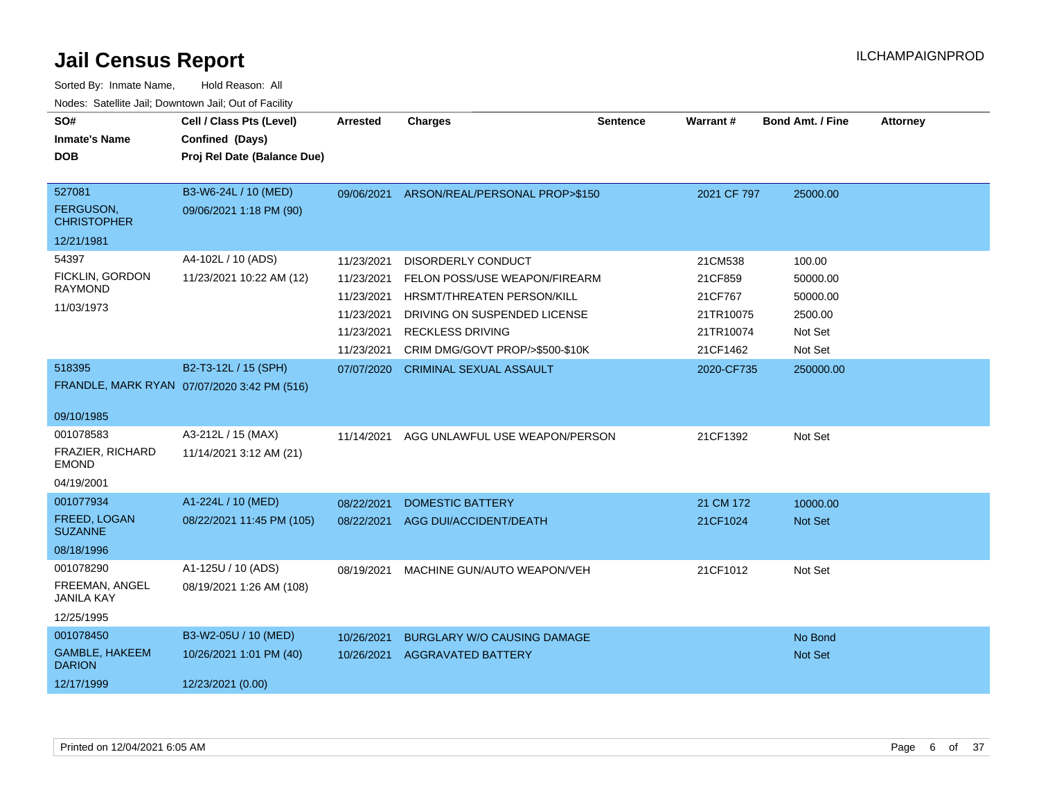# Jail Census Report

ILCHAMPAIGNPROD

Sorted By: Inmate Name, Hold Reason: All

Nodes: Satellite Jail; Downtown Jail; Out of Facility

| SO# / Inmate's Name / DOB | Cell / Class Pts (Level) / Confined (Days) / Proj Rel Date (Balance Due) | Arrested | Charges | Sentence | Warrant # | Bond Amt. / Fine | Attorney |
|---|---|---|---|---|---|---|---|
| 527081 FERGUSON, CHRISTOPHER 12/21/1981 | B3-W6-24L / 10 (MED) 09/06/2021 1:18 PM (90) | 09/06/2021 | ARSON/REAL/PERSONAL PROP>$150 | | 2021 CF 797 | 25000.00 | |
| 54397 FICKLIN, GORDON RAYMOND 11/03/1973 | A4-102L / 10 (ADS) 11/23/2021 10:22 AM (12) | 11/23/2021 | DISORDERLY CONDUCT | | 21CM538 | 100.00 | |
| | | 11/23/2021 | FELON POSS/USE WEAPON/FIREARM | | 21CF859 | 50000.00 | |
| | | 11/23/2021 | HRSMT/THREATEN PERSON/KILL | | 21CF767 | 50000.00 | |
| | | 11/23/2021 | DRIVING ON SUSPENDED LICENSE | | 21TR10075 | 2500.00 | |
| | | 11/23/2021 | RECKLESS DRIVING | | 21TR10074 | Not Set | |
| | | 11/23/2021 | CRIM DMG/GOVT PROP/>$500-$10K | | 21CF1462 | Not Set | |
| 518395 FRANDLE, MARK RYAN 09/10/1985 | B2-T3-12L / 15 (SPH) 07/07/2020 3:42 PM (516) | 07/07/2020 | CRIMINAL SEXUAL ASSAULT | | 2020-CF735 | 250000.00 | |
| 001078583 FRAZIER, RICHARD EMOND 04/19/2001 | A3-212L / 15 (MAX) 11/14/2021 3:12 AM (21) | 11/14/2021 | AGG UNLAWFUL USE WEAPON/PERSON | | 21CF1392 | Not Set | |
| 001077934 FREED, LOGAN SUZANNE 08/18/1996 | A1-224L / 10 (MED) 08/22/2021 11:45 PM (105) | 08/22/2021 | DOMESTIC BATTERY | | 21 CM 172 | 10000.00 | |
| | | 08/22/2021 | AGG DUI/ACCIDENT/DEATH | | 21CF1024 | Not Set | |
| 001078290 FREEMAN, ANGEL JANILA KAY 12/25/1995 | A1-125U / 10 (ADS) 08/19/2021 1:26 AM (108) | 08/19/2021 | MACHINE GUN/AUTO WEAPON/VEH | | 21CF1012 | Not Set | |
| 001078450 GAMBLE, HAKEEM DARION 12/17/1999 | B3-W2-05U / 10 (MED) 10/26/2021 1:01 PM (40) 12/23/2021 (0.00) | 10/26/2021 | BURGLARY W/O CAUSING DAMAGE | | | No Bond | |
| | | 10/26/2021 | AGGRAVATED BATTERY | | | Not Set | |

Printed on 12/04/2021 6:05 AM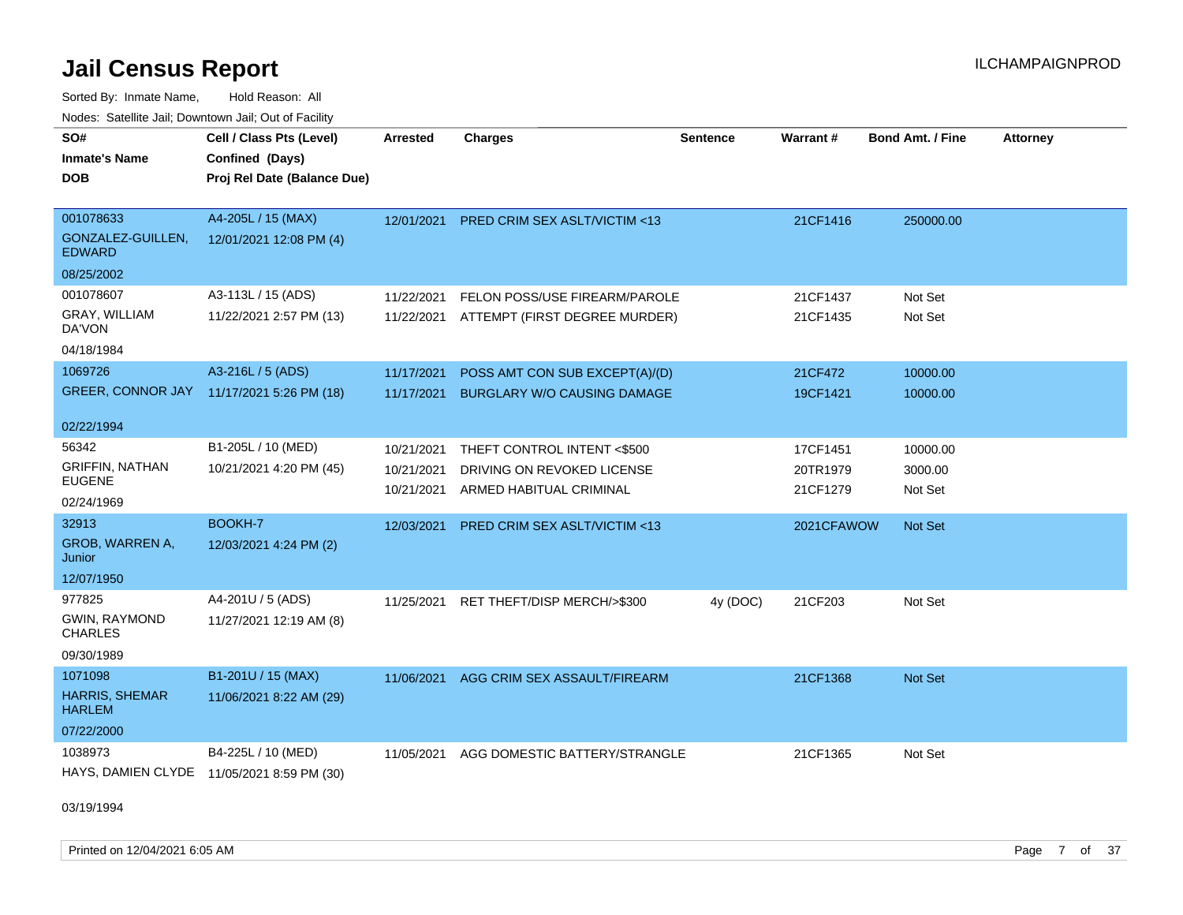# Jail Census Report

ILCHAMPAIGNPROD

Sorted By: Inmate Name, Hold Reason: All

Nodes: Satellite Jail; Downtown Jail; Out of Facility

| SO# / Inmate's Name / DOB | Cell / Class Pts (Level) / Confined (Days) / Proj Rel Date (Balance Due) | Arrested | Charges | Sentence | Warrant # | Bond Amt. / Fine | Attorney |
|---|---|---|---|---|---|---|---|
| 001078633<br>GONZALEZ-GUILLEN, EDWARD<br>08/25/2002 | A4-205L / 15 (MAX)<br>12/01/2021 12:08 PM (4) | 12/01/2021 | PRED CRIM SEX ASLT/VICTIM <13 | | 21CF1416 | 250000.00 | |
| 001078607<br>GRAY, WILLIAM DA'VON<br>04/18/1984 | A3-113L / 15 (ADS)<br>11/22/2021 2:57 PM (13) | 11/22/2021<br>11/22/2021 | FELON POSS/USE FIREARM/PAROLE<br>ATTEMPT (FIRST DEGREE MURDER) | | 21CF1437<br>21CF1435 | Not Set<br>Not Set | |
| 1069726<br>GREER, CONNOR JAY<br>02/22/1994 | A3-216L / 5 (ADS)<br>11/17/2021 5:26 PM (18) | 11/17/2021<br>11/17/2021 | POSS AMT CON SUB EXCEPT(A)/(D)<br>BURGLARY W/O CAUSING DAMAGE | | 21CF472<br>19CF1421 | 10000.00<br>10000.00 | |
| 56342<br>GRIFFIN, NATHAN EUGENE<br>02/24/1969 | B1-205L / 10 (MED)<br>10/21/2021 4:20 PM (45) | 10/21/2021<br>10/21/2021<br>10/21/2021 | THEFT CONTROL INTENT <$500<br>DRIVING ON REVOKED LICENSE<br>ARMED HABITUAL CRIMINAL | | 17CF1451<br>20TR1979<br>21CF1279 | 10000.00<br>3000.00<br>Not Set | |
| 32913<br>GROB, WARREN A, Junior<br>12/07/1950 | BOOKH-7<br>12/03/2021 4:24 PM (2) | 12/03/2021 | PRED CRIM SEX ASLT/VICTIM <13 | | 2021CFAWOW | Not Set | |
| 977825<br>GWIN, RAYMOND CHARLES<br>09/30/1989 | A4-201U / 5 (ADS)<br>11/27/2021 12:19 AM (8) | 11/25/2021 | RET THEFT/DISP MERCH/>$300 | 4y (DOC) | 21CF203 | Not Set | |
| 1071098<br>HARRIS, SHEMAR HARLEM<br>07/22/2000 | B1-201U / 15 (MAX)<br>11/06/2021 8:22 AM (29) | 11/06/2021 | AGG CRIM SEX ASSAULT/FIREARM | | 21CF1368 | Not Set | |
| 1038973<br>HAYS, DAMIEN CLYDE<br>03/19/1994 | B4-225L / 10 (MED)<br>11/05/2021 8:59 PM (30) | 11/05/2021 | AGG DOMESTIC BATTERY/STRANGLE | | 21CF1365 | Not Set | |

Printed on 12/04/2021 6:05 AM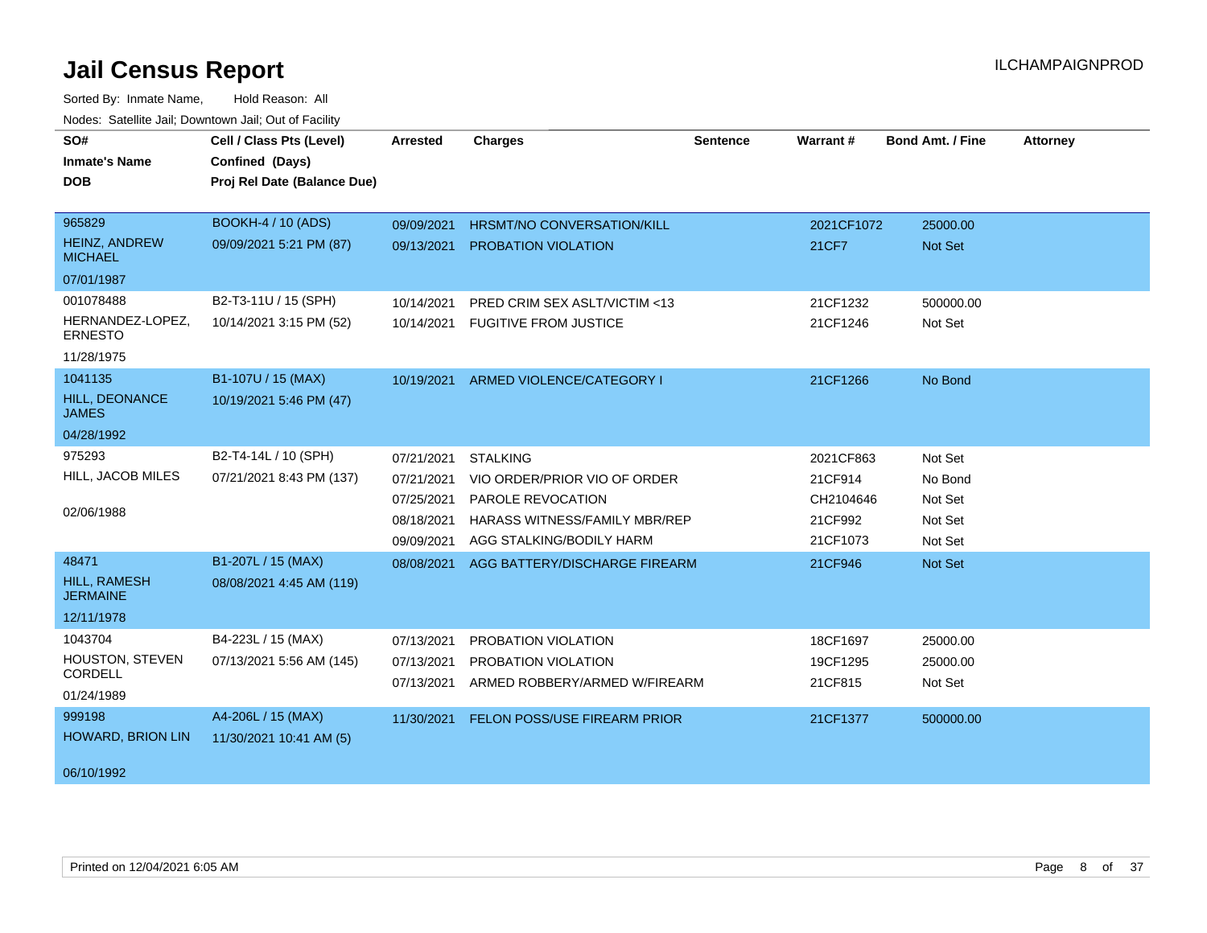# Jail Census Report

ILCHAMPAIGNPROD

Sorted By: Inmate Name, Hold Reason: All

Nodes: Satellite Jail; Downtown Jail; Out of Facility

| SO# / Inmate's Name / DOB | Cell / Class Pts (Level) / Confined (Days) / Proj Rel Date (Balance Due) | Arrested | Charges | Sentence | Warrant # | Bond Amt. / Fine | Attorney |
|---|---|---|---|---|---|---|---|
| 965829<br>HEINZ, ANDREW MICHAEL<br>07/01/1987 | BOOKH-4 / 10 (ADS)<br>09/09/2021 5:21 PM (87) | 09/09/2021 | HRSMT/NO CONVERSATION/KILL | | 2021CF1072 | 25000.00 | |
| | | 09/13/2021 | PROBATION VIOLATION | | 21CF7 | Not Set | |
| 001078488<br>HERNANDEZ-LOPEZ, ERNESTO<br>11/28/1975 | B2-T3-11U / 15 (SPH)<br>10/14/2021 3:15 PM (52) | 10/14/2021 | PRED CRIM SEX ASLT/VICTIM <13 | | 21CF1232 | 500000.00 | |
| | | 10/14/2021 | FUGITIVE FROM JUSTICE | | 21CF1246 | Not Set | |
| 1041135<br>HILL, DEONANCE JAMES<br>04/28/1992 | B1-107U / 15 (MAX)<br>10/19/2021 5:46 PM (47) | 10/19/2021 | ARMED VIOLENCE/CATEGORY I | | 21CF1266 | No Bond | |
| 975293<br>HILL, JACOB MILES<br>02/06/1988 | B2-T4-14L / 10 (SPH)<br>07/21/2021 8:43 PM (137) | 07/21/2021 | STALKING | | 2021CF863 | Not Set | |
| | | 07/21/2021 | VIO ORDER/PRIOR VIO OF ORDER | | 21CF914 | No Bond | |
| | | 07/25/2021 | PAROLE REVOCATION | | CH2104646 | Not Set | |
| | | 08/18/2021 | HARASS WITNESS/FAMILY MBR/REP | | 21CF992 | Not Set | |
| | | 09/09/2021 | AGG STALKING/BODILY HARM | | 21CF1073 | Not Set | |
| 48471<br>HILL, RAMESH JERMAINE<br>12/11/1978 | B1-207L / 15 (MAX)<br>08/08/2021 4:45 AM (119) | 08/08/2021 | AGG BATTERY/DISCHARGE FIREARM | | 21CF946 | Not Set | |
| 1043704<br>HOUSTON, STEVEN CORDELL<br>01/24/1989 | B4-223L / 15 (MAX)<br>07/13/2021 5:56 AM (145) | 07/13/2021 | PROBATION VIOLATION | | 18CF1697 | 25000.00 | |
| | | 07/13/2021 | PROBATION VIOLATION | | 19CF1295 | 25000.00 | |
| | | 07/13/2021 | ARMED ROBBERY/ARMED W/FIREARM | | 21CF815 | Not Set | |
| 999198<br>HOWARD, BRION LIN<br>06/10/1992 | A4-206L / 15 (MAX)<br>11/30/2021 10:41 AM (5) | 11/30/2021 | FELON POSS/USE FIREARM PRIOR | | 21CF1377 | 500000.00 | |

Printed on 12/04/2021 6:05 AM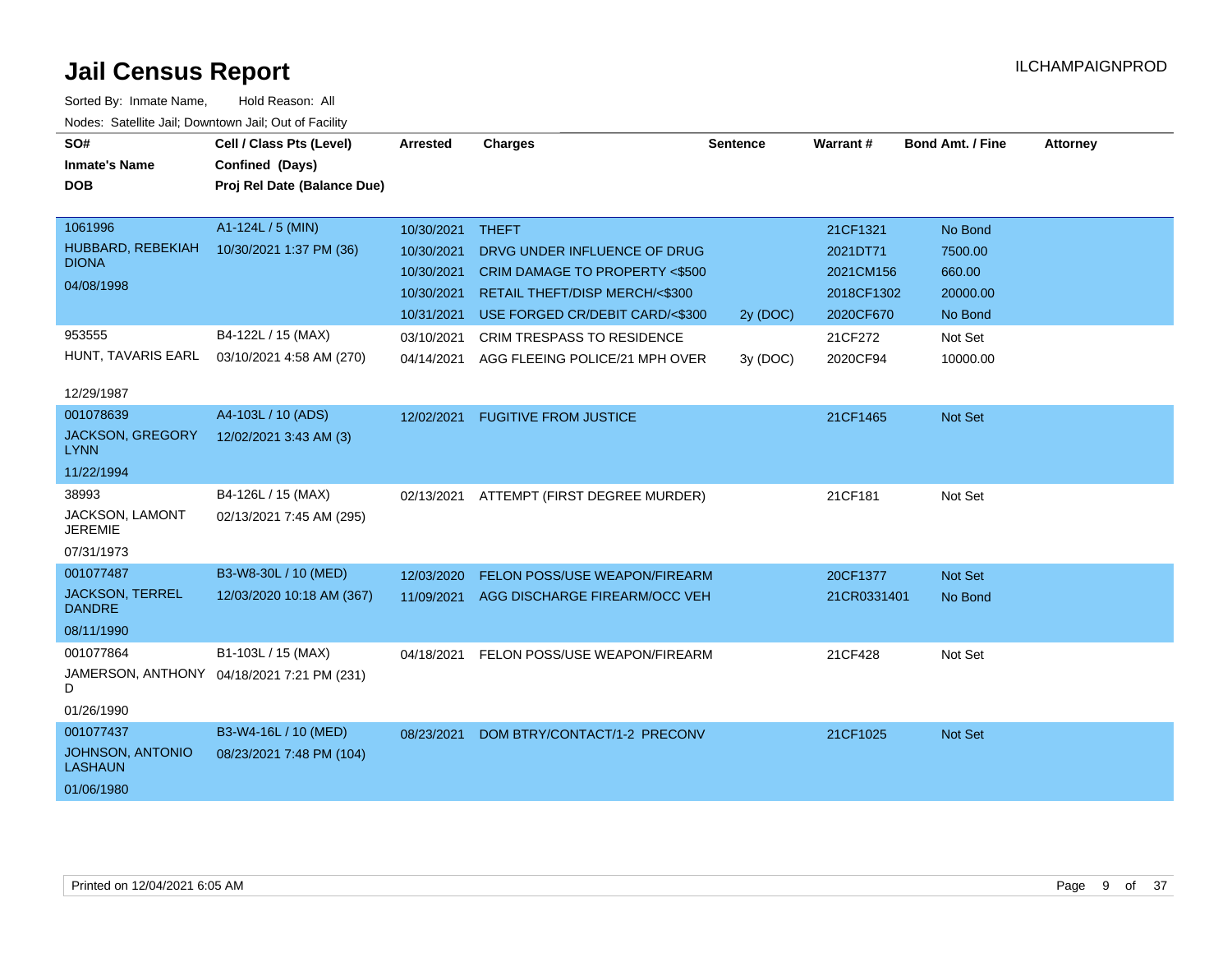# Jail Census Report

ILCHAMPAIGNPROD

Sorted By: Inmate Name, Hold Reason: All

Nodes: Satellite Jail; Downtown Jail; Out of Facility

| SO# / Inmate's Name / DOB | Cell / Class Pts (Level) / Confined (Days) / Proj Rel Date (Balance Due) | Arrested | Charges | Sentence | Warrant # | Bond Amt. / Fine | Attorney |
|---|---|---|---|---|---|---|---|
| 1061996<br>HUBBARD, REBEKIAH DIONA<br>04/08/1998 | A1-124L / 5 (MIN)<br>10/30/2021 1:37 PM (36) | 10/30/2021 | THEFT | | 21CF1321 | No Bond | |
| | | 10/30/2021 | DRVG UNDER INFLUENCE OF DRUG | | 2021DT71 | 7500.00 | |
| | | 10/30/2021 | CRIM DAMAGE TO PROPERTY <$500 | | 2021CM156 | 660.00 | |
| | | 10/30/2021 | RETAIL THEFT/DISP MERCH/<$300 | | 2018CF1302 | 20000.00 | |
| | | 10/31/2021 | USE FORGED CR/DEBIT CARD/<$300 | 2y (DOC) | 2020CF670 | No Bond | |
| 953555<br>HUNT, TAVARIS EARL<br>12/29/1987 | B4-122L / 15 (MAX)<br>03/10/2021 4:58 AM (270) | 03/10/2021 | CRIM TRESPASS TO RESIDENCE | | 21CF272 | Not Set | |
| | | 04/14/2021 | AGG FLEEING POLICE/21 MPH OVER | 3y (DOC) | 2020CF94 | 10000.00 | |
| 001078639<br>JACKSON, GREGORY LYNN<br>11/22/1994 | A4-103L / 10 (ADS)<br>12/02/2021 3:43 AM (3) | 12/02/2021 | FUGITIVE FROM JUSTICE | | 21CF1465 | Not Set | |
| 38993<br>JACKSON, LAMONT JEREMIE<br>07/31/1973 | B4-126L / 15 (MAX)<br>02/13/2021 7:45 AM (295) | 02/13/2021 | ATTEMPT (FIRST DEGREE MURDER) | | 21CF181 | Not Set | |
| 001077487<br>JACKSON, TERREL DANDRE<br>08/11/1990 | B3-W8-30L / 10 (MED)<br>12/03/2020 10:18 AM (367) | 12/03/2020 | FELON POSS/USE WEAPON/FIREARM | | 20CF1377 | Not Set | |
| | | 11/09/2021 | AGG DISCHARGE FIREARM/OCC VEH | | 21CR0331401 | No Bond | |
| 001077864<br>JAMERSON, ANTHONY D<br>01/26/1990 | B1-103L / 15 (MAX)<br>04/18/2021 7:21 PM (231) | 04/18/2021 | FELON POSS/USE WEAPON/FIREARM | | 21CF428 | Not Set | |
| 001077437<br>JOHNSON, ANTONIO LASHAUN<br>01/06/1980 | B3-W4-16L / 10 (MED)<br>08/23/2021 7:48 PM (104) | 08/23/2021 | DOM BTRY/CONTACT/1-2 PRECONV | | 21CF1025 | Not Set | |

Printed on 12/04/2021 6:05 AM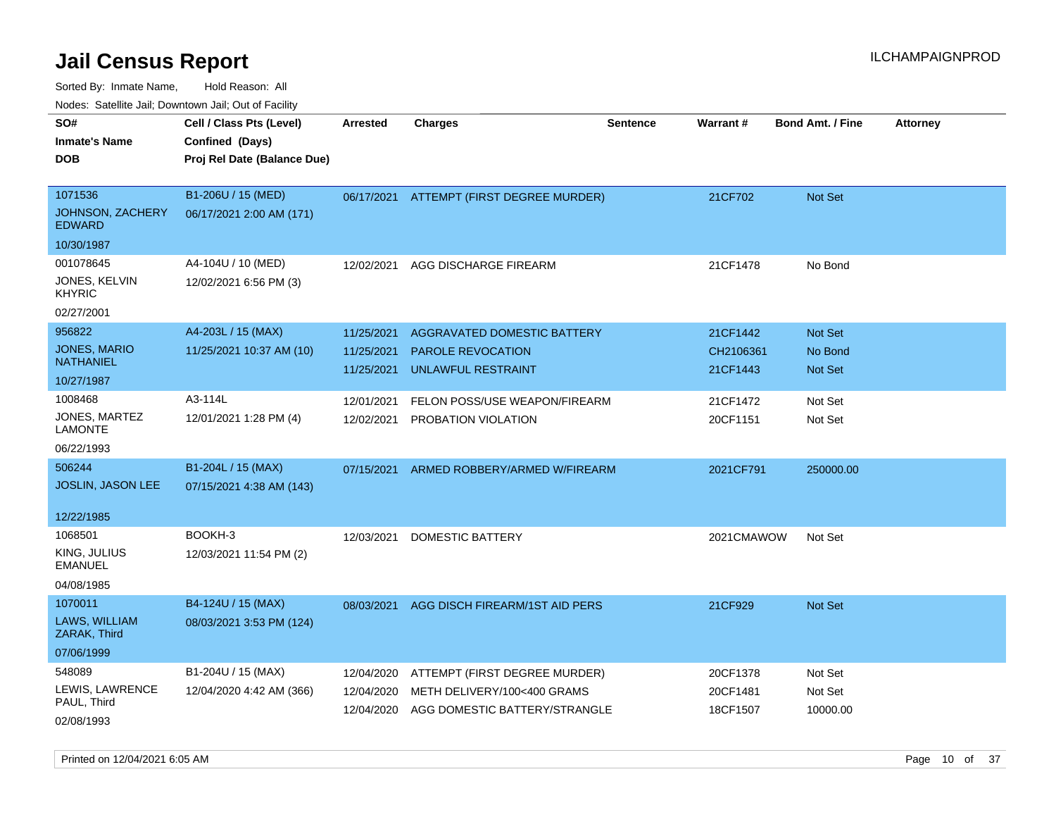# Jail Census Report

ILCHAMPAIGNPROD

Sorted By: Inmate Name, Hold Reason: All

Nodes: Satellite Jail; Downtown Jail; Out of Facility

| SO# / Inmate's Name / DOB | Cell / Class Pts (Level) / Confined (Days) / Proj Rel Date (Balance Due) | Arrested | Charges | Sentence | Warrant # | Bond Amt. / Fine | Attorney |
|---|---|---|---|---|---|---|---|
| 1071536<br>JOHNSON, ZACHERY EDWARD<br>10/30/1987 | B1-206U / 15 (MED)<br>06/17/2021 2:00 AM (171) | 06/17/2021 | ATTEMPT (FIRST DEGREE MURDER) | | 21CF702 | Not Set | |
| 001078645<br>JONES, KELVIN KHYRIC<br>02/27/2001 | A4-104U / 10 (MED)<br>12/02/2021 6:56 PM (3) | 12/02/2021 | AGG DISCHARGE FIREARM | | 21CF1478 | No Bond | |
| 956822<br>JONES, MARIO NATHANIEL<br>10/27/1987 | A4-203L / 15 (MAX)<br>11/25/2021 10:37 AM (10) | 11/25/2021<br>11/25/2021<br>11/25/2021 | AGGRAVATED DOMESTIC BATTERY<br>PAROLE REVOCATION<br>UNLAWFUL RESTRAINT | | 21CF1442<br>CH2106361<br>21CF1443 | Not Set<br>No Bond<br>Not Set | |
| 1008468<br>JONES, MARTEZ LAMONTE<br>06/22/1993 | A3-114L<br>12/01/2021 1:28 PM (4) | 12/01/2021<br>12/02/2021 | FELON POSS/USE WEAPON/FIREARM<br>PROBATION VIOLATION | | 21CF1472<br>20CF1151 | Not Set<br>Not Set | |
| 506244<br>JOSLIN, JASON LEE<br>12/22/1985 | B1-204L / 15 (MAX)<br>07/15/2021 4:38 AM (143) | 07/15/2021 | ARMED ROBBERY/ARMED W/FIREARM | | 2021CF791 | 250000.00 | |
| 1068501<br>KING, JULIUS EMANUEL<br>04/08/1985 | BOOKH-3<br>12/03/2021 11:54 PM (2) | 12/03/2021 | DOMESTIC BATTERY | | 2021CMAWOW | Not Set | |
| 1070011<br>LAWS, WILLIAM ZARAK, Third<br>07/06/1999 | B4-124U / 15 (MAX)<br>08/03/2021 3:53 PM (124) | 08/03/2021 | AGG DISCH FIREARM/1ST AID PERS | | 21CF929 | Not Set | |
| 548089<br>LEWIS, LAWRENCE PAUL, Third<br>02/08/1993 | B1-204U / 15 (MAX)<br>12/04/2020 4:42 AM (366) | 12/04/2020<br>12/04/2020<br>12/04/2020 | ATTEMPT (FIRST DEGREE MURDER)<br>METH DELIVERY/100<400 GRAMS<br>AGG DOMESTIC BATTERY/STRANGLE | | 20CF1378<br>20CF1481<br>18CF1507 | Not Set<br>Not Set<br>10000.00 | |

Printed on 12/04/2021 6:05 AM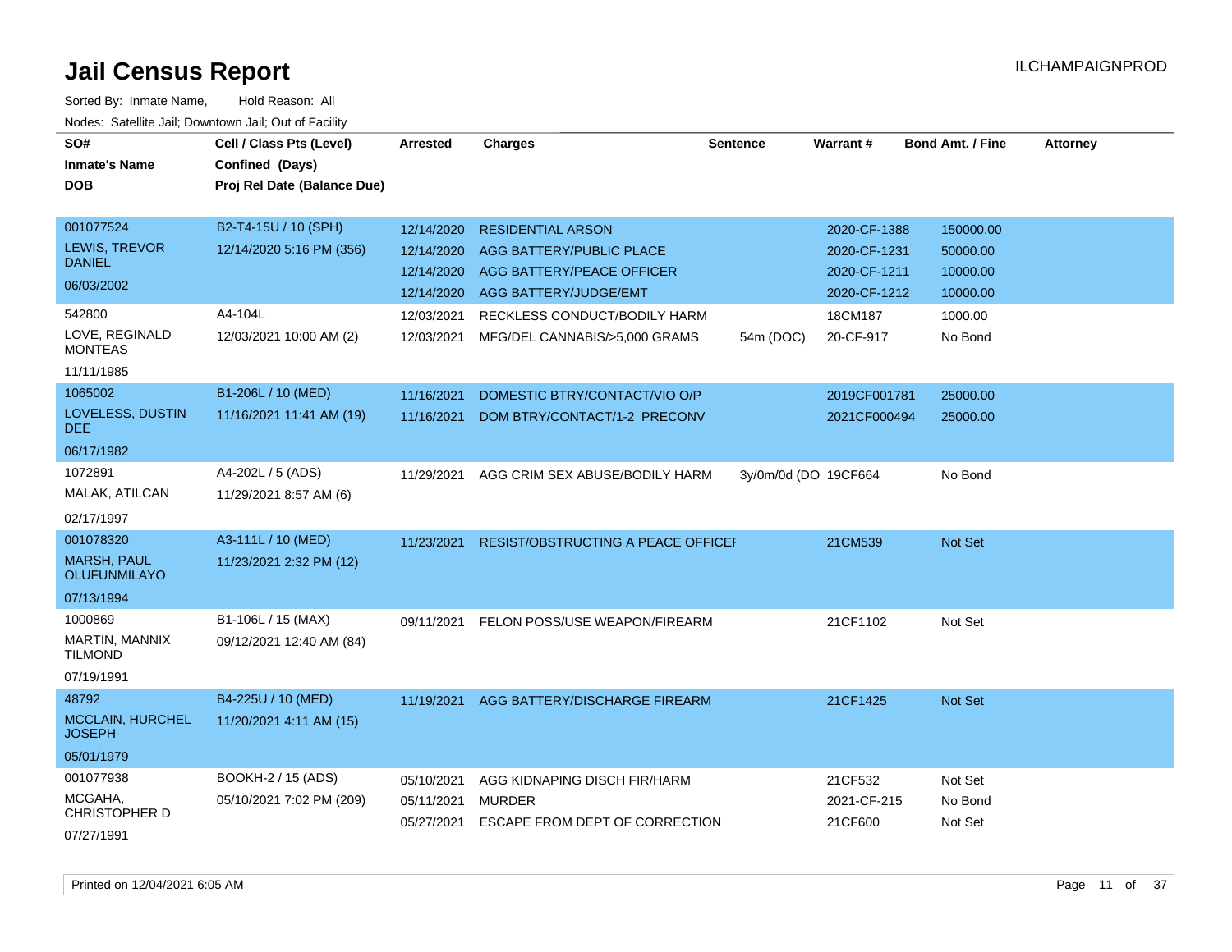# Jail Census Report

ILCHAMPAIGNPROD

Sorted By: Inmate Name, Hold Reason: All

Nodes: Satellite Jail; Downtown Jail; Out of Facility

| SO# / Inmate's Name / DOB | Cell / Class Pts (Level) / Confined (Days) / Proj Rel Date (Balance Due) | Arrested | Charges | Sentence | Warrant # | Bond Amt. / Fine | Attorney |
|---|---|---|---|---|---|---|---|
| 001077524<br>LEWIS, TREVOR DANIEL<br>06/03/2002 | B2-T4-15U / 10 (SPH)<br>12/14/2020 5:16 PM (356) | 12/14/2020 | RESIDENTIAL ARSON | | 2020-CF-1388 | 150000.00 | |
| | | 12/14/2020 | AGG BATTERY/PUBLIC PLACE | | 2020-CF-1231 | 50000.00 | |
| | | 12/14/2020 | AGG BATTERY/PEACE OFFICER | | 2020-CF-1211 | 10000.00 | |
| | | 12/14/2020 | AGG BATTERY/JUDGE/EMT | | 2020-CF-1212 | 10000.00 | |
| 542800<br>LOVE, REGINALD MONTEAS<br>11/11/1985 | A4-104L<br>12/03/2021 10:00 AM (2) | 12/03/2021 | RECKLESS CONDUCT/BODILY HARM | | 18CM187 | 1000.00 | |
| | | 12/03/2021 | MFG/DEL CANNABIS/>5,000 GRAMS | 54m (DOC) | 20-CF-917 | No Bond | |
| 1065002<br>LOVELESS, DUSTIN DEE<br>06/17/1982 | B1-206L / 10 (MED)<br>11/16/2021 11:41 AM (19) | 11/16/2021 | DOMESTIC BTRY/CONTACT/VIO O/P | | 2019CF001781 | 25000.00 | |
| | | 11/16/2021 | DOM BTRY/CONTACT/1-2 PRECONV | | 2021CF000494 | 25000.00 | |
| 1072891<br>MALAK, ATILCAN<br>02/17/1997 | A4-202L / 5 (ADS)<br>11/29/2021 8:57 AM (6) | 11/29/2021 | AGG CRIM SEX ABUSE/BODILY HARM | 3y/0m/0d (DO | 19CF664 | No Bond | |
| 001078320<br>MARSH, PAUL OLUFUNMILAYO<br>07/13/1994 | A3-111L / 10 (MED)<br>11/23/2021 2:32 PM (12) | 11/23/2021 | RESIST/OBSTRUCTING A PEACE OFFICEI | | 21CM539 | Not Set | |
| 1000869<br>MARTIN, MANNIX TILMOND<br>07/19/1991 | B1-106L / 15 (MAX)<br>09/12/2021 12:40 AM (84) | 09/11/2021 | FELON POSS/USE WEAPON/FIREARM | | 21CF1102 | Not Set | |
| 48792<br>MCCLAIN, HURCHEL JOSEPH<br>05/01/1979 | B4-225U / 10 (MED)<br>11/20/2021 4:11 AM (15) | 11/19/2021 | AGG BATTERY/DISCHARGE FIREARM | | 21CF1425 | Not Set | |
| 001077938<br>MCGAHA, CHRISTOPHER D<br>07/27/1991 | BOOKH-2 / 15 (ADS)<br>05/10/2021 7:02 PM (209) | 05/10/2021 | AGG KIDNAPING DISCH FIR/HARM | | 21CF532 | Not Set | |
| | | 05/11/2021 | MURDER | | 2021-CF-215 | No Bond | |
| | | 05/27/2021 | ESCAPE FROM DEPT OF CORRECTION | | 21CF600 | Not Set | |

Printed on 12/04/2021 6:05 AM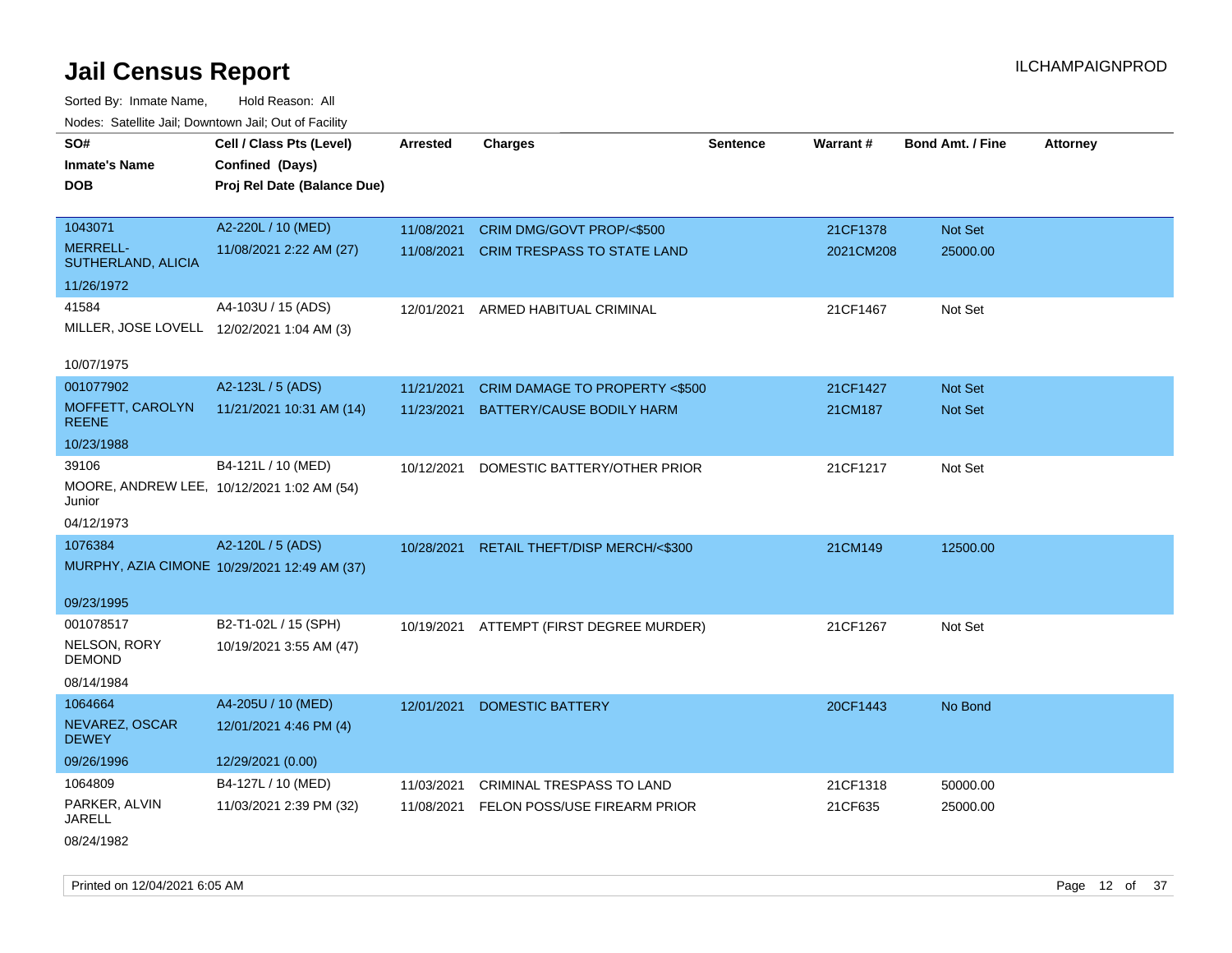# Jail Census Report

ILCHAMPAIGNPROD

Sorted By: Inmate Name, Hold Reason: All

Nodes: Satellite Jail; Downtown Jail; Out of Facility

| SO# / Inmate's Name / DOB | Cell / Class Pts (Level) / Confined (Days) / Proj Rel Date (Balance Due) | Arrested | Charges | Sentence | Warrant # | Bond Amt. / Fine | Attorney |
|---|---|---|---|---|---|---|---|
| 1043071<br>MERRELL-SUTHERLAND, ALICIA<br>11/26/1972 | A2-220L / 10 (MED)<br>11/08/2021 2:22 AM (27) | 11/08/2021<br>11/08/2021 | CRIM DMG/GOVT PROP/<$500<br>CRIM TRESPASS TO STATE LAND | | 21CF1378<br>2021CM208 | Not Set<br>25000.00 | |
| 41584<br>MILLER, JOSE LOVELL<br>10/07/1975 | A4-103U / 15 (ADS)<br>12/02/2021 1:04 AM (3) | 12/01/2021 | ARMED HABITUAL CRIMINAL | | 21CF1467 | Not Set | |
| 001077902<br>MOFFETT, CAROLYN REENE<br>10/23/1988 | A2-123L / 5 (ADS)<br>11/21/2021 10:31 AM (14) | 11/21/2021<br>11/23/2021 | CRIM DAMAGE TO PROPERTY <$500<br>BATTERY/CAUSE BODILY HARM | | 21CF1427<br>21CM187 | Not Set<br>Not Set | |
| 39106<br>MOORE, ANDREW LEE, Junior<br>04/12/1973 | B4-121L / 10 (MED)<br>10/12/2021 1:02 AM (54) | 10/12/2021 | DOMESTIC BATTERY/OTHER PRIOR | | 21CF1217 | Not Set | |
| 1076384<br>MURPHY, AZIA CIMONE<br>09/23/1995 | A2-120L / 5 (ADS)<br>10/29/2021 12:49 AM (37) | 10/28/2021 | RETAIL THEFT/DISP MERCH/<$300 | | 21CM149 | 12500.00 | |
| 001078517<br>NELSON, RORY DEMOND<br>08/14/1984 | B2-T1-02L / 15 (SPH)<br>10/19/2021 3:55 AM (47) | 10/19/2021 | ATTEMPT (FIRST DEGREE MURDER) | | 21CF1267 | Not Set | |
| 1064664<br>NEVAREZ, OSCAR DEWEY<br>09/26/1996 | A4-205U / 10 (MED)<br>12/01/2021 4:46 PM (4)<br>12/29/2021 (0.00) | 12/01/2021 | DOMESTIC BATTERY | | 20CF1443 | No Bond | |
| 1064809<br>PARKER, ALVIN JARELL<br>08/24/1982 | B4-127L / 10 (MED)<br>11/03/2021 2:39 PM (32) | 11/03/2021<br>11/08/2021 | CRIMINAL TRESPASS TO LAND<br>FELON POSS/USE FIREARM PRIOR | | 21CF1318<br>21CF635 | 50000.00<br>25000.00 | |

Printed on 12/04/2021 6:05 AM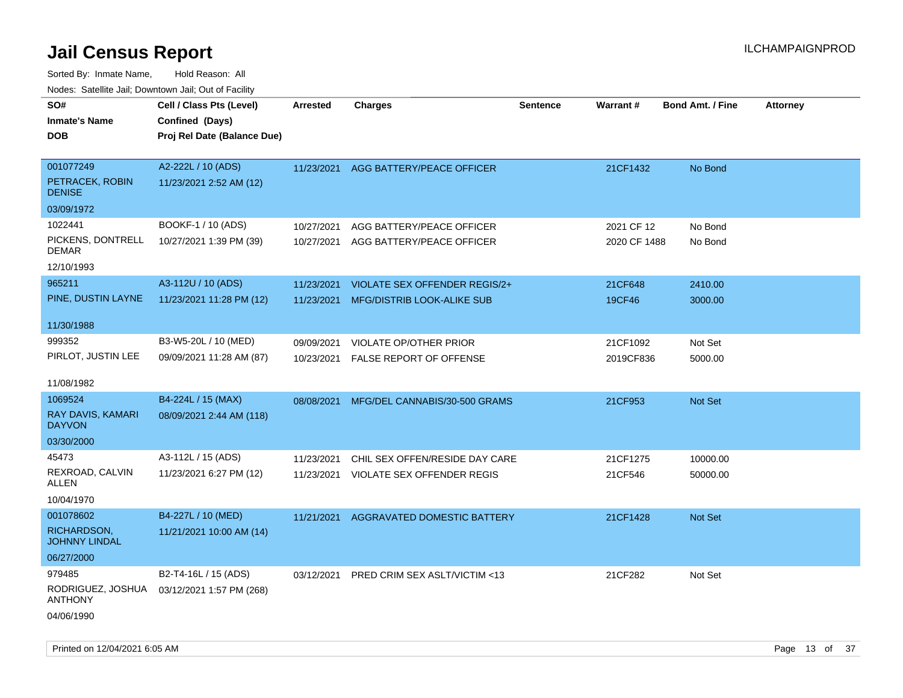# Jail Census Report

Sorted By: Inmate Name, Hold Reason: All

Nodes: Satellite Jail; Downtown Jail; Out of Facility

| SO# / Inmate's Name / DOB | Cell / Class Pts (Level) / Confined (Days) / Proj Rel Date (Balance Due) | Arrested | Charges | Sentence | Warrant # | Bond Amt. / Fine | Attorney |
|---|---|---|---|---|---|---|---|
| 001077249<br>PETRACEK, ROBIN DENISE<br>03/09/1972 | A2-222L / 10 (ADS)<br>11/23/2021 2:52 AM (12) | 11/23/2021 | AGG BATTERY/PEACE OFFICER | | 21CF1432 | No Bond | |
| 1022441<br>PICKENS, DONTRELL DEMAR<br>12/10/1993 | BOOKF-1 / 10 (ADS)<br>10/27/2021 1:39 PM (39) | 10/27/2021<br>10/27/2021 | AGG BATTERY/PEACE OFFICER<br>AGG BATTERY/PEACE OFFICER | | 2021 CF 12<br>2020 CF 1488 | No Bond<br>No Bond | |
| 965211<br>PINE, DUSTIN LAYNE<br>11/30/1988 | A3-112U / 10 (ADS)<br>11/23/2021 11:28 PM (12) | 11/23/2021<br>11/23/2021 | VIOLATE SEX OFFENDER REGIS/2+<br>MFG/DISTRIB LOOK-ALIKE SUB | | 21CF648<br>19CF46 | 2410.00<br>3000.00 | |
| 999352<br>PIRLOT, JUSTIN LEE<br>11/08/1982 | B3-W5-20L / 10 (MED)<br>09/09/2021 11:28 AM (87) | 09/09/2021<br>10/23/2021 | VIOLATE OP/OTHER PRIOR<br>FALSE REPORT OF OFFENSE | | 21CF1092<br>2019CF836 | Not Set<br>5000.00 | |
| 1069524<br>RAY DAVIS, KAMARI DAYVON<br>03/30/2000 | B4-224L / 15 (MAX)<br>08/09/2021 2:44 AM (118) | 08/08/2021 | MFG/DEL CANNABIS/30-500 GRAMS | | 21CF953 | Not Set | |
| 45473<br>REXROAD, CALVIN ALLEN<br>10/04/1970 | A3-112L / 15 (ADS)<br>11/23/2021 6:27 PM (12) | 11/23/2021<br>11/23/2021 | CHIL SEX OFFEN/RESIDE DAY CARE<br>VIOLATE SEX OFFENDER REGIS | | 21CF1275<br>21CF546 | 10000.00<br>50000.00 | |
| 001078602<br>RICHARDSON, JOHNNY LINDAL<br>06/27/2000 | B4-227L / 10 (MED)<br>11/21/2021 10:00 AM (14) | 11/21/2021 | AGGRAVATED DOMESTIC BATTERY | | 21CF1428 | Not Set | |
| 979485<br>RODRIGUEZ, JOSHUA ANTHONY<br>04/06/1990 | B2-T4-16L / 15 (ADS)<br>03/12/2021 1:57 PM (268) | 03/12/2021 | PRED CRIM SEX ASLT/VICTIM <13 | | 21CF282 | Not Set | |

Printed on 12/04/2021 6:05 AM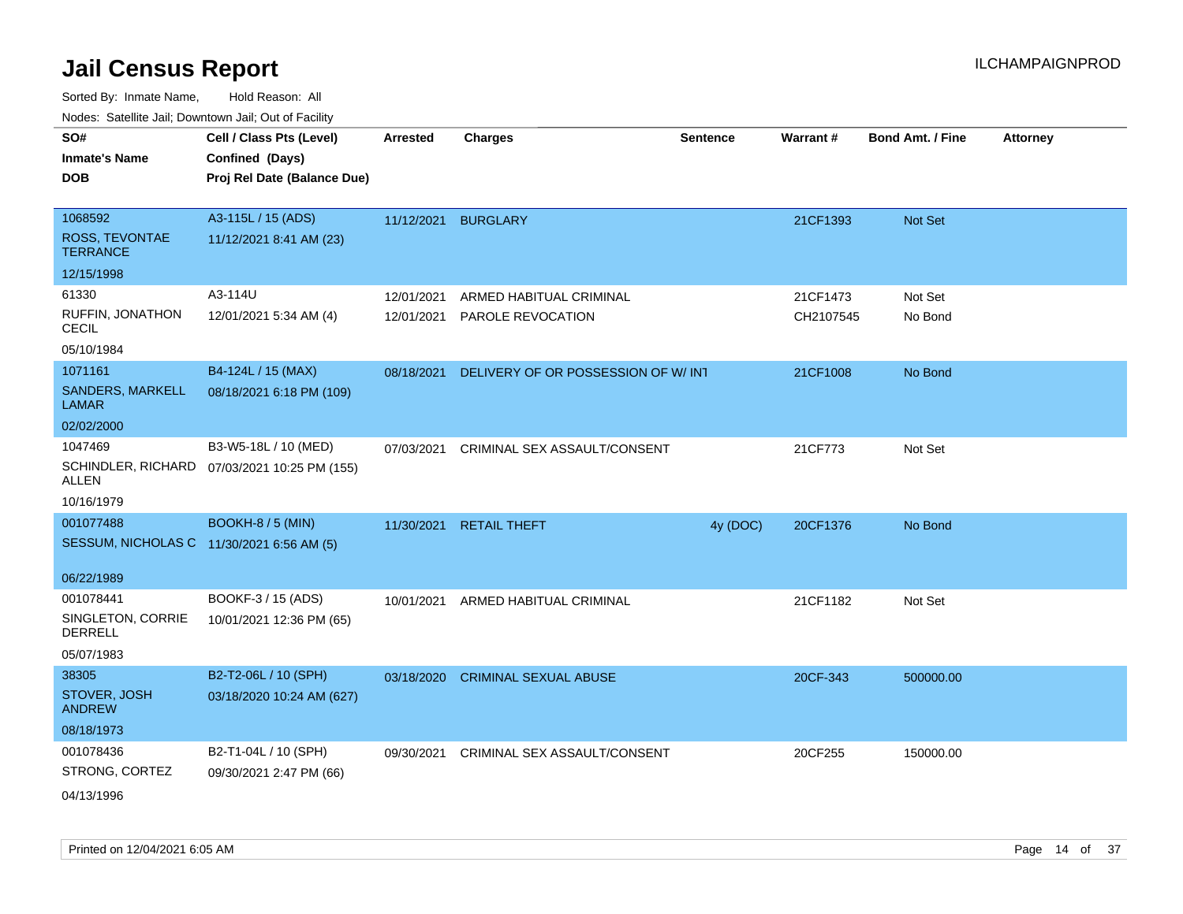# Jail Census Report

ILCHAMPAIGNPROD

Sorted By: Inmate Name, Hold Reason: All

Nodes: Satellite Jail; Downtown Jail; Out of Facility

| SO# / Inmate's Name / DOB | Cell / Class Pts (Level) / Confined (Days) / Proj Rel Date (Balance Due) | Arrested | Charges | Sentence | Warrant # | Bond Amt. / Fine | Attorney |
|---|---|---|---|---|---|---|---|
| 1068592<br>ROSS, TEVONTAE TERRANCE<br>12/15/1998 | A3-115L / 15 (ADS)<br>11/12/2021 8:41 AM (23) | 11/12/2021 | BURGLARY | | 21CF1393 | Not Set | |
| 61330<br>RUFFIN, JONATHON CECIL<br>05/10/1984 | A3-114U<br>12/01/2021 5:34 AM (4) | 12/01/2021 | ARMED HABITUAL CRIMINAL | | 21CF1473 | Not Set | |
| | | 12/01/2021 | PAROLE REVOCATION | | CH2107545 | No Bond | |
| 1071161<br>SANDERS, MARKELL LAMAR<br>02/02/2000 | B4-124L / 15 (MAX)<br>08/18/2021 6:18 PM (109) | 08/18/2021 | DELIVERY OF OR POSSESSION OF W/ INT | | 21CF1008 | No Bond | |
| 1047469<br>SCHINDLER, RICHARD ALLEN<br>10/16/1979 | B3-W5-18L / 10 (MED)<br>07/03/2021 10:25 PM (155) | 07/03/2021 | CRIMINAL SEX ASSAULT/CONSENT | | 21CF773 | Not Set | |
| 001077488<br>SESSUM, NICHOLAS C<br>06/22/1989 | BOOKH-8 / 5 (MIN)<br>11/30/2021 6:56 AM (5) | 11/30/2021 | RETAIL THEFT | 4y (DOC) | 20CF1376 | No Bond | |
| 001078441<br>SINGLETON, CORRIE DERRELL<br>05/07/1983 | BOOKF-3 / 15 (ADS)<br>10/01/2021 12:36 PM (65) | 10/01/2021 | ARMED HABITUAL CRIMINAL | | 21CF1182 | Not Set | |
| 38305<br>STOVER, JOSH ANDREW<br>08/18/1973 | B2-T2-06L / 10 (SPH)<br>03/18/2020 10:24 AM (627) | 03/18/2020 | CRIMINAL SEXUAL ABUSE | | 20CF-343 | 500000.00 | |
| 001078436<br>STRONG, CORTEZ<br>04/13/1996 | B2-T1-04L / 10 (SPH)<br>09/30/2021 2:47 PM (66) | 09/30/2021 | CRIMINAL SEX ASSAULT/CONSENT | | 20CF255 | 150000.00 | |

Printed on 12/04/2021 6:05 AM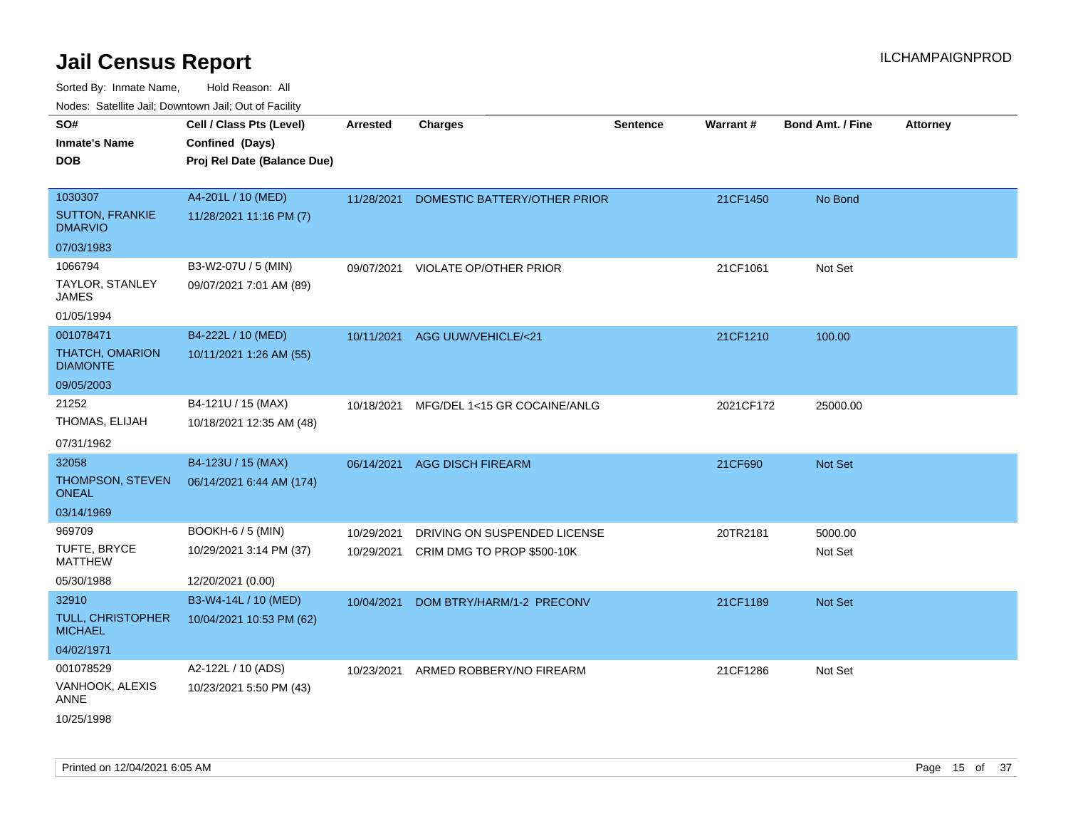# Jail Census Report

ILCHAMPAIGNPROD

Sorted By: Inmate Name, Hold Reason: All

Nodes: Satellite Jail; Downtown Jail; Out of Facility

| SO# / Inmate's Name / DOB | Cell / Class Pts (Level) / Confined (Days) / Proj Rel Date (Balance Due) | Arrested | Charges | Sentence | Warrant # | Bond Amt. / Fine | Attorney |
|---|---|---|---|---|---|---|---|
| 1030307<br>SUTTON, FRANKIE DMARVIO<br>07/03/1983 | A4-201L / 10 (MED)<br>11/28/2021 11:16 PM (7) | 11/28/2021 | DOMESTIC BATTERY/OTHER PRIOR | | 21CF1450 | No Bond | |
| 1066794<br>TAYLOR, STANLEY JAMES<br>01/05/1994 | B3-W2-07U / 5 (MIN)<br>09/07/2021 7:01 AM (89) | 09/07/2021 | VIOLATE OP/OTHER PRIOR | | 21CF1061 | Not Set | |
| 001078471<br>THATCH, OMARION DIAMONTE<br>09/05/2003 | B4-222L / 10 (MED)<br>10/11/2021 1:26 AM (55) | 10/11/2021 | AGG UUW/VEHICLE/<21 | | 21CF1210 | 100.00 | |
| 21252<br>THOMAS, ELIJAH<br>07/31/1962 | B4-121U / 15 (MAX)<br>10/18/2021 12:35 AM (48) | 10/18/2021 | MFG/DEL 1<15 GR COCAINE/ANLG | | 2021CF172 | 25000.00 | |
| 32058<br>THOMPSON, STEVEN ONEAL<br>03/14/1969 | B4-123U / 15 (MAX)<br>06/14/2021 6:44 AM (174) | 06/14/2021 | AGG DISCH FIREARM | | 21CF690 | Not Set | |
| 969709<br>TUFTE, BRYCE MATTHEW<br>05/30/1988 | BOOKH-6 / 5 (MIN)<br>10/29/2021 3:14 PM (37)<br>12/20/2021 (0.00) | 10/29/2021 | DRIVING ON SUSPENDED LICENSE | | 20TR2181 | 5000.00 | |
| | | 10/29/2021 | CRIM DMG TO PROP $500-10K | | | Not Set | |
| 32910<br>TULL, CHRISTOPHER MICHAEL<br>04/02/1971 | B3-W4-14L / 10 (MED)<br>10/04/2021 10:53 PM (62) | 10/04/2021 | DOM BTRY/HARM/1-2 PRECONV | | 21CF1189 | Not Set | |
| 001078529<br>VANHOOK, ALEXIS ANNE<br>10/25/1998 | A2-122L / 10 (ADS)<br>10/23/2021 5:50 PM (43) | 10/23/2021 | ARMED ROBBERY/NO FIREARM | | 21CF1286 | Not Set | |

Printed on 12/04/2021 6:05 AM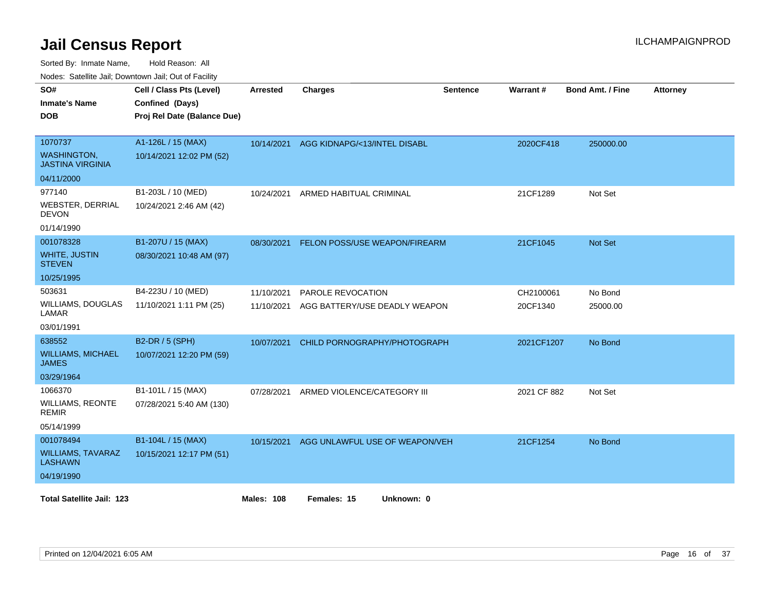# Jail Census Report

ILCHAMPAIGNPROD

Sorted By: Inmate Name, Hold Reason: All

Nodes: Satellite Jail; Downtown Jail; Out of Facility

| SO# / Inmate's Name / DOB | Cell / Class Pts (Level) / Confined (Days) / Proj Rel Date (Balance Due) | Arrested | Charges | Sentence | Warrant # | Bond Amt. / Fine | Attorney |
|---|---|---|---|---|---|---|---|
| 1070737<br>WASHINGTON, JASTINA VIRGINIA<br>04/11/2000 | A1-126L / 15 (MAX)<br>10/14/2021 12:02 PM (52) | 10/14/2021 | AGG KIDNAPG/<13/INTEL DISABL | | 2020CF418 | 250000.00 | |
| 977140<br>WEBSTER, DERRIAL DEVON<br>01/14/1990 | B1-203L / 10 (MED)<br>10/24/2021 2:46 AM (42) | 10/24/2021 | ARMED HABITUAL CRIMINAL | | 21CF1289 | Not Set | |
| 001078328<br>WHITE, JUSTIN STEVEN<br>10/25/1995 | B1-207U / 15 (MAX)<br>08/30/2021 10:48 AM (97) | 08/30/2021 | FELON POSS/USE WEAPON/FIREARM | | 21CF1045 | Not Set | |
| 503631<br>WILLIAMS, DOUGLAS LAMAR<br>03/01/1991 | B4-223U / 10 (MED)<br>11/10/2021 1:11 PM (25) | 11/10/2021<br>11/10/2021 | PAROLE REVOCATION<br>AGG BATTERY/USE DEADLY WEAPON | | CH2100061<br>20CF1340 | No Bond<br>25000.00 | |
| 638552<br>WILLIAMS, MICHAEL JAMES<br>03/29/1964 | B2-DR / 5 (SPH)<br>10/07/2021 12:20 PM (59) | 10/07/2021 | CHILD PORNOGRAPHY/PHOTOGRAPH | | 2021CF1207 | No Bond | |
| 1066370<br>WILLIAMS, REONTE REMIR<br>05/14/1999 | B1-101L / 15 (MAX)<br>07/28/2021 5:40 AM (130) | 07/28/2021 | ARMED VIOLENCE/CATEGORY III | | 2021 CF 882 | Not Set | |
| 001078494<br>WILLIAMS, TAVARAZ LASHAWN<br>04/19/1990 | B1-104L / 15 (MAX)<br>10/15/2021 12:17 PM (51) | 10/15/2021 | AGG UNLAWFUL USE OF WEAPON/VEH | | 21CF1254 | No Bond | |

**Total Satellite Jail: 123** **Males: 108** **Females: 15** **Unknown: 0**

Printed on 12/04/2021 6:05 AM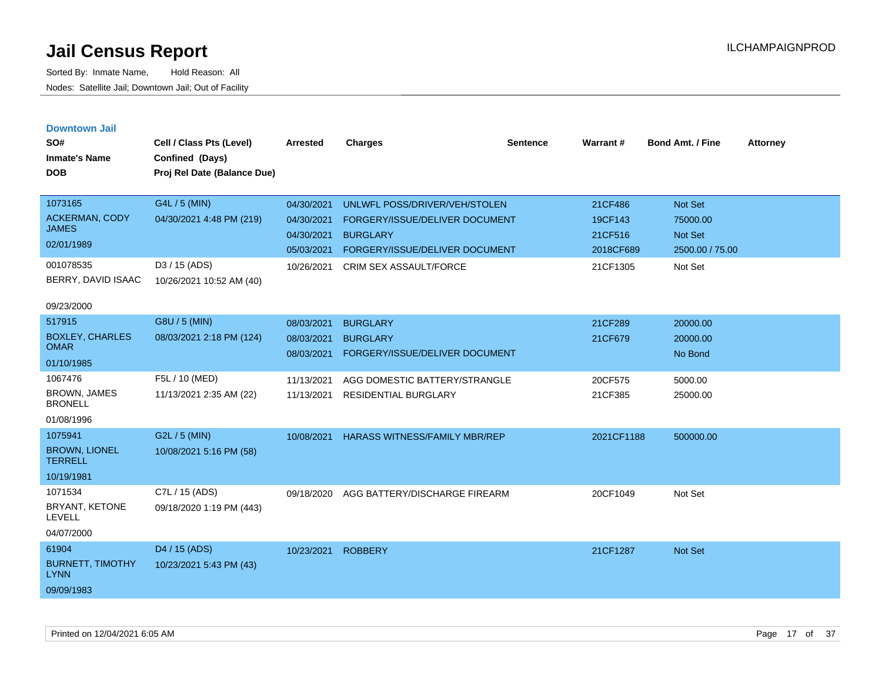# Jail Census Report

Sorted By: Inmate Name, Hold Reason: All

Nodes: Satellite Jail; Downtown Jail; Out of Facility

ILCHAMPAIGNPROD

## Downtown Jail

| SO# / Inmate's Name / DOB | Cell / Class Pts (Level) / Confined (Days) / Proj Rel Date (Balance Due) | Arrested | Charges | Sentence | Warrant # | Bond Amt. / Fine | Attorney |
|---|---|---|---|---|---|---|---|
| 1073165<br>ACKERMAN, CODY JAMES<br>02/01/1989 | G4L / 5 (MIN)<br>04/30/2021 4:48 PM (219) | 04/30/2021<br>04/30/2021<br>04/30/2021<br>05/03/2021 | UNLWFL POSS/DRIVER/VEH/STOLEN<br>FORGERY/ISSUE/DELIVER DOCUMENT<br>BURGLARY<br>FORGERY/ISSUE/DELIVER DOCUMENT | | 21CF486<br>19CF143<br>21CF516<br>2018CF689 | Not Set<br>75000.00<br>Not Set<br>2500.00 / 75.00 | |
| 001078535<br>BERRY, DAVID ISAAC<br>09/23/2000 | D3 / 15 (ADS)<br>10/26/2021 10:52 AM (40) | 10/26/2021 | CRIM SEX ASSAULT/FORCE | | 21CF1305 | Not Set | |
| 517915<br>BOXLEY, CHARLES OMAR<br>01/10/1985 | G8U / 5 (MIN)<br>08/03/2021 2:18 PM (124) | 08/03/2021<br>08/03/2021<br>08/03/2021 | BURGLARY<br>BURGLARY<br>FORGERY/ISSUE/DELIVER DOCUMENT | | 21CF289<br>21CF679 | 20000.00<br>20000.00<br>No Bond | |
| 1067476<br>BROWN, JAMES BRONELL<br>01/08/1996 | F5L / 10 (MED)<br>11/13/2021 2:35 AM (22) | 11/13/2021<br>11/13/2021 | AGG DOMESTIC BATTERY/STRANGLE<br>RESIDENTIAL BURGLARY | | 20CF575<br>21CF385 | 5000.00<br>25000.00 | |
| 1075941<br>BROWN, LIONEL TERRELL<br>10/19/1981 | G2L / 5 (MIN)<br>10/08/2021 5:16 PM (58) | 10/08/2021 | HARASS WITNESS/FAMILY MBR/REP | | 2021CF1188 | 500000.00 | |
| 1071534<br>BRYANT, KETONE LEVELL<br>04/07/2000 | C7L / 15 (ADS)<br>09/18/2020 1:19 PM (443) | 09/18/2020 | AGG BATTERY/DISCHARGE FIREARM | | 20CF1049 | Not Set | |
| 61904<br>BURNETT, TIMOTHY LYNN<br>09/09/1983 | D4 / 15 (ADS)<br>10/23/2021 5:43 PM (43) | 10/23/2021 | ROBBERY | | 21CF1287 | Not Set | |

Printed on 12/04/2021 6:05 AM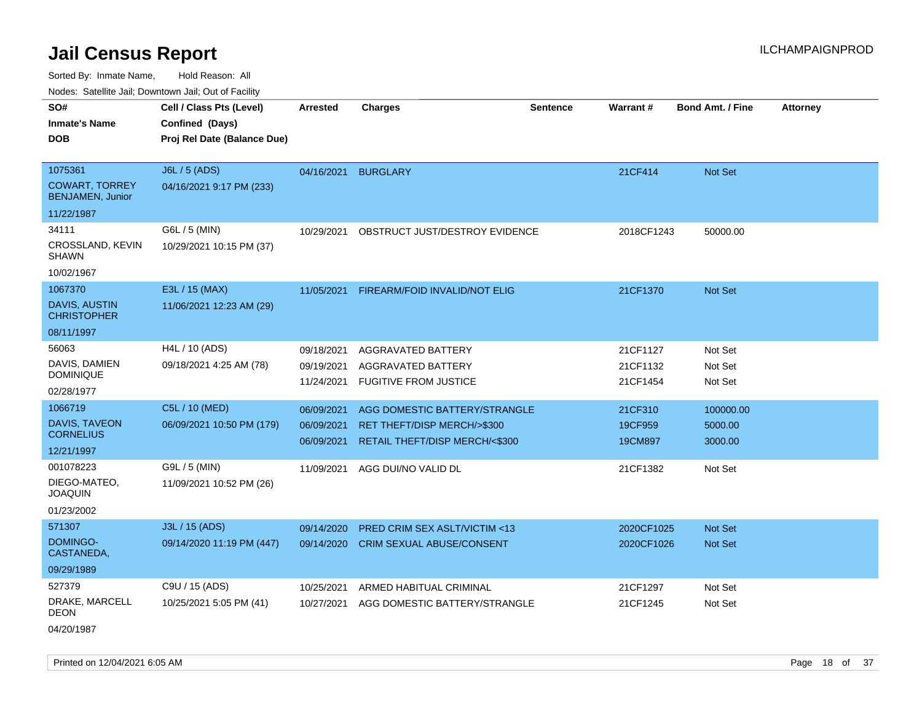# Jail Census Report

Sorted By: Inmate Name, Hold Reason: All

Nodes: Satellite Jail; Downtown Jail; Out of Facility

| SO# / Inmate's Name / DOB | Cell / Class Pts (Level) / Confined (Days) / Proj Rel Date (Balance Due) | Arrested | Charges | Sentence | Warrant # | Bond Amt. / Fine | Attorney |
|---|---|---|---|---|---|---|---|
| 1075361<br>COWART, TORREY BENJAMEN, Junior<br>11/22/1987 | J6L / 5 (ADS)<br>04/16/2021 9:17 PM (233) | 04/16/2021 | BURGLARY | | 21CF414 | Not Set | |
| 34111<br>CROSSLAND, KEVIN SHAWN<br>10/02/1967 | G6L / 5 (MIN)<br>10/29/2021 10:15 PM (37) | 10/29/2021 | OBSTRUCT JUST/DESTROY EVIDENCE | | 2018CF1243 | 50000.00 | |
| 1067370<br>DAVIS, AUSTIN CHRISTOPHER<br>08/11/1997 | E3L / 15 (MAX)<br>11/06/2021 12:23 AM (29) | 11/05/2021 | FIREARM/FOID INVALID/NOT ELIG | | 21CF1370 | Not Set | |
| 56063<br>DAVIS, DAMIEN DOMINIQUE<br>02/28/1977 | H4L / 10 (ADS)<br>09/18/2021 4:25 AM (78) | 09/18/2021<br>09/19/2021<br>11/24/2021 | AGGRAVATED BATTERY<br>AGGRAVATED BATTERY<br>FUGITIVE FROM JUSTICE | | 21CF1127<br>21CF1132<br>21CF1454 | Not Set<br>Not Set<br>Not Set | |
| 1066719<br>DAVIS, TAVEON CORNELIUS<br>12/21/1997 | C5L / 10 (MED)<br>06/09/2021 10:50 PM (179) | 06/09/2021<br>06/09/2021<br>06/09/2021 | AGG DOMESTIC BATTERY/STRANGLE<br>RET THEFT/DISP MERCH/>$300<br>RETAIL THEFT/DISP MERCH/<$300 | | 21CF310<br>19CF959<br>19CM897 | 100000.00<br>5000.00<br>3000.00 | |
| 001078223<br>DIEGO-MATEO, JOAQUIN<br>01/23/2002 | G9L / 5 (MIN)<br>11/09/2021 10:52 PM (26) | 11/09/2021 | AGG DUI/NO VALID DL | | 21CF1382 | Not Set | |
| 571307<br>DOMINGO-CASTANEDA,<br>09/29/1989 | J3L / 15 (ADS)<br>09/14/2020 11:19 PM (447) | 09/14/2020<br>09/14/2020 | PRED CRIM SEX ASLT/VICTIM <13<br>CRIM SEXUAL ABUSE/CONSENT | | 2020CF1025<br>2020CF1026 | Not Set<br>Not Set | |
| 527379<br>DRAKE, MARCELL DEON<br>04/20/1987 | C9U / 15 (ADS)<br>10/25/2021 5:05 PM (41) | 10/25/2021<br>10/27/2021 | ARMED HABITUAL CRIMINAL<br>AGG DOMESTIC BATTERY/STRANGLE | | 21CF1297<br>21CF1245 | Not Set<br>Not Set | |

Printed on 12/04/2021 6:05 AM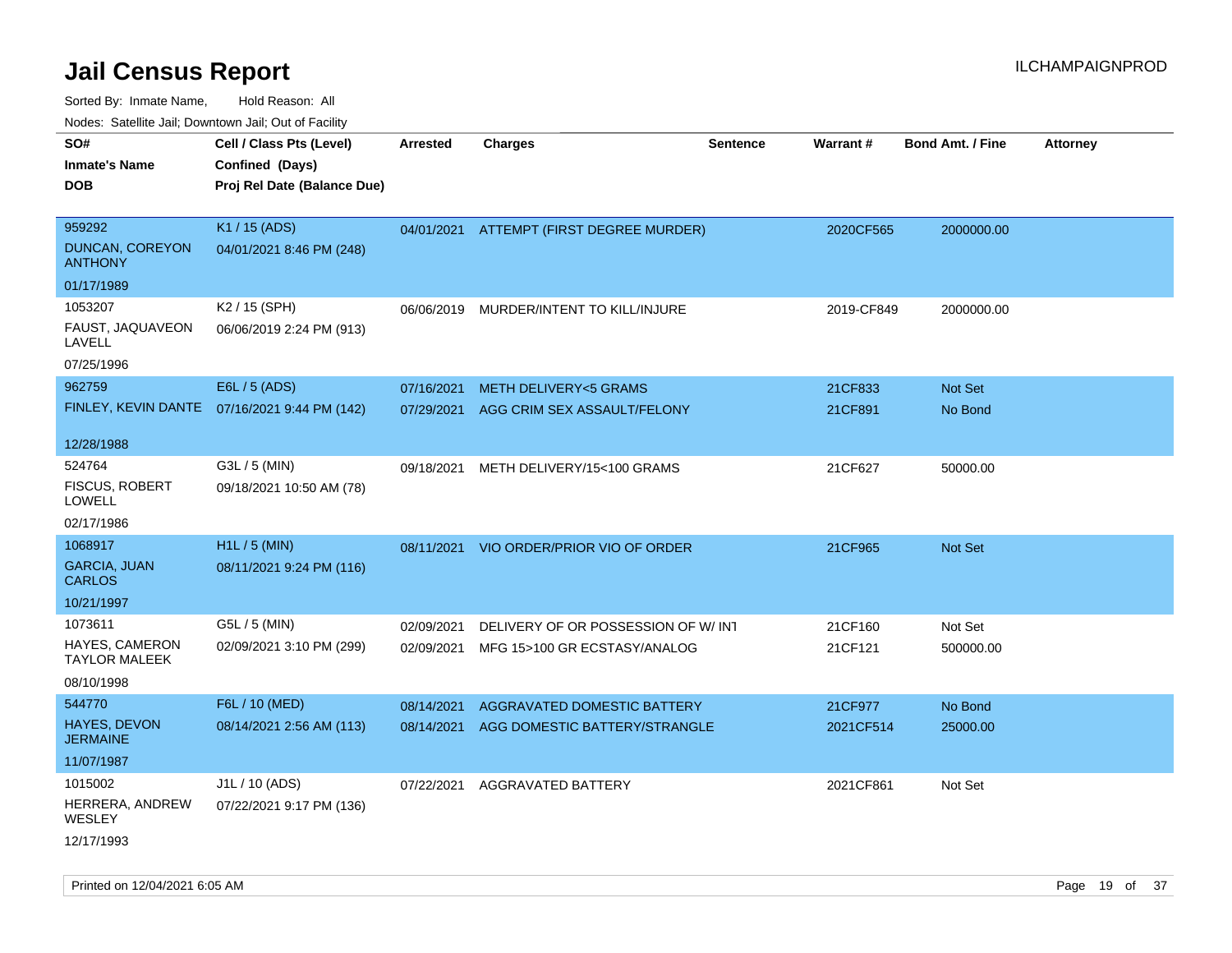# Jail Census Report

Sorted By: Inmate Name, Hold Reason: All

Nodes: Satellite Jail; Downtown Jail; Out of Facility

| SO# / Inmate's Name / DOB | Cell / Class Pts (Level) / Confined (Days) / Proj Rel Date (Balance Due) | Arrested | Charges | Sentence | Warrant # | Bond Amt. / Fine | Attorney |
|---|---|---|---|---|---|---|---|
| 959292<br>DUNCAN, COREYON ANTHONY<br>01/17/1989 | K1 / 15 (ADS)<br>04/01/2021 8:46 PM (248) | 04/01/2021 | ATTEMPT (FIRST DEGREE MURDER) | | 2020CF565 | 2000000.00 | |
| 1053207<br>FAUST, JAQUAVEON LAVELL<br>07/25/1996 | K2 / 15 (SPH)<br>06/06/2019 2:24 PM (913) | 06/06/2019 | MURDER/INTENT TO KILL/INJURE | | 2019-CF849 | 2000000.00 | |
| 962759<br>FINLEY, KEVIN DANTE<br>12/28/1988 | E6L / 5 (ADS)<br>07/16/2021 9:44 PM (142) | 07/16/2021<br>07/29/2021 | METH DELIVERY<5 GRAMS<br>AGG CRIM SEX ASSAULT/FELONY | | 21CF833<br>21CF891 | Not Set<br>No Bond | |
| 524764<br>FISCUS, ROBERT LOWELL<br>02/17/1986 | G3L / 5 (MIN)<br>09/18/2021 10:50 AM (78) | 09/18/2021 | METH DELIVERY/15<100 GRAMS | | 21CF627 | 50000.00 | |
| 1068917<br>GARCIA, JUAN CARLOS<br>10/21/1997 | H1L / 5 (MIN)<br>08/11/2021 9:24 PM (116) | 08/11/2021 | VIO ORDER/PRIOR VIO OF ORDER | | 21CF965 | Not Set | |
| 1073611<br>HAYES, CAMERON TAYLOR MALEEK<br>08/10/1998 | G5L / 5 (MIN)<br>02/09/2021 3:10 PM (299) | 02/09/2021<br>02/09/2021 | DELIVERY OF OR POSSESSION OF W/ INT<br>MFG 15>100 GR ECSTASY/ANALOG | | 21CF160<br>21CF121 | Not Set<br>500000.00 | |
| 544770<br>HAYES, DEVON JERMAINE<br>11/07/1987 | F6L / 10 (MED)<br>08/14/2021 2:56 AM (113) | 08/14/2021<br>08/14/2021 | AGGRAVATED DOMESTIC BATTERY<br>AGG DOMESTIC BATTERY/STRANGLE | | 21CF977<br>2021CF514 | No Bond<br>25000.00 | |
| 1015002<br>HERRERA, ANDREW WESLEY<br>12/17/1993 | J1L / 10 (ADS)<br>07/22/2021 9:17 PM (136) | 07/22/2021 | AGGRAVATED BATTERY | | 2021CF861 | Not Set | |

Printed on 12/04/2021 6:05 AM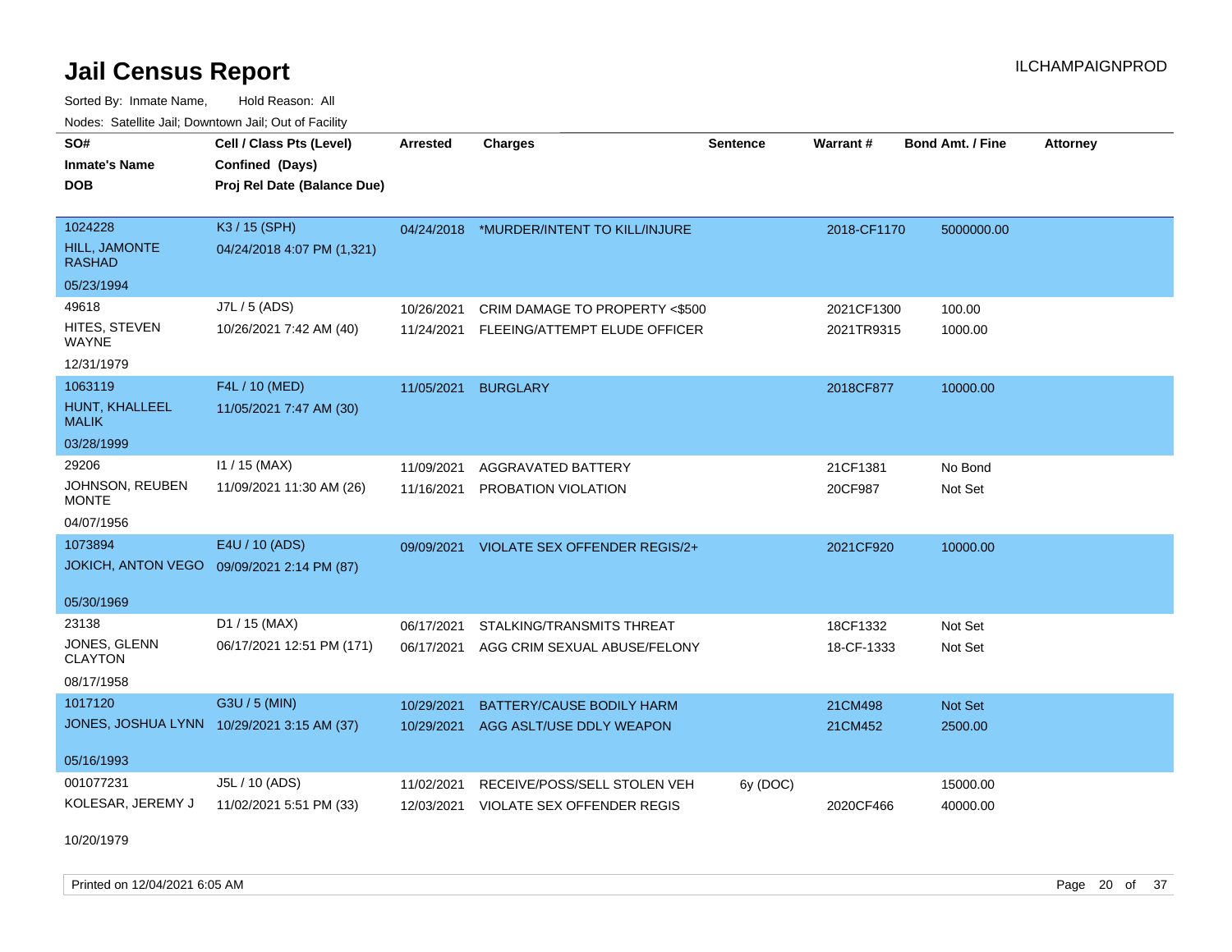# Jail Census Report

ILCHAMPAIGNPROD

Sorted By: Inmate Name, Hold Reason: All

Nodes: Satellite Jail; Downtown Jail; Out of Facility

| SO# / Inmate's Name / DOB | Cell / Class Pts (Level) / Confined (Days) / Proj Rel Date (Balance Due) | Arrested | Charges | Sentence | Warrant # | Bond Amt. / Fine | Attorney |
|---|---|---|---|---|---|---|---|
| 1024228<br>HILL, JAMONTE RASHAD<br>05/23/1994 | K3 / 15 (SPH)<br>04/24/2018 4:07 PM (1,321) | 04/24/2018 | *MURDER/INTENT TO KILL/INJURE | | 2018-CF1170 | 5000000.00 | |
| 49618<br>HITES, STEVEN WAYNE<br>12/31/1979 | J7L / 5 (ADS)<br>10/26/2021 7:42 AM (40) | 10/26/2021<br>11/24/2021 | CRIM DAMAGE TO PROPERTY <$500<br>FLEEING/ATTEMPT ELUDE OFFICER | | 2021CF1300<br>2021TR9315 | 100.00<br>1000.00 | |
| 1063119<br>HUNT, KHALLEEL MALIK<br>03/28/1999 | F4L / 10 (MED)<br>11/05/2021 7:47 AM (30) | 11/05/2021 | BURGLARY | | 2018CF877 | 10000.00 | |
| 29206<br>JOHNSON, REUBEN MONTE<br>04/07/1956 | I1 / 15 (MAX)<br>11/09/2021 11:30 AM (26) | 11/09/2021<br>11/16/2021 | AGGRAVATED BATTERY<br>PROBATION VIOLATION | | 21CF1381<br>20CF987 | No Bond<br>Not Set | |
| 1073894<br>JOKICH, ANTON VEGO<br>05/30/1969 | E4U / 10 (ADS)<br>09/09/2021 2:14 PM (87) | 09/09/2021 | VIOLATE SEX OFFENDER REGIS/2+ | | 2021CF920 | 10000.00 | |
| 23138<br>JONES, GLENN CLAYTON<br>08/17/1958 | D1 / 15 (MAX)<br>06/17/2021 12:51 PM (171) | 06/17/2021<br>06/17/2021 | STALKING/TRANSMITS THREAT<br>AGG CRIM SEXUAL ABUSE/FELONY | | 18CF1332<br>18-CF-1333 | Not Set<br>Not Set | |
| 1017120<br>JONES, JOSHUA LYNN<br>05/16/1993 | G3U / 5 (MIN)<br>10/29/2021 3:15 AM (37) | 10/29/2021<br>10/29/2021 | BATTERY/CAUSE BODILY HARM<br>AGG ASLT/USE DDLY WEAPON | | 21CM498<br>21CM452 | Not Set<br>2500.00 | |
| 001077231<br>KOLESAR, JEREMY J<br>10/20/1979 | J5L / 10 (ADS)<br>11/02/2021 5:51 PM (33) | 11/02/2021<br>12/03/2021 | RECEIVE/POSS/SELL STOLEN VEH<br>VIOLATE SEX OFFENDER REGIS | 6y (DOC)<br> | <br>2020CF466 | 15000.00<br>40000.00 | |

Printed on 12/04/2021 6:05 AM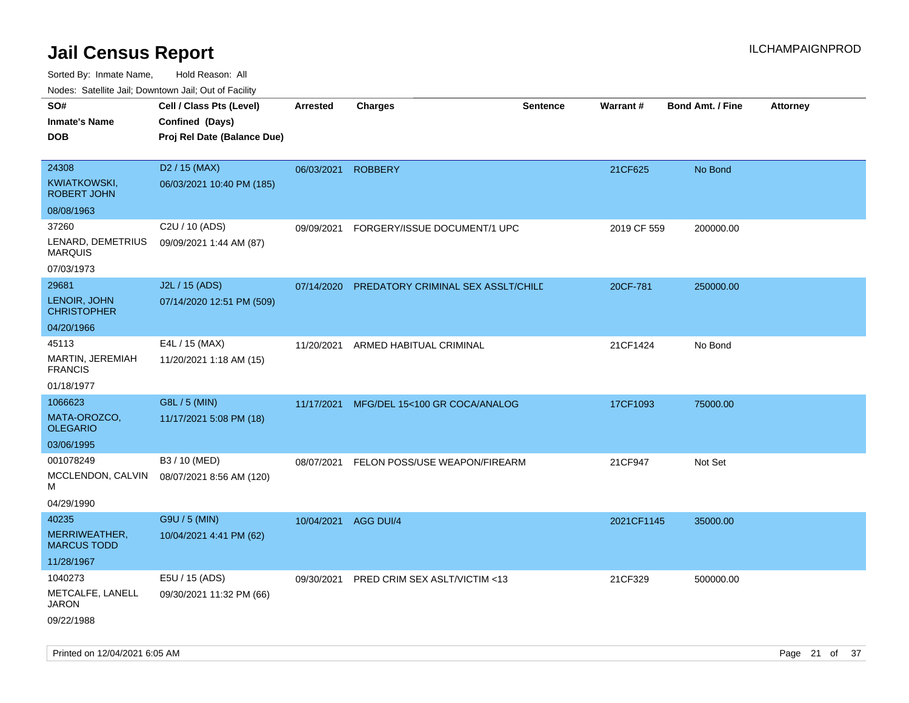# Jail Census Report

ILCHAMPAIGNPROD

Sorted By: Inmate Name, Hold Reason: All

Nodes: Satellite Jail; Downtown Jail; Out of Facility

| SO# / Inmate's Name / DOB | Cell / Class Pts (Level) / Confined (Days) / Proj Rel Date (Balance Due) | Arrested | Charges | Sentence | Warrant # | Bond Amt. / Fine | Attorney |
|---|---|---|---|---|---|---|---|
| 24308<br>KWIATKOWSKI, ROBERT JOHN<br>08/08/1963 | D2 / 15 (MAX)<br>06/03/2021 10:40 PM (185) | 06/03/2021 | ROBBERY | | 21CF625 | No Bond | |
| 37260<br>LENARD, DEMETRIUS MARQUIS<br>07/03/1973 | C2U / 10 (ADS)<br>09/09/2021 1:44 AM (87) | 09/09/2021 | FORGERY/ISSUE DOCUMENT/1 UPC | | 2019 CF 559 | 200000.00 | |
| 29681<br>LENOIR, JOHN CHRISTOPHER<br>04/20/1966 | J2L / 15 (ADS)<br>07/14/2020 12:51 PM (509) | 07/14/2020 | PREDATORY CRIMINAL SEX ASSLT/CHILD | | 20CF-781 | 250000.00 | |
| 45113<br>MARTIN, JEREMIAH FRANCIS<br>01/18/1977 | E4L / 15 (MAX)<br>11/20/2021 1:18 AM (15) | 11/20/2021 | ARMED HABITUAL CRIMINAL | | 21CF1424 | No Bond | |
| 1066623<br>MATA-OROZCO, OLEGARIO<br>03/06/1995 | G8L / 5 (MIN)<br>11/17/2021 5:08 PM (18) | 11/17/2021 | MFG/DEL 15<100 GR COCA/ANALOG | | 17CF1093 | 75000.00 | |
| 001078249<br>MCCLENDON, CALVIN M<br>04/29/1990 | B3 / 10 (MED)<br>08/07/2021 8:56 AM (120) | 08/07/2021 | FELON POSS/USE WEAPON/FIREARM | | 21CF947 | Not Set | |
| 40235<br>MERRIWEATHER, MARCUS TODD<br>11/28/1967 | G9U / 5 (MIN)<br>10/04/2021 4:41 PM (62) | 10/04/2021 | AGG DUI/4 | | 2021CF1145 | 35000.00 | |
| 1040273<br>METCALFE, LANELL JARON<br>09/22/1988 | E5U / 15 (ADS)<br>09/30/2021 11:32 PM (66) | 09/30/2021 | PRED CRIM SEX ASLT/VICTIM <13 | | 21CF329 | 500000.00 | |

Printed on 12/04/2021 6:05 AM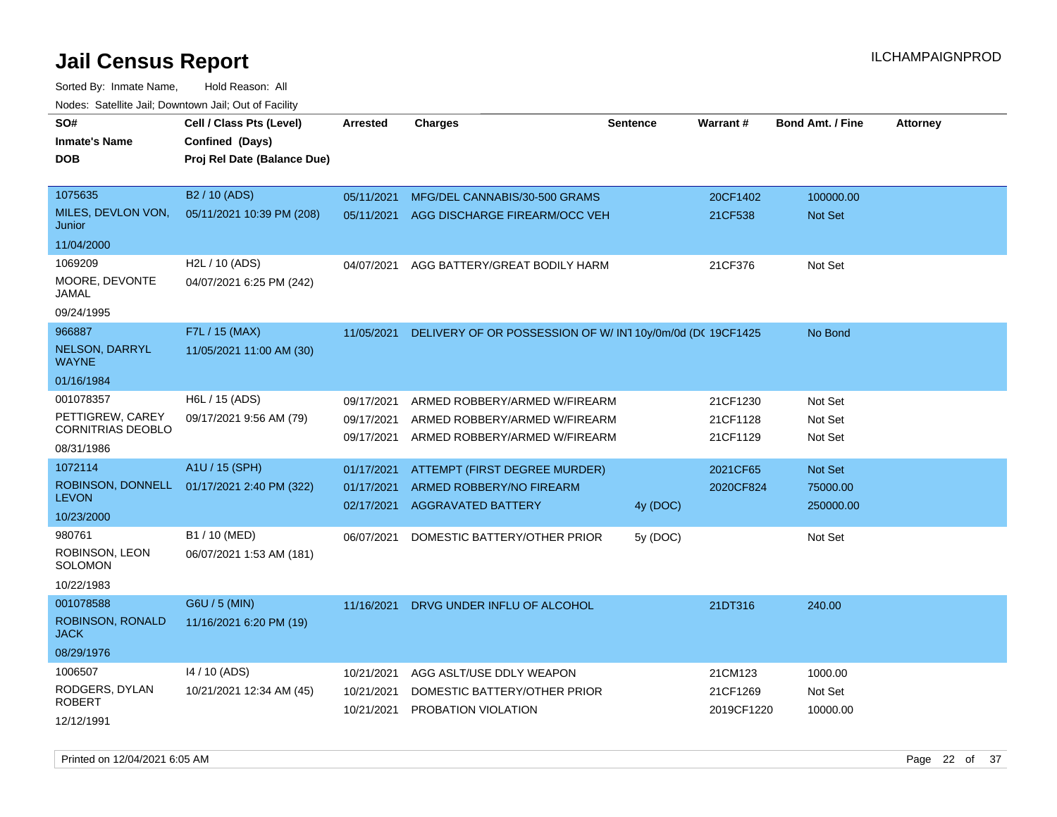# Jail Census Report

ILCHAMPAIGNPROD

Sorted By: Inmate Name, Hold Reason: All

Nodes: Satellite Jail; Downtown Jail; Out of Facility

| SO# / Inmate's Name / DOB | Cell / Class Pts (Level) / Confined (Days) / Proj Rel Date (Balance Due) | Arrested | Charges | Sentence | Warrant # | Bond Amt. / Fine | Attorney |
|---|---|---|---|---|---|---|---|
| 1075635 MILES, DEVLON VON, Junior 11/04/2000 | B2 / 10 (ADS) 05/11/2021 10:39 PM (208) | 05/11/2021 | MFG/DEL CANNABIS/30-500 GRAMS | | 20CF1402 | 100000.00 | |
| | | 05/11/2021 | AGG DISCHARGE FIREARM/OCC VEH | | 21CF538 | Not Set | |
| 1069209 MOORE, DEVONTE JAMAL 09/24/1995 | H2L / 10 (ADS) 04/07/2021 6:25 PM (242) | 04/07/2021 | AGG BATTERY/GREAT BODILY HARM | | 21CF376 | Not Set | |
| 966887 NELSON, DARRYL WAYNE 01/16/1984 | F7L / 15 (MAX) 11/05/2021 11:00 AM (30) | 11/05/2021 | DELIVERY OF OR POSSESSION OF W/ INT | 10y/0m/0d (DOC) | 19CF1425 | No Bond | |
| 001078357 PETTIGREW, CAREY CORNITRIAS DEOBLO 08/31/1986 | H6L / 15 (ADS) 09/17/2021 9:56 AM (79) | 09/17/2021 | ARMED ROBBERY/ARMED W/FIREARM | | 21CF1230 | Not Set | |
| | | 09/17/2021 | ARMED ROBBERY/ARMED W/FIREARM | | 21CF1128 | Not Set | |
| | | 09/17/2021 | ARMED ROBBERY/ARMED W/FIREARM | | 21CF1129 | Not Set | |
| 1072114 ROBINSON, DONNELL LEVON 10/23/2000 | A1U / 15 (SPH) 01/17/2021 2:40 PM (322) | 01/17/2021 | ATTEMPT (FIRST DEGREE MURDER) | | 2021CF65 | Not Set | |
| | | 01/17/2021 | ARMED ROBBERY/NO FIREARM | | 2020CF824 | 75000.00 | |
| | | 02/17/2021 | AGGRAVATED BATTERY | 4y (DOC) | | 250000.00 | |
| 980761 ROBINSON, LEON SOLOMON 10/22/1983 | B1 / 10 (MED) 06/07/2021 1:53 AM (181) | 06/07/2021 | DOMESTIC BATTERY/OTHER PRIOR | 5y (DOC) | | Not Set | |
| 001078588 ROBINSON, RONALD JACK 08/29/1976 | G6U / 5 (MIN) 11/16/2021 6:20 PM (19) | 11/16/2021 | DRVG UNDER INFLU OF ALCOHOL | | 21DT316 | 240.00 | |
| 1006507 RODGERS, DYLAN ROBERT 12/12/1991 | I4 / 10 (ADS) 10/21/2021 12:34 AM (45) | 10/21/2021 | AGG ASLT/USE DDLY WEAPON | | 21CM123 | 1000.00 | |
| | | 10/21/2021 | DOMESTIC BATTERY/OTHER PRIOR | | 21CF1269 | Not Set | |
| | | 10/21/2021 | PROBATION VIOLATION | | 2019CF1220 | 10000.00 | |

Printed on 12/04/2021 6:05 AM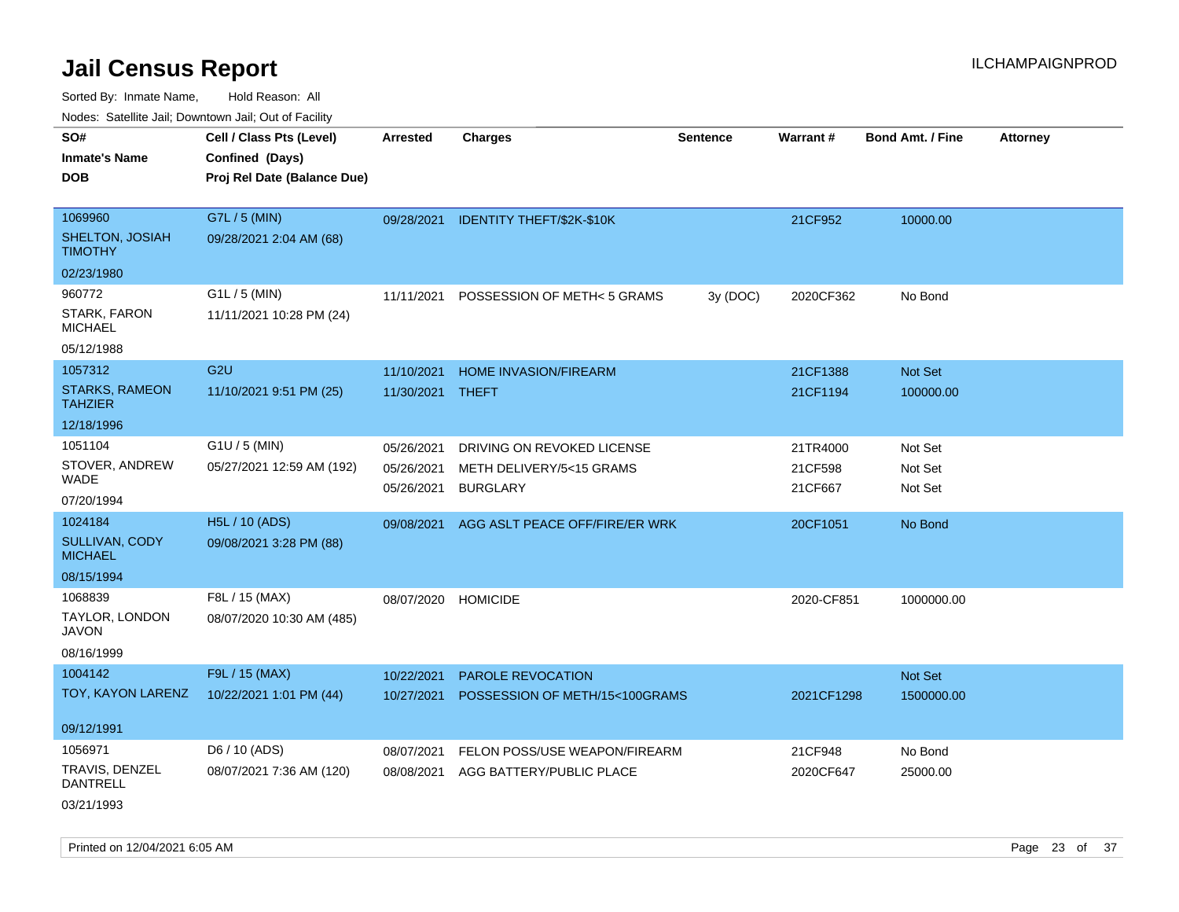# Jail Census Report

ILCHAMPAIGNPROD

Sorted By: Inmate Name, Hold Reason: All

Nodes: Satellite Jail; Downtown Jail; Out of Facility

| SO# / Inmate's Name / DOB | Cell / Class Pts (Level) / Confined (Days) / Proj Rel Date (Balance Due) | Arrested | Charges | Sentence | Warrant # | Bond Amt. / Fine | Attorney |
|---|---|---|---|---|---|---|---|
| 1069960<br>SHELTON, JOSIAH TIMOTHY<br>02/23/1980 | G7L / 5 (MIN)<br>09/28/2021 2:04 AM (68) | 09/28/2021 | IDENTITY THEFT/$2K-$10K | | 21CF952 | 10000.00 | |
| 960772<br>STARK, FARON MICHAEL<br>05/12/1988 | G1L / 5 (MIN)<br>11/11/2021 10:28 PM (24) | 11/11/2021 | POSSESSION OF METH< 5 GRAMS | 3y (DOC) | 2020CF362 | No Bond | |
| 1057312<br>STARKS, RAMEON TAHZIER<br>12/18/1996 | G2U<br>11/10/2021 9:51 PM (25) | 11/10/2021 | HOME INVASION/FIREARM | | 21CF1388 | Not Set | |
| | | 11/30/2021 | THEFT | | 21CF1194 | 100000.00 | |
| 1051104<br>STOVER, ANDREW WADE<br>07/20/1994 | G1U / 5 (MIN)<br>05/27/2021 12:59 AM (192) | 05/26/2021 | DRIVING ON REVOKED LICENSE | | 21TR4000 | Not Set | |
| | | 05/26/2021 | METH DELIVERY/5<15 GRAMS | | 21CF598 | Not Set | |
| | | 05/26/2021 | BURGLARY | | 21CF667 | Not Set | |
| 1024184<br>SULLIVAN, CODY MICHAEL<br>08/15/1994 | H5L / 10 (ADS)<br>09/08/2021 3:28 PM (88) | 09/08/2021 | AGG ASLT PEACE OFF/FIRE/ER WRK | | 20CF1051 | No Bond | |
| 1068839<br>TAYLOR, LONDON JAVON<br>08/16/1999 | F8L / 15 (MAX)<br>08/07/2020 10:30 AM (485) | 08/07/2020 | HOMICIDE | | 2020-CF851 | 1000000.00 | |
| 1004142<br>TOY, KAYON LARENZ<br>09/12/1991 | F9L / 15 (MAX)<br>10/22/2021 1:01 PM (44) | 10/22/2021 | PAROLE REVOCATION | | | Not Set | |
| | | 10/27/2021 | POSSESSION OF METH/15<100GRAMS | | 2021CF1298 | 1500000.00 | |
| 1056971<br>TRAVIS, DENZEL DANTRELL<br>03/21/1993 | D6 / 10 (ADS)<br>08/07/2021 7:36 AM (120) | 08/07/2021 | FELON POSS/USE WEAPON/FIREARM | | 21CF948 | No Bond | |
| | | 08/08/2021 | AGG BATTERY/PUBLIC PLACE | | 2020CF647 | 25000.00 | |

Printed on 12/04/2021 6:05 AM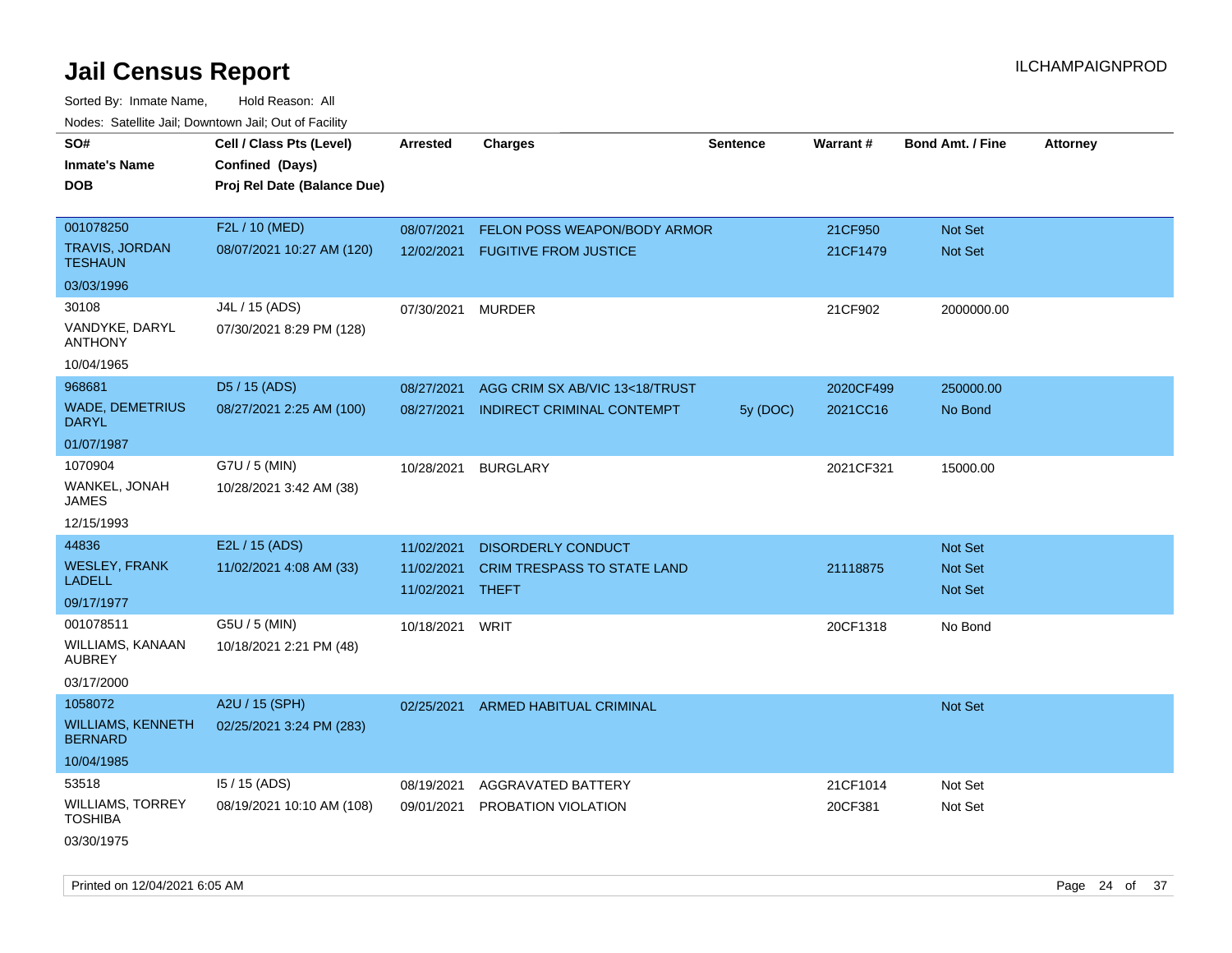# Jail Census Report

ILCHAMPAIGNPROD

Sorted By: Inmate Name, Hold Reason: All

Nodes: Satellite Jail; Downtown Jail; Out of Facility

| SO# / Inmate's Name / DOB | Cell / Class Pts (Level) / Confined (Days) / Proj Rel Date (Balance Due) | Arrested | Charges | Sentence | Warrant # | Bond Amt. / Fine | Attorney |
|---|---|---|---|---|---|---|---|
| 001078250<br>TRAVIS, JORDAN TESHAUN<br>03/03/1996 | F2L / 10 (MED)<br>08/07/2021 10:27 AM (120) | 08/07/2021<br>12/02/2021 | FELON POSS WEAPON/BODY ARMOR<br>FUGITIVE FROM JUSTICE | | 21CF950<br>21CF1479 | Not Set<br>Not Set | |
| 30108<br>VANDYKE, DARYL ANTHONY<br>10/04/1965 | J4L / 15 (ADS)<br>07/30/2021 8:29 PM (128) | 07/30/2021 | MURDER | | 21CF902 | 2000000.00 | |
| 968681<br>WADE, DEMETRIUS DARYL<br>01/07/1987 | D5 / 15 (ADS)<br>08/27/2021 2:25 AM (100) | 08/27/2021<br>08/27/2021 | AGG CRIM SX AB/VIC 13<18/TRUST<br>INDIRECT CRIMINAL CONTEMPT | <br>5y (DOC) | 2020CF499<br>2021CC16 | 250000.00<br>No Bond | |
| 1070904<br>WANKEL, JONAH JAMES<br>12/15/1993 | G7U / 5 (MIN)<br>10/28/2021 3:42 AM (38) | 10/28/2021 | BURGLARY | | 2021CF321 | 15000.00 | |
| 44836<br>WESLEY, FRANK LADELL<br>09/17/1977 | E2L / 15 (ADS)<br>11/02/2021 4:08 AM (33) | 11/02/2021<br>11/02/2021<br>11/02/2021 | DISORDERLY CONDUCT<br>CRIM TRESPASS TO STATE LAND<br>THEFT | | <br>21118875 | Not Set<br>Not Set<br>Not Set | |
| 001078511<br>WILLIAMS, KANAAN AUBREY<br>03/17/2000 | G5U / 5 (MIN)<br>10/18/2021 2:21 PM (48) | 10/18/2021 | WRIT | | 20CF1318 | No Bond | |
| 1058072<br>WILLIAMS, KENNETH BERNARD<br>10/04/1985 | A2U / 15 (SPH)<br>02/25/2021 3:24 PM (283) | 02/25/2021 | ARMED HABITUAL CRIMINAL | | | Not Set | |
| 53518<br>WILLIAMS, TORREY TOSHIBA<br>03/30/1975 | I5 / 15 (ADS)<br>08/19/2021 10:10 AM (108) | 08/19/2021<br>09/01/2021 | AGGRAVATED BATTERY<br>PROBATION VIOLATION | | 21CF1014<br>20CF381 | Not Set<br>Not Set | |

Printed on 12/04/2021 6:05 AM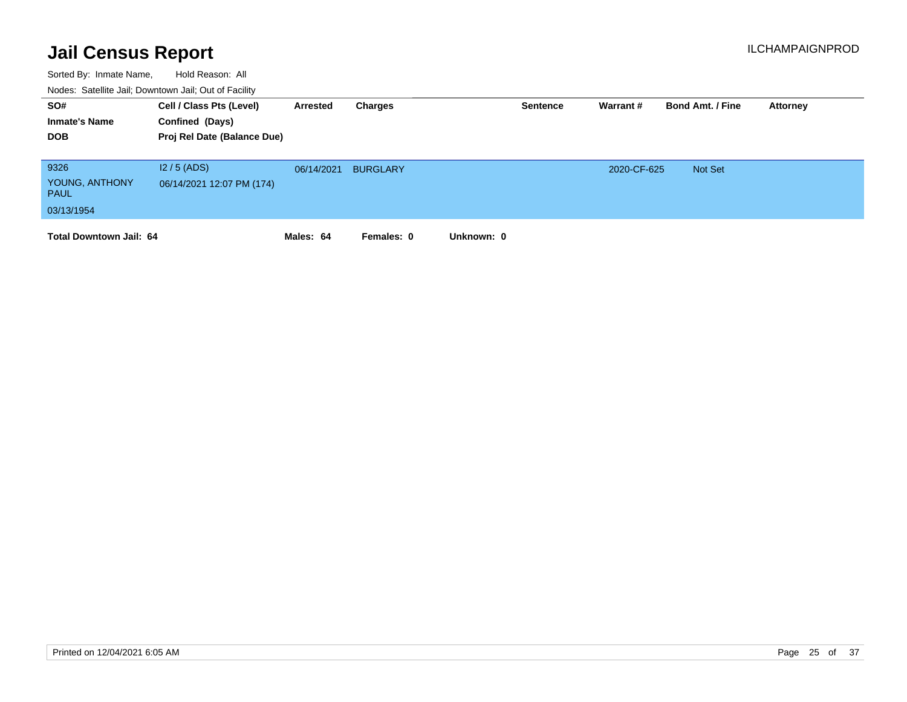# Jail Census Report

ILCHAMPAIGNPROD

Sorted By: Inmate Name, Hold Reason: All

Nodes: Satellite Jail; Downtown Jail; Out of Facility

| SO# / Inmate's Name / DOB | Cell / Class Pts (Level) / Confined (Days) / Proj Rel Date (Balance Due) | Arrested | Charges | Sentence | Warrant # | Bond Amt. / Fine | Attorney |
|---|---|---|---|---|---|---|---|
| 9326<br>YOUNG, ANTHONY PAUL<br>03/13/1954 | I2 / 5 (ADS)<br>06/14/2021 12:07 PM (174) | 06/14/2021 | BURGLARY | | 2020-CF-625 | Not Set | |

**Total Downtown Jail: 64** **Males: 64** **Females: 0** **Unknown: 0**

Printed on 12/04/2021 6:05 AM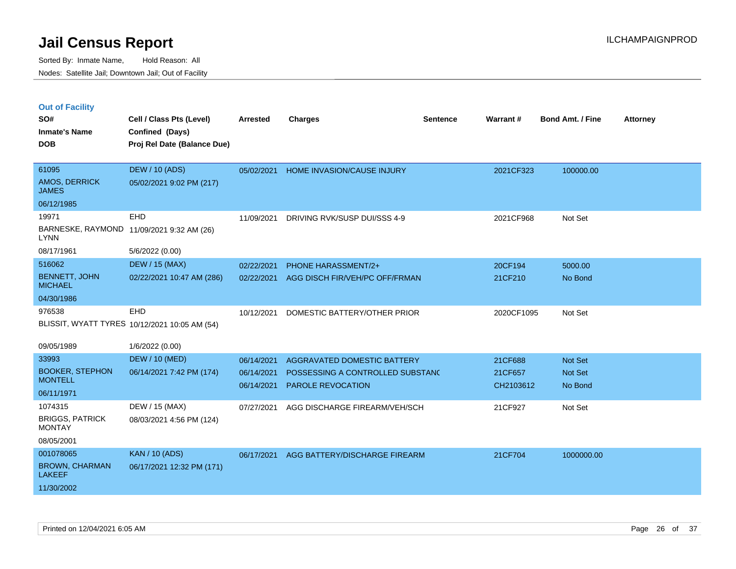# Jail Census Report

Sorted By: Inmate Name, Hold Reason: All

Nodes: Satellite Jail; Downtown Jail; Out of Facility

ILCHAMPAIGNPROD

## Out of Facility

| SO# / Inmate's Name / DOB | Cell / Class Pts (Level) / Confined (Days) / Proj Rel Date (Balance Due) | Arrested | Charges | Sentence | Warrant # | Bond Amt. / Fine | Attorney |
|---|---|---|---|---|---|---|---|
| 61095<br>AMOS, DERRICK JAMES<br>06/12/1985 | DEW / 10 (ADS)<br>05/02/2021 9:02 PM (217) | 05/02/2021 | HOME INVASION/CAUSE INJURY | | 2021CF323 | 100000.00 | |
| 19971<br>BARNESKE, RAYMOND LYNN<br>08/17/1961 | EHD<br>11/09/2021 9:32 AM (26)<br>5/6/2022 (0.00) | 11/09/2021 | DRIVING RVK/SUSP DUI/SSS 4-9 | | 2021CF968 | Not Set | |
| 516062<br>BENNETT, JOHN MICHAEL<br>04/30/1986 | DEW / 15 (MAX)<br>02/22/2021 10:47 AM (286) | 02/22/2021<br>02/22/2021 | PHONE HARASSMENT/2+<br>AGG DISCH FIR/VEH/PC OFF/FRMAN | | 20CF194<br>21CF210 | 5000.00<br>No Bond | |
| 976538<br>BLISSIT, WYATT TYRES<br>09/05/1989 | EHD<br>10/12/2021 10:05 AM (54)<br>1/6/2022 (0.00) | 10/12/2021 | DOMESTIC BATTERY/OTHER PRIOR | | 2020CF1095 | Not Set | |
| 33993<br>BOOKER, STEPHON MONTELL<br>06/11/1971 | DEW / 10 (MED)<br>06/14/2021 7:42 PM (174) | 06/14/2021<br>06/14/2021<br>06/14/2021 | AGGRAVATED DOMESTIC BATTERY<br>POSSESSING A CONTROLLED SUBSTANC<br>PAROLE REVOCATION | | 21CF688<br>21CF657<br>CH2103612 | Not Set<br>Not Set<br>No Bond | |
| 1074315<br>BRIGGS, PATRICK MONTAY<br>08/05/2001 | DEW / 15 (MAX)<br>08/03/2021 4:56 PM (124) | 07/27/2021 | AGG DISCHARGE FIREARM/VEH/SCH | | 21CF927 | Not Set | |
| 001078065<br>BROWN, CHARMAN LAKEEF<br>11/30/2002 | KAN / 10 (ADS)<br>06/17/2021 12:32 PM (171) | 06/17/2021 | AGG BATTERY/DISCHARGE FIREARM | | 21CF704 | 1000000.00 | |

Printed on 12/04/2021 6:05 AM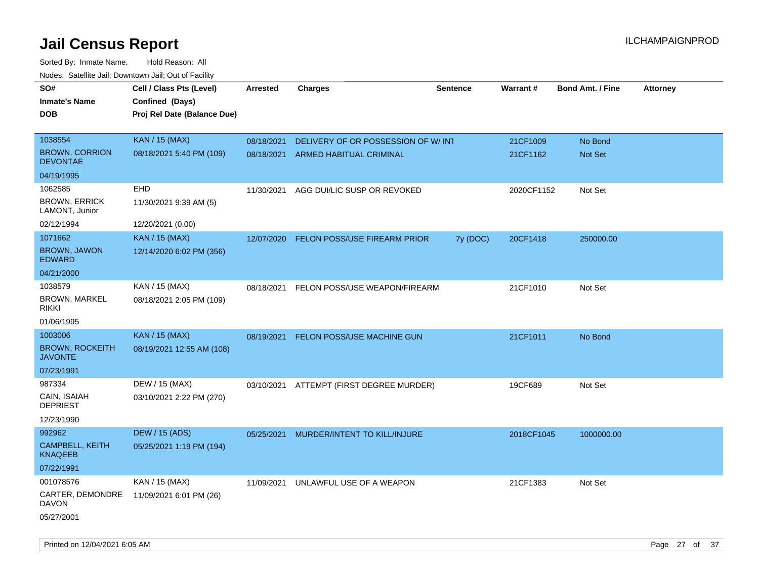# Jail Census Report

Sorted By: Inmate Name, Hold Reason: All

Nodes: Satellite Jail; Downtown Jail; Out of Facility

| SO# / Inmate's Name / DOB | Cell / Class Pts (Level) / Confined (Days) / Proj Rel Date (Balance Due) | Arrested | Charges | Sentence | Warrant # | Bond Amt. / Fine | Attorney |
|---|---|---|---|---|---|---|---|
| 1038554<br>BROWN, CORRION DEVONTAE<br>04/19/1995 | KAN / 15 (MAX)<br>08/18/2021 5:40 PM (109) | 08/18/2021 | DELIVERY OF OR POSSESSION OF W/ INT | | 21CF1009 | No Bond | |
| | | 08/18/2021 | ARMED HABITUAL CRIMINAL | | 21CF1162 | Not Set | |
| 1062585<br>BROWN, ERRICK LAMONT, Junior<br>02/12/1994 | EHD<br>11/30/2021 9:39 AM (5)<br>12/20/2021 (0.00) | 11/30/2021 | AGG DUI/LIC SUSP OR REVOKED | | 2020CF1152 | Not Set | |
| 1071662<br>BROWN, JAWON EDWARD<br>04/21/2000 | KAN / 15 (MAX)<br>12/14/2020 6:02 PM (356) | 12/07/2020 | FELON POSS/USE FIREARM PRIOR | 7y (DOC) | 20CF1418 | 250000.00 | |
| 1038579<br>BROWN, MARKEL RIKKI<br>01/06/1995 | KAN / 15 (MAX)<br>08/18/2021 2:05 PM (109) | 08/18/2021 | FELON POSS/USE WEAPON/FIREARM | | 21CF1010 | Not Set | |
| 1003006<br>BROWN, ROCKEITH JAVONTE<br>07/23/1991 | KAN / 15 (MAX)<br>08/19/2021 12:55 AM (108) | 08/19/2021 | FELON POSS/USE MACHINE GUN | | 21CF1011 | No Bond | |
| 987334<br>CAIN, ISAIAH DEPRIEST<br>12/23/1990 | DEW / 15 (MAX)<br>03/10/2021 2:22 PM (270) | 03/10/2021 | ATTEMPT (FIRST DEGREE MURDER) | | 19CF689 | Not Set | |
| 992962<br>CAMPBELL, KEITH KNAQEEB<br>07/22/1991 | DEW / 15 (ADS)<br>05/25/2021 1:19 PM (194) | 05/25/2021 | MURDER/INTENT TO KILL/INJURE | | 2018CF1045 | 1000000.00 | |
| 001078576<br>CARTER, DEMONDRE DAVON<br>05/27/2001 | KAN / 15 (MAX)<br>11/09/2021 6:01 PM (26) | 11/09/2021 | UNLAWFUL USE OF A WEAPON | | 21CF1383 | Not Set | |

Printed on 12/04/2021 6:05 AM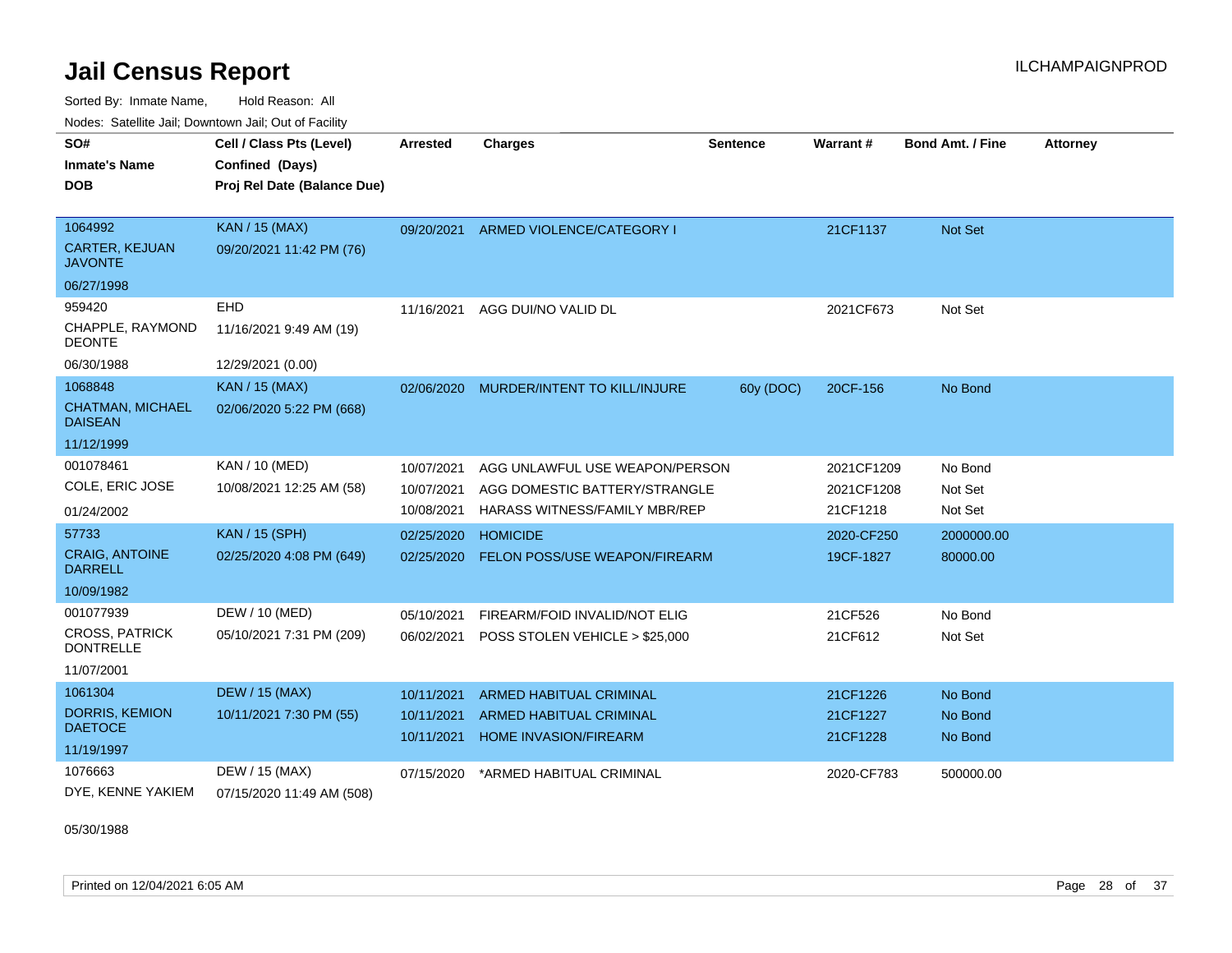# Jail Census Report

Sorted By: Inmate Name, Hold Reason: All

Nodes: Satellite Jail; Downtown Jail; Out of Facility

| SO# / Inmate's Name / DOB | Cell / Class Pts (Level) / Confined (Days) / Proj Rel Date (Balance Due) | Arrested | Charges | Sentence | Warrant # | Bond Amt. / Fine | Attorney |
|---|---|---|---|---|---|---|---|
| 1064992 CARTER, KEJUAN JAVONTE 06/27/1998 | KAN / 15 (MAX) 09/20/2021 11:42 PM (76) | 09/20/2021 | ARMED VIOLENCE/CATEGORY I | | 21CF1137 | Not Set | |
| 959420 CHAPPLE, RAYMOND DEONTE 06/30/1988 | EHD 11/16/2021 9:49 AM (19) 12/29/2021 (0.00) | 11/16/2021 | AGG DUI/NO VALID DL | | 2021CF673 | Not Set | |
| 1068848 CHATMAN, MICHAEL DAISEAN 11/12/1999 | KAN / 15 (MAX) 02/06/2020 5:22 PM (668) | 02/06/2020 | MURDER/INTENT TO KILL/INJURE | 60y (DOC) | 20CF-156 | No Bond | |
| 001078461 COLE, ERIC JOSE 01/24/2002 | KAN / 10 (MED) 10/08/2021 12:25 AM (58) | 10/07/2021 | AGG UNLAWFUL USE WEAPON/PERSON | | 2021CF1209 | No Bond | |
| | | 10/07/2021 | AGG DOMESTIC BATTERY/STRANGLE | | 2021CF1208 | Not Set | |
| | | 10/08/2021 | HARASS WITNESS/FAMILY MBR/REP | | 21CF1218 | Not Set | |
| 57733 CRAIG, ANTOINE DARRELL 10/09/1982 | KAN / 15 (SPH) 02/25/2020 4:08 PM (649) | 02/25/2020 | HOMICIDE | | 2020-CF250 | 2000000.00 | |
| | | 02/25/2020 | FELON POSS/USE WEAPON/FIREARM | | 19CF-1827 | 80000.00 | |
| 001077939 CROSS, PATRICK DONTRELLE 11/07/2001 | DEW / 10 (MED) 05/10/2021 7:31 PM (209) | 05/10/2021 | FIREARM/FOID INVALID/NOT ELIG | | 21CF526 | No Bond | |
| | | 06/02/2021 | POSS STOLEN VEHICLE > $25,000 | | 21CF612 | Not Set | |
| 1061304 DORRIS, KEMION DAETOCE 11/19/1997 | DEW / 15 (MAX) 10/11/2021 7:30 PM (55) | 10/11/2021 | ARMED HABITUAL CRIMINAL | | 21CF1226 | No Bond | |
| | | 10/11/2021 | ARMED HABITUAL CRIMINAL | | 21CF1227 | No Bond | |
| | | 10/11/2021 | HOME INVASION/FIREARM | | 21CF1228 | No Bond | |
| 1076663 DYE, KENNE YAKIEM 05/30/1988 | DEW / 15 (MAX) 07/15/2020 11:49 AM (508) | 07/15/2020 | *ARMED HABITUAL CRIMINAL | | 2020-CF783 | 500000.00 | |

Printed on 12/04/2021 6:05 AM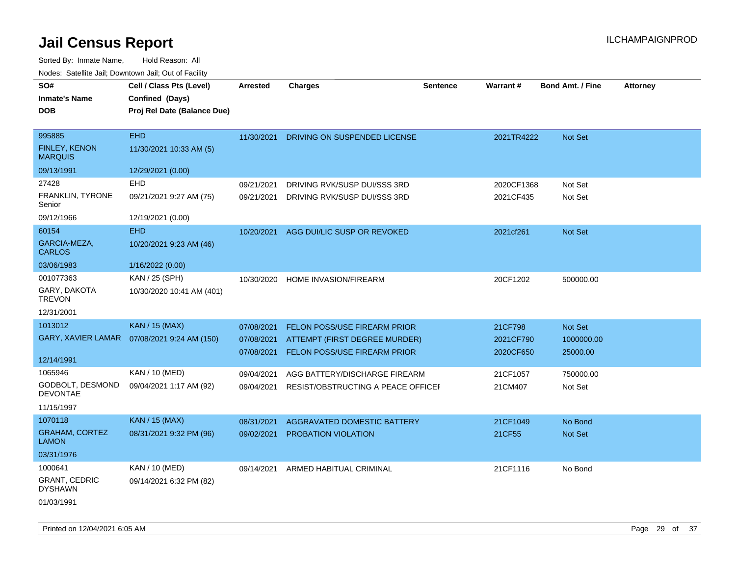# Jail Census Report

Sorted By: Inmate Name, Hold Reason: All

Nodes: Satellite Jail; Downtown Jail; Out of Facility

| SO# / Inmate's Name / DOB | Cell / Class Pts (Level) / Confined (Days) / Proj Rel Date (Balance Due) | Arrested | Charges | Sentence | Warrant # | Bond Amt. / Fine | Attorney |
|---|---|---|---|---|---|---|---|
| 995885<br>FINLEY, KENON MARQUIS<br>09/13/1991 | EHD<br>11/30/2021 10:33 AM (5)<br>12/29/2021 (0.00) | 11/30/2021 | DRIVING ON SUSPENDED LICENSE | | 2021TR4222 | Not Set | |
| 27428<br>FRANKLIN, TYRONE Senior<br>09/12/1966 | EHD<br>09/21/2021 9:27 AM (75)<br>12/19/2021 (0.00) | 09/21/2021<br>09/21/2021 | DRIVING RVK/SUSP DUI/SSS 3RD<br>DRIVING RVK/SUSP DUI/SSS 3RD | | 2020CF1368<br>2021CF435 | Not Set<br>Not Set | |
| 60154<br>GARCIA-MEZA, CARLOS<br>03/06/1983 | EHD<br>10/20/2021 9:23 AM (46)<br>1/16/2022 (0.00) | 10/20/2021 | AGG DUI/LIC SUSP OR REVOKED | | 2021cf261 | Not Set | |
| 001077363<br>GARY, DAKOTA TREVON<br>12/31/2001 | KAN / 25 (SPH)<br>10/30/2020 10:41 AM (401) | 10/30/2020 | HOME INVASION/FIREARM | | 20CF1202 | 500000.00 | |
| 1013012<br>GARY, XAVIER LAMAR<br>12/14/1991 | KAN / 15 (MAX)<br>07/08/2021 9:24 AM (150) | 07/08/2021<br>07/08/2021<br>07/08/2021 | FELON POSS/USE FIREARM PRIOR<br>ATTEMPT (FIRST DEGREE MURDER)<br>FELON POSS/USE FIREARM PRIOR | | 21CF798<br>2021CF790<br>2020CF650 | Not Set<br>1000000.00<br>25000.00 | |
| 1065946<br>GODBOLT, DESMOND DEVONTAE<br>11/15/1997 | KAN / 10 (MED)<br>09/04/2021 1:17 AM (92) | 09/04/2021<br>09/04/2021 | AGG BATTERY/DISCHARGE FIREARM<br>RESIST/OBSTRUCTING A PEACE OFFICEI | | 21CF1057<br>21CM407 | 750000.00<br>Not Set | |
| 1070118<br>GRAHAM, CORTEZ LAMON<br>03/31/1976 | KAN / 15 (MAX)<br>08/31/2021 9:32 PM (96) | 08/31/2021<br>09/02/2021 | AGGRAVATED DOMESTIC BATTERY<br>PROBATION VIOLATION | | 21CF1049<br>21CF55 | No Bond<br>Not Set | |
| 1000641<br>GRANT, CEDRIC DYSHAWN<br>01/03/1991 | KAN / 10 (MED)<br>09/14/2021 6:32 PM (82) | 09/14/2021 | ARMED HABITUAL CRIMINAL | | 21CF1116 | No Bond | |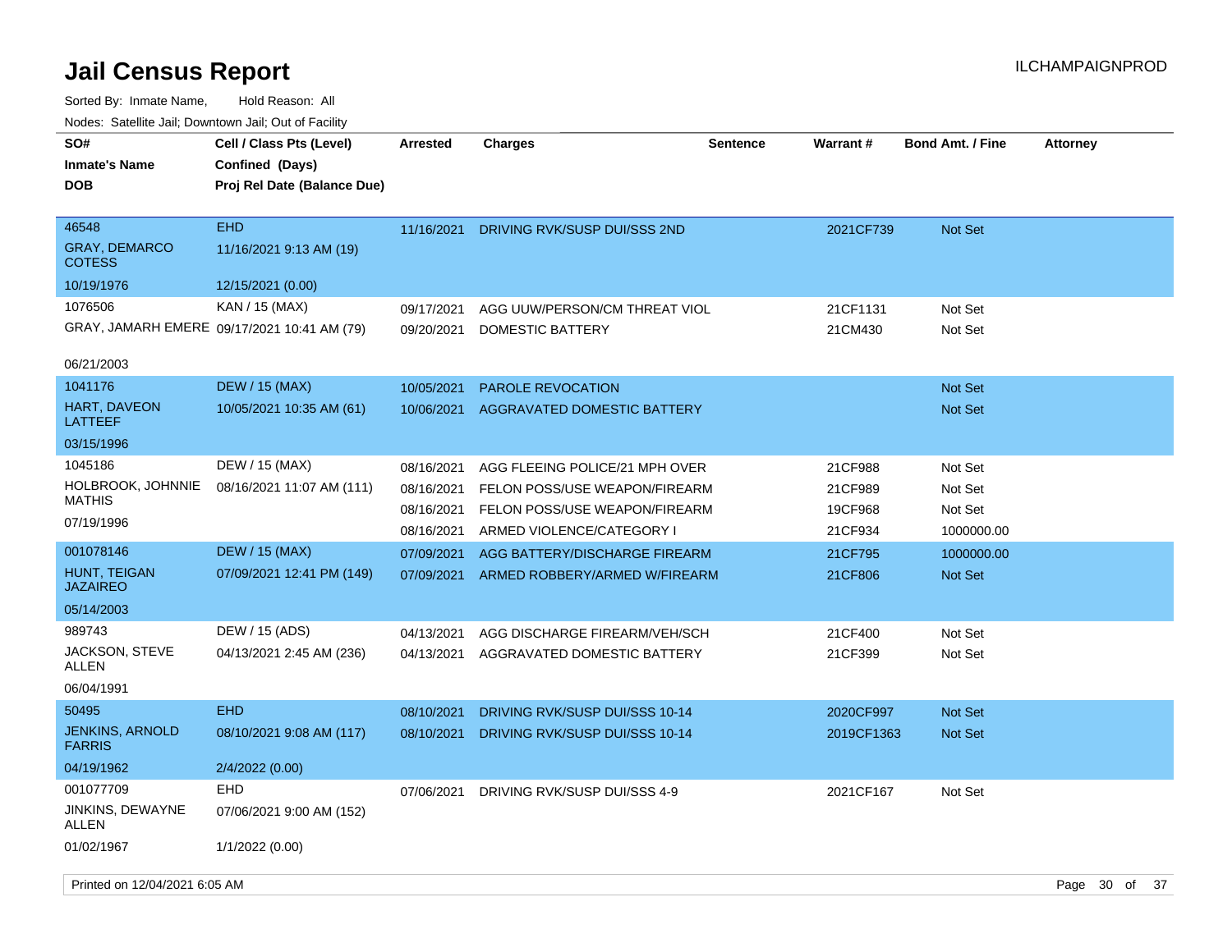# Jail Census Report

ILCHAMPAIGNPROD

Sorted By: Inmate Name, Hold Reason: All

Nodes: Satellite Jail; Downtown Jail; Out of Facility

| SO# / Inmate's Name / DOB | Cell / Class Pts (Level) / Confined (Days) / Proj Rel Date (Balance Due) | Arrested | Charges | Sentence | Warrant # | Bond Amt. / Fine | Attorney |
|---|---|---|---|---|---|---|---|
| 46548 | EHD | 11/16/2021 | DRIVING RVK/SUSP DUI/SSS 2ND | | 2021CF739 | Not Set | |
| GRAY, DEMARCO COTESS | 11/16/2021 9:13 AM (19) | | | | | | |
| 10/19/1976 | 12/15/2021 (0.00) | | | | | | |
| 1076506 | KAN / 15 (MAX) | 09/17/2021 | AGG UUW/PERSON/CM THREAT VIOL | | 21CF1131 | Not Set | |
| GRAY, JAMARH EMERE | 09/17/2021 10:41 AM (79) | 09/20/2021 | DOMESTIC BATTERY | | 21CM430 | Not Set | |
| 06/21/2003 | | | | | | | |
| 1041176 | DEW / 15 (MAX) | 10/05/2021 | PAROLE REVOCATION | | | Not Set | |
| HART, DAVEON LATTEEF | 10/05/2021 10:35 AM (61) | 10/06/2021 | AGGRAVATED DOMESTIC BATTERY | | | Not Set | |
| 03/15/1996 | | | | | | | |
| 1045186 | DEW / 15 (MAX) | 08/16/2021 | AGG FLEEING POLICE/21 MPH OVER | | 21CF988 | Not Set | |
| HOLBROOK, JOHNNIE MATHIS | 08/16/2021 11:07 AM (111) | 08/16/2021 | FELON POSS/USE WEAPON/FIREARM | | 21CF989 | Not Set | |
| 07/19/1996 | | 08/16/2021 | FELON POSS/USE WEAPON/FIREARM | | 19CF968 | Not Set | |
| | | 08/16/2021 | ARMED VIOLENCE/CATEGORY I | | 21CF934 | 1000000.00 | |
| 001078146 | DEW / 15 (MAX) | 07/09/2021 | AGG BATTERY/DISCHARGE FIREARM | | 21CF795 | 1000000.00 | |
| HUNT, TEIGAN JAZAIREO | 07/09/2021 12:41 PM (149) | 07/09/2021 | ARMED ROBBERY/ARMED W/FIREARM | | 21CF806 | Not Set | |
| 05/14/2003 | | | | | | | |
| 989743 | DEW / 15 (ADS) | 04/13/2021 | AGG DISCHARGE FIREARM/VEH/SCH | | 21CF400 | Not Set | |
| JACKSON, STEVE ALLEN | 04/13/2021 2:45 AM (236) | 04/13/2021 | AGGRAVATED DOMESTIC BATTERY | | 21CF399 | Not Set | |
| 06/04/1991 | | | | | | | |
| 50495 | EHD | 08/10/2021 | DRIVING RVK/SUSP DUI/SSS 10-14 | | 2020CF997 | Not Set | |
| JENKINS, ARNOLD FARRIS | 08/10/2021 9:08 AM (117) | 08/10/2021 | DRIVING RVK/SUSP DUI/SSS 10-14 | | 2019CF1363 | Not Set | |
| 04/19/1962 | 2/4/2022 (0.00) | | | | | | |
| 001077709 | EHD | 07/06/2021 | DRIVING RVK/SUSP DUI/SSS 4-9 | | 2021CF167 | Not Set | |
| JINKINS, DEWAYNE ALLEN | 07/06/2021 9:00 AM (152) | | | | | | |
| 01/02/1967 | 1/1/2022 (0.00) | | | | | | |

Printed on 12/04/2021 6:05 AM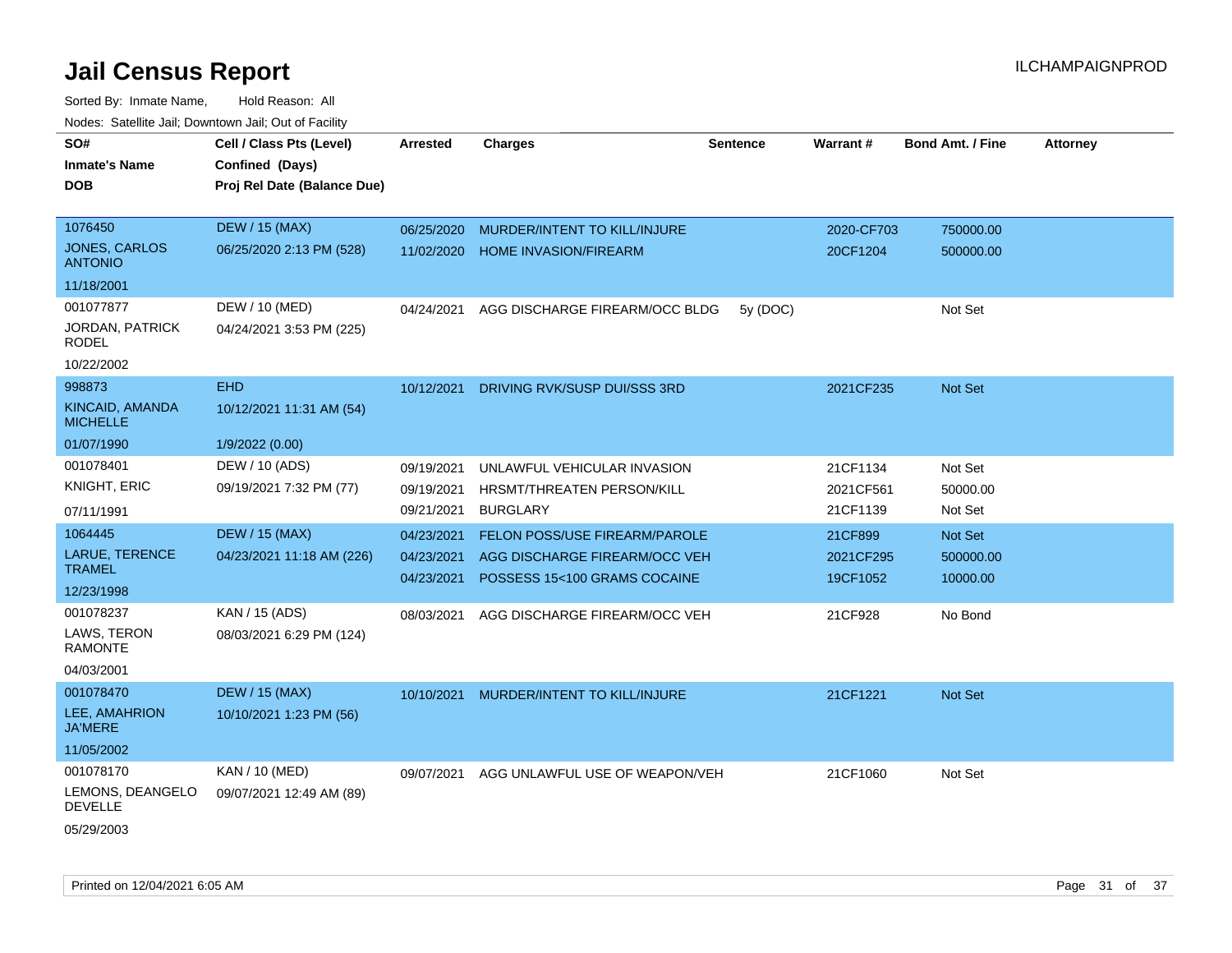# Jail Census Report

ILCHAMPAIGNPROD

Sorted By: Inmate Name, Hold Reason: All

Nodes: Satellite Jail; Downtown Jail; Out of Facility

| SO# / Inmate's Name / DOB | Cell / Class Pts (Level) / Confined (Days) / Proj Rel Date (Balance Due) | Arrested | Charges | Sentence | Warrant # | Bond Amt. / Fine | Attorney |
|---|---|---|---|---|---|---|---|
| 1076450<br>JONES, CARLOS ANTONIO<br>11/18/2001 | DEW / 15 (MAX)<br>06/25/2020 2:13 PM (528) | 06/25/2020<br>11/02/2020 | MURDER/INTENT TO KILL/INJURE<br>HOME INVASION/FIREARM | | 2020-CF703<br>20CF1204 | 750000.00<br>500000.00 | |
| 001077877<br>JORDAN, PATRICK RODEL<br>10/22/2002 | DEW / 10 (MED)<br>04/24/2021 3:53 PM (225) | 04/24/2021 | AGG DISCHARGE FIREARM/OCC BLDG | 5y (DOC) | | Not Set | |
| 998873<br>KINCAID, AMANDA MICHELLE<br>01/07/1990 | EHD<br>10/12/2021 11:31 AM (54)<br>1/9/2022 (0.00) | 10/12/2021 | DRIVING RVK/SUSP DUI/SSS 3RD | | 2021CF235 | Not Set | |
| 001078401<br>KNIGHT, ERIC<br>07/11/1991 | DEW / 10 (ADS)<br>09/19/2021 7:32 PM (77) | 09/19/2021<br>09/19/2021<br>09/21/2021 | UNLAWFUL VEHICULAR INVASION<br>HRSMT/THREATEN PERSON/KILL<br>BURGLARY | | 21CF1134<br>2021CF561<br>21CF1139 | Not Set<br>50000.00<br>Not Set | |
| 1064445<br>LARUE, TERENCE TRAMEL<br>12/23/1998 | DEW / 15 (MAX)<br>04/23/2021 11:18 AM (226) | 04/23/2021<br>04/23/2021<br>04/23/2021 | FELON POSS/USE FIREARM/PAROLE<br>AGG DISCHARGE FIREARM/OCC VEH<br>POSSESS 15<100 GRAMS COCAINE | | 21CF899<br>2021CF295<br>19CF1052 | Not Set<br>500000.00<br>10000.00 | |
| 001078237<br>LAWS, TERON RAMONTE<br>04/03/2001 | KAN / 15 (ADS)<br>08/03/2021 6:29 PM (124) | 08/03/2021 | AGG DISCHARGE FIREARM/OCC VEH | | 21CF928 | No Bond | |
| 001078470<br>LEE, AMAHRION JA'MERE<br>11/05/2002 | DEW / 15 (MAX)<br>10/10/2021 1:23 PM (56) | 10/10/2021 | MURDER/INTENT TO KILL/INJURE | | 21CF1221 | Not Set | |
| 001078170<br>LEMONS, DEANGELO DEVELLE<br>05/29/2003 | KAN / 10 (MED)<br>09/07/2021 12:49 AM (89) | 09/07/2021 | AGG UNLAWFUL USE OF WEAPON/VEH | | 21CF1060 | Not Set | |

Printed on 12/04/2021 6:05 AM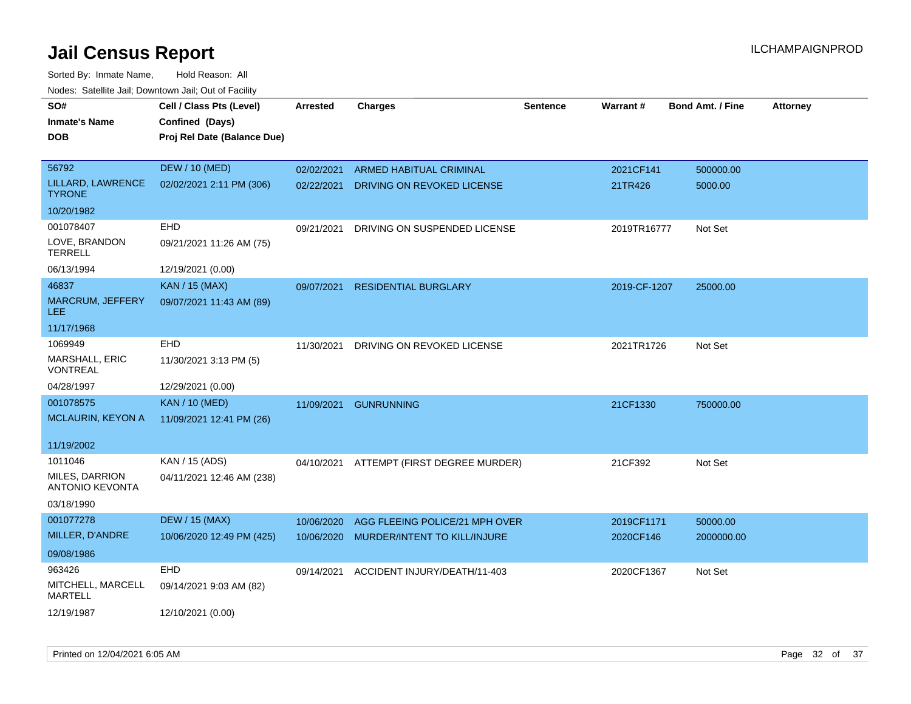# Jail Census Report

Sorted By: Inmate Name, Hold Reason: All

Nodes: Satellite Jail; Downtown Jail; Out of Facility

| SO# / Inmate's Name / DOB | Cell / Class Pts (Level) / Confined (Days) / Proj Rel Date (Balance Due) | Arrested | Charges | Sentence | Warrant # | Bond Amt. / Fine | Attorney |
|---|---|---|---|---|---|---|---|
| 56792 / LILLARD, LAWRENCE TYRONE / 10/20/1982 | DEW / 10 (MED) / 02/02/2021 2:11 PM (306) | 02/02/2021 | ARMED HABITUAL CRIMINAL | | 2021CF141 | 500000.00 | |
| | | 02/22/2021 | DRIVING ON REVOKED LICENSE | | 21TR426 | 5000.00 | |
| 001078407 / LOVE, BRANDON TERRELL / 06/13/1994 | EHD / 09/21/2021 11:26 AM (75) / 12/19/2021 (0.00) | 09/21/2021 | DRIVING ON SUSPENDED LICENSE | | 2019TR16777 | Not Set | |
| 46837 / MARCRUM, JEFFERY LEE / 11/17/1968 | KAN / 15 (MAX) / 09/07/2021 11:43 AM (89) | 09/07/2021 | RESIDENTIAL BURGLARY | | 2019-CF-1207 | 25000.00 | |
| 1069949 / MARSHALL, ERIC VONTREAL / 04/28/1997 | EHD / 11/30/2021 3:13 PM (5) / 12/29/2021 (0.00) | 11/30/2021 | DRIVING ON REVOKED LICENSE | | 2021TR1726 | Not Set | |
| 001078575 / MCLAURIN, KEYON A / 11/19/2002 | KAN / 10 (MED) / 11/09/2021 12:41 PM (26) | 11/09/2021 | GUNRUNNING | | 21CF1330 | 750000.00 | |
| 1011046 / MILES, DARRION ANTONIO KEVONTA / 03/18/1990 | KAN / 15 (ADS) / 04/11/2021 12:46 AM (238) | 04/10/2021 | ATTEMPT (FIRST DEGREE MURDER) | | 21CF392 | Not Set | |
| 001077278 / MILLER, D'ANDRE / 09/08/1986 | DEW / 15 (MAX) / 10/06/2020 12:49 PM (425) | 10/06/2020 | AGG FLEEING POLICE/21 MPH OVER | | 2019CF1171 | 50000.00 | |
| | | 10/06/2020 | MURDER/INTENT TO KILL/INJURE | | 2020CF146 | 2000000.00 | |
| 963426 / MITCHELL, MARCELL MARTELL / 12/19/1987 | EHD / 09/14/2021 9:03 AM (82) / 12/10/2021 (0.00) | 09/14/2021 | ACCIDENT INJURY/DEATH/11-403 | | 2020CF1367 | Not Set | |

Printed on 12/04/2021 6:05 AM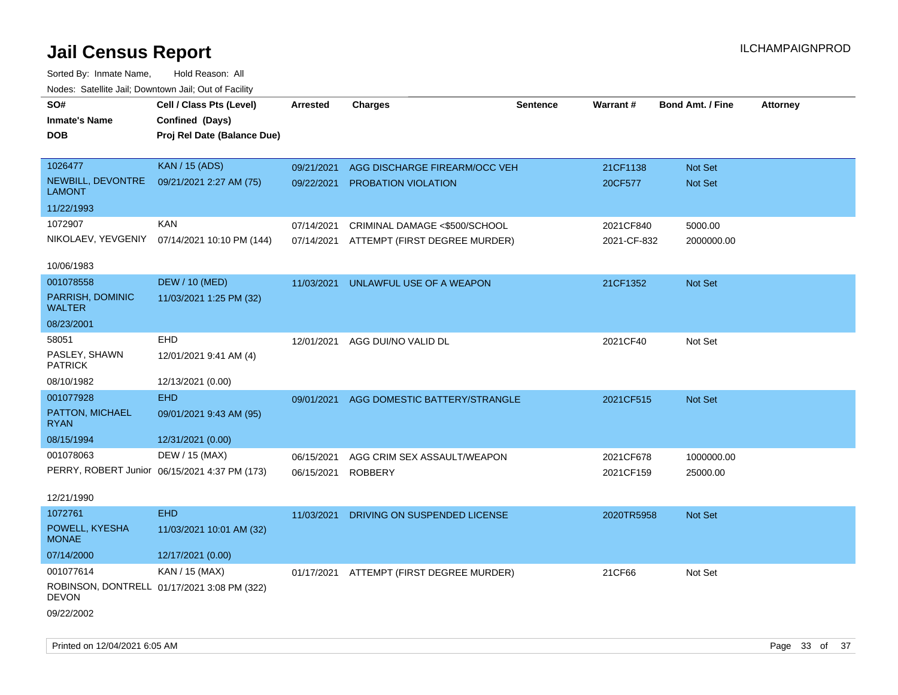# Jail Census Report

Sorted By: Inmate Name, Hold Reason: All

Nodes: Satellite Jail; Downtown Jail; Out of Facility

| SO# / Inmate's Name / DOB | Cell / Class Pts (Level) / Confined (Days) / Proj Rel Date (Balance Due) | Arrested | Charges | Sentence | Warrant # | Bond Amt. / Fine | Attorney |
|---|---|---|---|---|---|---|---|
| 1026477<br>NEWBILL, DEVONTRE LAMONT<br>11/22/1993 | KAN / 15 (ADS)<br>09/21/2021 2:27 AM (75) | 09/21/2021<br>09/22/2021 | AGG DISCHARGE FIREARM/OCC VEH<br>PROBATION VIOLATION | | 21CF1138<br>20CF577 | Not Set<br>Not Set | |
| 1072907<br>NIKOLAEV, YEVGENIY<br>10/06/1983 | KAN<br>07/14/2021 10:10 PM (144) | 07/14/2021<br>07/14/2021 | CRIMINAL DAMAGE <$500/SCHOOL<br>ATTEMPT (FIRST DEGREE MURDER) | | 2021CF840<br>2021-CF-832 | 5000.00<br>2000000.00 | |
| 001078558<br>PARRISH, DOMINIC WALTER<br>08/23/2001 | DEW / 10 (MED)<br>11/03/2021 1:25 PM (32) | 11/03/2021 | UNLAWFUL USE OF A WEAPON | | 21CF1352 | Not Set | |
| 58051<br>PASLEY, SHAWN PATRICK<br>08/10/1982 | EHD<br>12/01/2021 9:41 AM (4)<br>12/13/2021 (0.00) | 12/01/2021 | AGG DUI/NO VALID DL | | 2021CF40 | Not Set | |
| 001077928<br>PATTON, MICHAEL RYAN<br>08/15/1994 | EHD<br>09/01/2021 9:43 AM (95)<br>12/31/2021 (0.00) | 09/01/2021 | AGG DOMESTIC BATTERY/STRANGLE | | 2021CF515 | Not Set | |
| 001078063<br>PERRY, ROBERT Junior<br>12/21/1990 | DEW / 15 (MAX)<br>06/15/2021 4:37 PM (173) | 06/15/2021<br>06/15/2021 | AGG CRIM SEX ASSAULT/WEAPON<br>ROBBERY | | 2021CF678<br>2021CF159 | 1000000.00<br>25000.00 | |
| 1072761<br>POWELL, KYESHA MONAE<br>07/14/2000 | EHD<br>11/03/2021 10:01 AM (32)<br>12/17/2021 (0.00) | 11/03/2021 | DRIVING ON SUSPENDED LICENSE | | 2020TR5958 | Not Set | |
| 001077614<br>ROBINSON, DONTRELL DEVON<br>09/22/2002 | KAN / 15 (MAX)<br>01/17/2021 3:08 PM (322) | 01/17/2021 | ATTEMPT (FIRST DEGREE MURDER) | | 21CF66 | Not Set | |

Printed on 12/04/2021 6:05 AM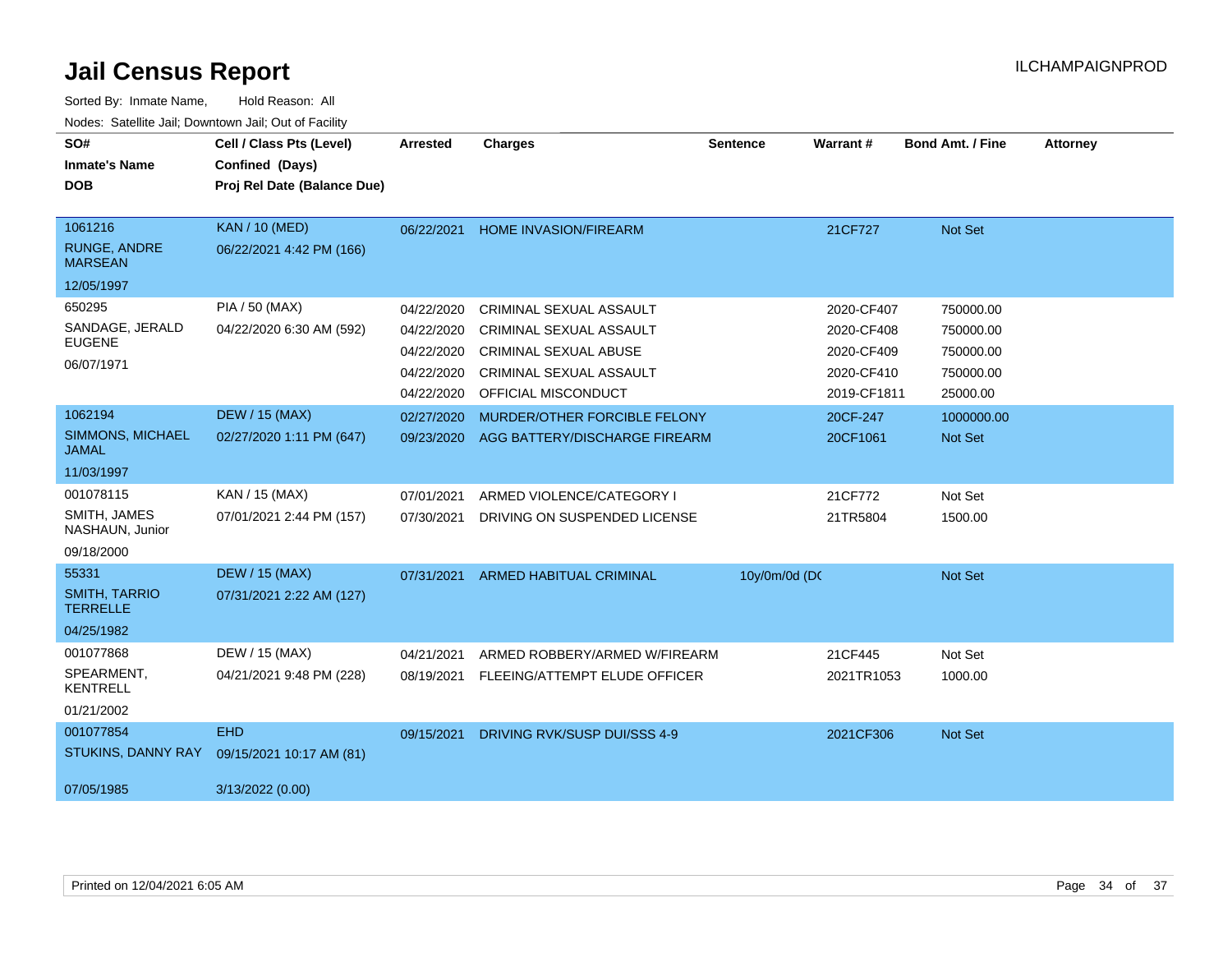# Jail Census Report

ILCHAMPAIGNPROD

Sorted By: Inmate Name, Hold Reason: All

Nodes: Satellite Jail; Downtown Jail; Out of Facility

| SO# / Inmate's Name / DOB | Cell / Class Pts (Level) / Confined (Days) / Proj Rel Date (Balance Due) | Arrested | Charges | Sentence | Warrant # | Bond Amt. / Fine | Attorney |
|---|---|---|---|---|---|---|---|
| 1061216 RUNGE, ANDRE MARSEAN 12/05/1997 | KAN / 10 (MED) 06/22/2021 4:42 PM (166) | 06/22/2021 | HOME INVASION/FIREARM | | 21CF727 | Not Set | |
| 650295 SANDAGE, JERALD EUGENE 06/07/1971 | PIA / 50 (MAX) 04/22/2020 6:30 AM (592) | 04/22/2020 | CRIMINAL SEXUAL ASSAULT | | 2020-CF407 | 750000.00 | |
| | | 04/22/2020 | CRIMINAL SEXUAL ASSAULT | | 2020-CF408 | 750000.00 | |
| | | 04/22/2020 | CRIMINAL SEXUAL ABUSE | | 2020-CF409 | 750000.00 | |
| | | 04/22/2020 | CRIMINAL SEXUAL ASSAULT | | 2020-CF410 | 750000.00 | |
| | | 04/22/2020 | OFFICIAL MISCONDUCT | | 2019-CF1811 | 25000.00 | |
| 1062194 SIMMONS, MICHAEL JAMAL 11/03/1997 | DEW / 15 (MAX) 02/27/2020 1:11 PM (647) | 02/27/2020 | MURDER/OTHER FORCIBLE FELONY | | 20CF-247 | 1000000.00 | |
| | | 09/23/2020 | AGG BATTERY/DISCHARGE FIREARM | | 20CF1061 | Not Set | |
| 001078115 SMITH, JAMES NASHAUN, Junior 09/18/2000 | KAN / 15 (MAX) 07/01/2021 2:44 PM (157) | 07/01/2021 | ARMED VIOLENCE/CATEGORY I | | 21CF772 | Not Set | |
| | | 07/30/2021 | DRIVING ON SUSPENDED LICENSE | | 21TR5804 | 1500.00 | |
| 55331 SMITH, TARRIO TERRELLE 04/25/1982 | DEW / 15 (MAX) 07/31/2021 2:22 AM (127) | 07/31/2021 | ARMED HABITUAL CRIMINAL | 10y/0m/0d (DC | | Not Set | |
| 001077868 SPEARMENT, KENTRELL 01/21/2002 | DEW / 15 (MAX) 04/21/2021 9:48 PM (228) | 04/21/2021 | ARMED ROBBERY/ARMED W/FIREARM | | 21CF445 | Not Set | |
| | | 08/19/2021 | FLEEING/ATTEMPT ELUDE OFFICER | | 2021TR1053 | 1000.00 | |
| 001077854 STUKINS, DANNY RAY 07/05/1985 | EHD 09/15/2021 10:17 AM (81) 3/13/2022 (0.00) | 09/15/2021 | DRIVING RVK/SUSP DUI/SSS 4-9 | | 2021CF306 | Not Set | |

Printed on 12/04/2021 6:05 AM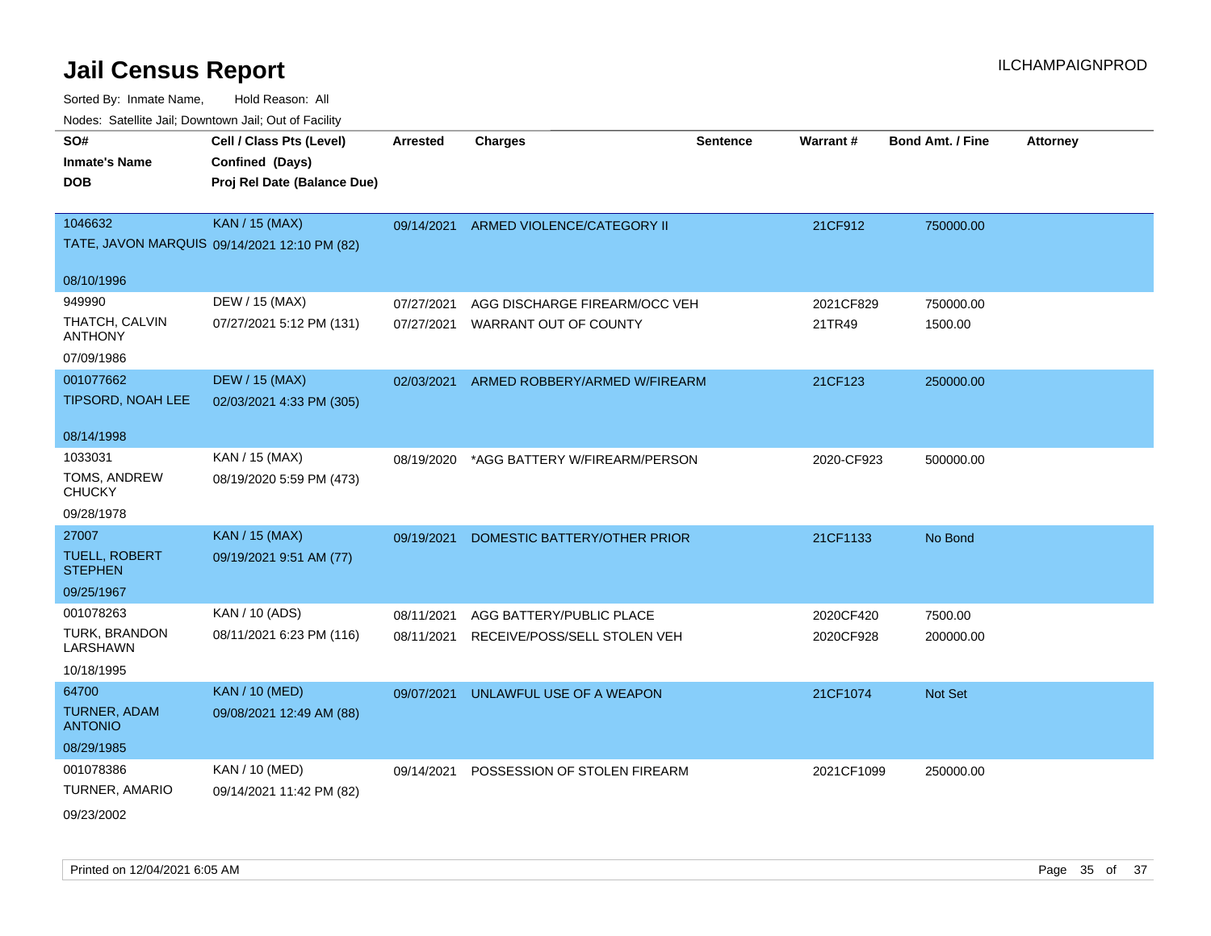# Jail Census Report

ILCHAMPAIGNPROD

Sorted By: Inmate Name, Hold Reason: All

Nodes: Satellite Jail; Downtown Jail; Out of Facility

| SO# / Inmate's Name / DOB | Cell / Class Pts (Level) / Confined (Days) / Proj Rel Date (Balance Due) | Arrested | Charges | Sentence | Warrant # | Bond Amt. / Fine | Attorney |
|---|---|---|---|---|---|---|---|
| 1046632<br>TATE, JAVON MARQUIS<br>08/10/1996 | KAN / 15 (MAX)<br>09/14/2021 12:10 PM (82) | 09/14/2021 | ARMED VIOLENCE/CATEGORY II | | 21CF912 | 750000.00 | |
| 949990<br>THATCH, CALVIN ANTHONY<br>07/09/1986 | DEW / 15 (MAX)<br>07/27/2021 5:12 PM (131) | 07/27/2021<br>07/27/2021 | AGG DISCHARGE FIREARM/OCC VEH<br>WARRANT OUT OF COUNTY | | 2021CF829<br>21TR49 | 750000.00<br>1500.00 | |
| 001077662<br>TIPSORD, NOAH LEE<br>08/14/1998 | DEW / 15 (MAX)<br>02/03/2021 4:33 PM (305) | 02/03/2021 | ARMED ROBBERY/ARMED W/FIREARM | | 21CF123 | 250000.00 | |
| 1033031<br>TOMS, ANDREW CHUCKY<br>09/28/1978 | KAN / 15 (MAX)<br>08/19/2020 5:59 PM (473) | 08/19/2020 | *AGG BATTERY W/FIREARM/PERSON | | 2020-CF923 | 500000.00 | |
| 27007<br>TUELL, ROBERT STEPHEN<br>09/25/1967 | KAN / 15 (MAX)<br>09/19/2021 9:51 AM (77) | 09/19/2021 | DOMESTIC BATTERY/OTHER PRIOR | | 21CF1133 | No Bond | |
| 001078263<br>TURK, BRANDON LARSHAWN<br>10/18/1995 | KAN / 10 (ADS)<br>08/11/2021 6:23 PM (116) | 08/11/2021<br>08/11/2021 | AGG BATTERY/PUBLIC PLACE<br>RECEIVE/POSS/SELL STOLEN VEH | | 2020CF420<br>2020CF928 | 7500.00<br>200000.00 | |
| 64700<br>TURNER, ADAM ANTONIO<br>08/29/1985 | KAN / 10 (MED)<br>09/08/2021 12:49 AM (88) | 09/07/2021 | UNLAWFUL USE OF A WEAPON | | 21CF1074 | Not Set | |
| 001078386<br>TURNER, AMARIO<br>09/23/2002 | KAN / 10 (MED)<br>09/14/2021 11:42 PM (82) | 09/14/2021 | POSSESSION OF STOLEN FIREARM | | 2021CF1099 | 250000.00 | |

Printed on 12/04/2021 6:05 AM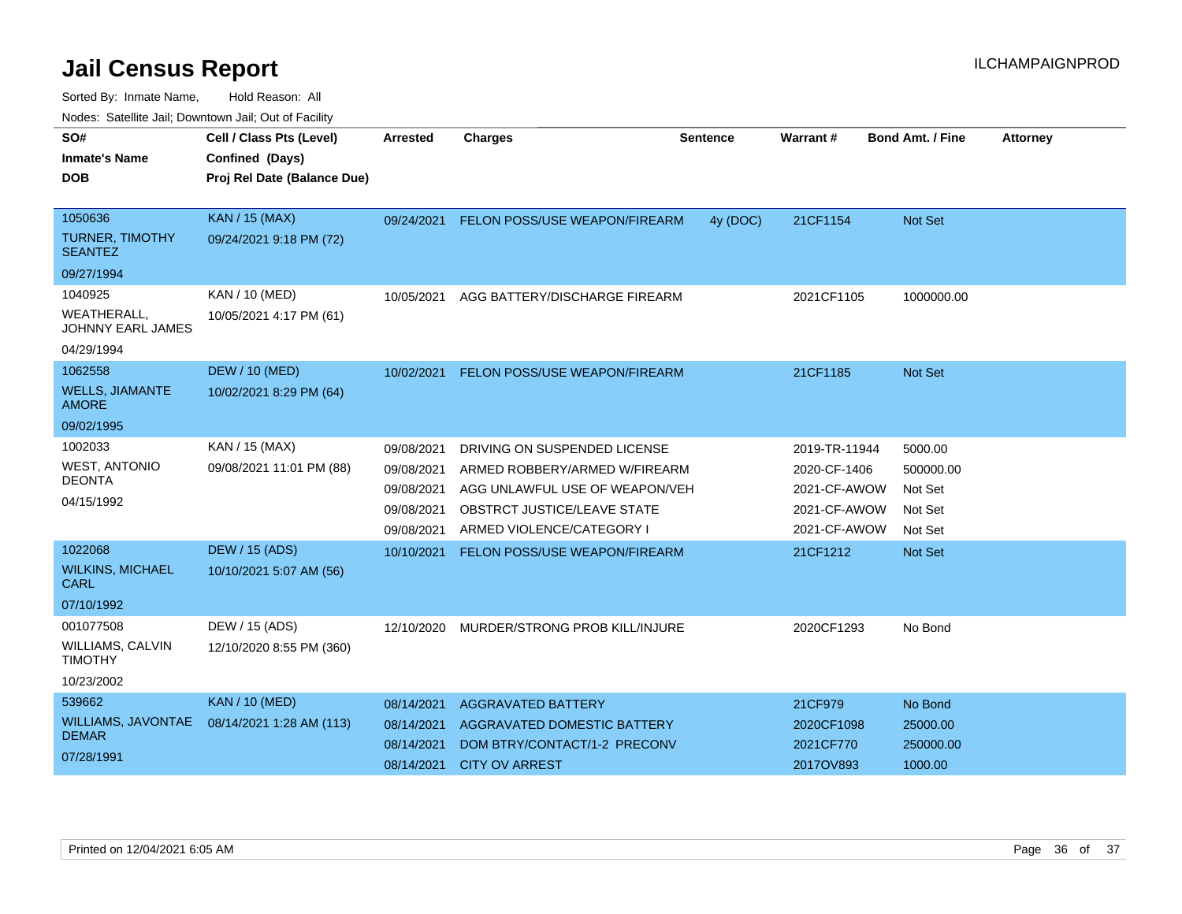# Jail Census Report

ILCHAMPAIGNPROD

Sorted By: Inmate Name, Hold Reason: All

Nodes: Satellite Jail; Downtown Jail; Out of Facility

| SO# / Inmate's Name / DOB | Cell / Class Pts (Level) / Confined (Days) / Proj Rel Date (Balance Due) | Arrested | Charges | Sentence | Warrant # | Bond Amt. / Fine | Attorney |
|---|---|---|---|---|---|---|---|
| 1050636 TURNER, TIMOTHY SEANTEZ 09/27/1994 | KAN / 15 (MAX) 09/24/2021 9:18 PM (72) | 09/24/2021 | FELON POSS/USE WEAPON/FIREARM | 4y (DOC) | 21CF1154 | Not Set | |
| 1040925 WEATHERALL, JOHNNY EARL JAMES 04/29/1994 | KAN / 10 (MED) 10/05/2021 4:17 PM (61) | 10/05/2021 | AGG BATTERY/DISCHARGE FIREARM | | 2021CF1105 | 1000000.00 | |
| 1062558 WELLS, JIAMANTE AMORE 09/02/1995 | DEW / 10 (MED) 10/02/2021 8:29 PM (64) | 10/02/2021 | FELON POSS/USE WEAPON/FIREARM | | 21CF1185 | Not Set | |
| 1002033 WEST, ANTONIO DEONTA 04/15/1992 | KAN / 15 (MAX) 09/08/2021 11:01 PM (88) | 09/08/2021 | DRIVING ON SUSPENDED LICENSE | | 2019-TR-11944 | 5000.00 | |
| | | 09/08/2021 | ARMED ROBBERY/ARMED W/FIREARM | | 2020-CF-1406 | 500000.00 | |
| | | 09/08/2021 | AGG UNLAWFUL USE OF WEAPON/VEH | | 2021-CF-AWOW | Not Set | |
| | | 09/08/2021 | OBSTRCT JUSTICE/LEAVE STATE | | 2021-CF-AWOW | Not Set | |
| | | 09/08/2021 | ARMED VIOLENCE/CATEGORY I | | 2021-CF-AWOW | Not Set | |
| 1022068 WILKINS, MICHAEL CARL 07/10/1992 | DEW / 15 (ADS) 10/10/2021 5:07 AM (56) | 10/10/2021 | FELON POSS/USE WEAPON/FIREARM | | 21CF1212 | Not Set | |
| 001077508 WILLIAMS, CALVIN TIMOTHY 10/23/2002 | DEW / 15 (ADS) 12/10/2020 8:55 PM (360) | 12/10/2020 | MURDER/STRONG PROB KILL/INJURE | | 2020CF1293 | No Bond | |
| 539662 WILLIAMS, JAVONTAE DEMAR 07/28/1991 | KAN / 10 (MED) 08/14/2021 1:28 AM (113) | 08/14/2021 | AGGRAVATED BATTERY | | 21CF979 | No Bond | |
| | | 08/14/2021 | AGGRAVATED DOMESTIC BATTERY | | 2020CF1098 | 25000.00 | |
| | | 08/14/2021 | DOM BTRY/CONTACT/1-2 PRECONV | | 2021CF770 | 250000.00 | |
| | | 08/14/2021 | CITY OV ARREST | | 2017OV893 | 1000.00 | |

Printed on 12/04/2021 6:05 AM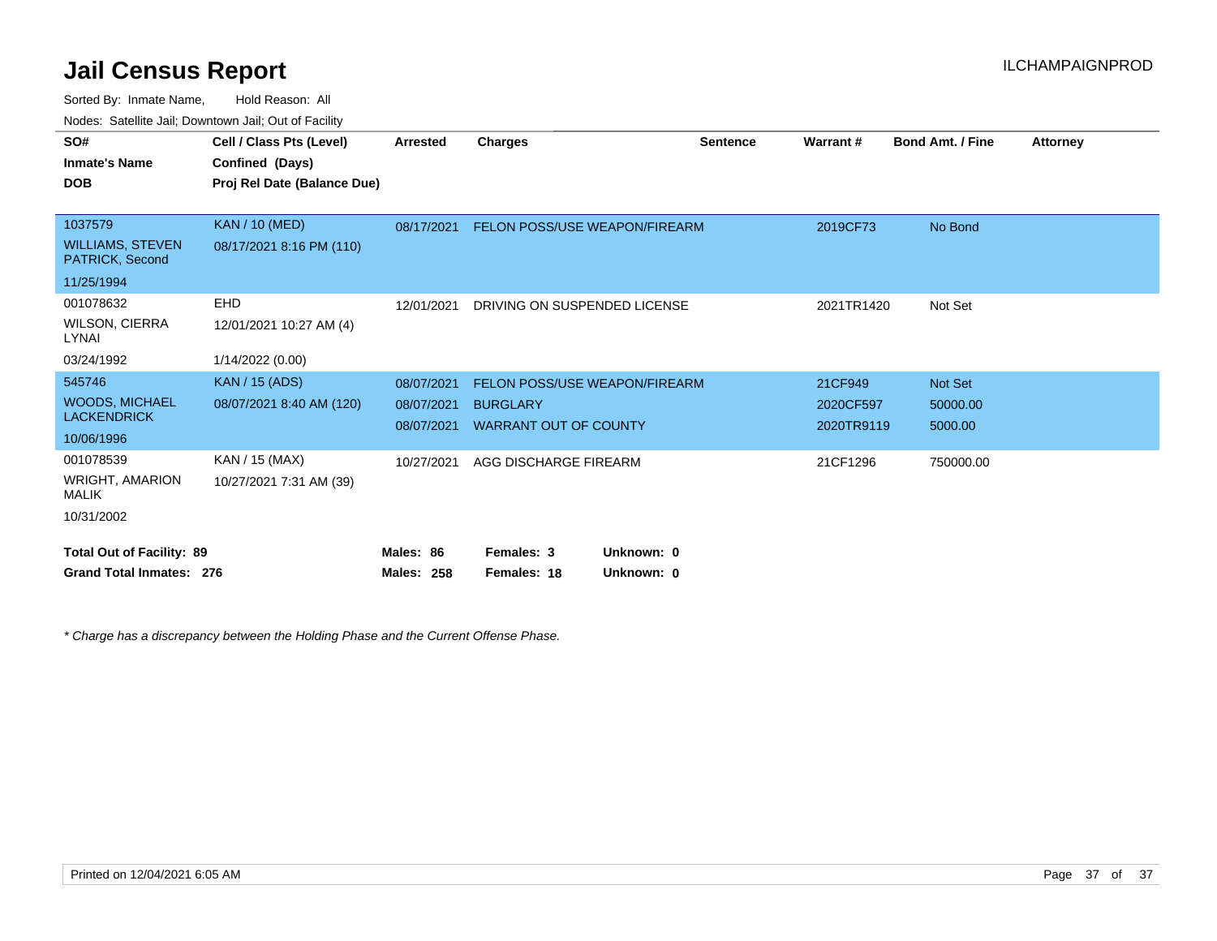# Jail Census Report

ILCHAMPAIGNPROD

Sorted By: Inmate Name, Hold Reason: All

Nodes: Satellite Jail; Downtown Jail; Out of Facility

| SO# / Inmate's Name / DOB | Cell / Class Pts (Level) / Confined (Days) / Proj Rel Date (Balance Due) | Arrested | Charges | Sentence | Warrant # | Bond Amt. / Fine | Attorney |
|---|---|---|---|---|---|---|---|
| 1037579<br>WILLIAMS, STEVEN PATRICK, Second<br>11/25/1994 | KAN / 10 (MED)<br>08/17/2021 8:16 PM (110) | 08/17/2021 | FELON POSS/USE WEAPON/FIREARM | | 2019CF73 | No Bond | |
| 001078632<br>WILSON, CIERRA LYNAI<br>03/24/1992 | EHD<br>12/01/2021 10:27 AM (4)<br>1/14/2022 (0.00) | 12/01/2021 | DRIVING ON SUSPENDED LICENSE | | 2021TR1420 | Not Set | |
| 545746<br>WOODS, MICHAEL LACKENDRICK<br>10/06/1996 | KAN / 15 (ADS)<br>08/07/2021 8:40 AM (120) | 08/07/2021<br>08/07/2021<br>08/07/2021 | FELON POSS/USE WEAPON/FIREARM<br>BURGLARY<br>WARRANT OUT OF COUNTY | | 21CF949<br>2020CF597<br>2020TR9119 | Not Set<br>50000.00<br>5000.00 | |
| 001078539<br>WRIGHT, AMARION MALIK<br>10/31/2002 | KAN / 15 (MAX)<br>10/27/2021 7:31 AM (39) | 10/27/2021 | AGG DISCHARGE FIREARM | | 21CF1296 | 750000.00 | |

| | | | |
|---|---|---|---|
| **Total Out of Facility: 89** | **Males: 86** | **Females: 3** | **Unknown: 0** |
| **Grand Total Inmates: 276** | **Males: 258** | **Females: 18** | **Unknown: 0** |

*\* Charge has a discrepancy between the Holding Phase and the Current Offense Phase.*

Printed on 12/04/2021 6:05 AM